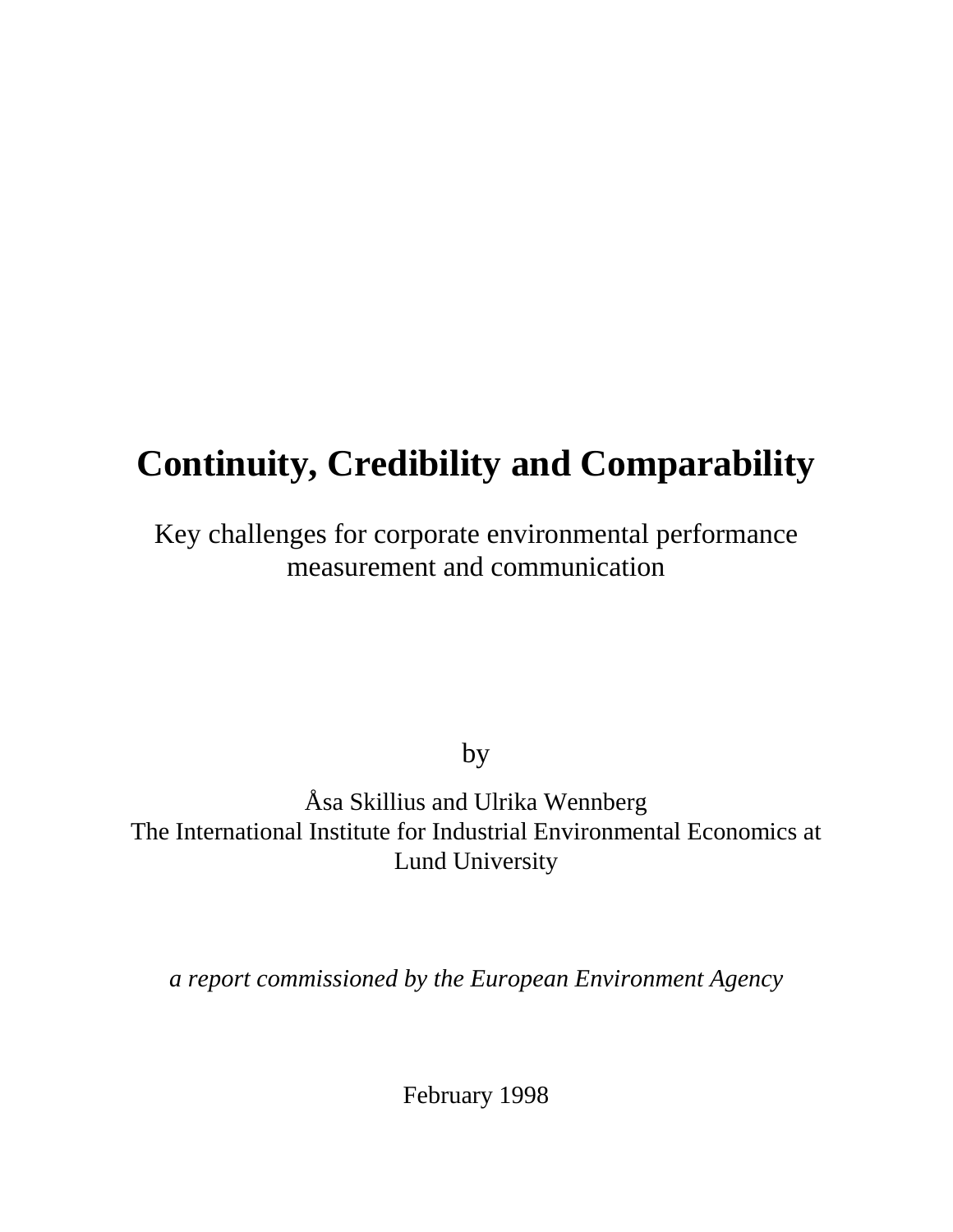# Continuity, Credibility and Comparability

Key challenges for corporate environmental performance measurement and communication

by

Åsa Skillius and Ulrika Wennberg
The International Institute for Industrial Environmental Economics at Lund University

*a report commissioned by the European Environment Agency*

February 1998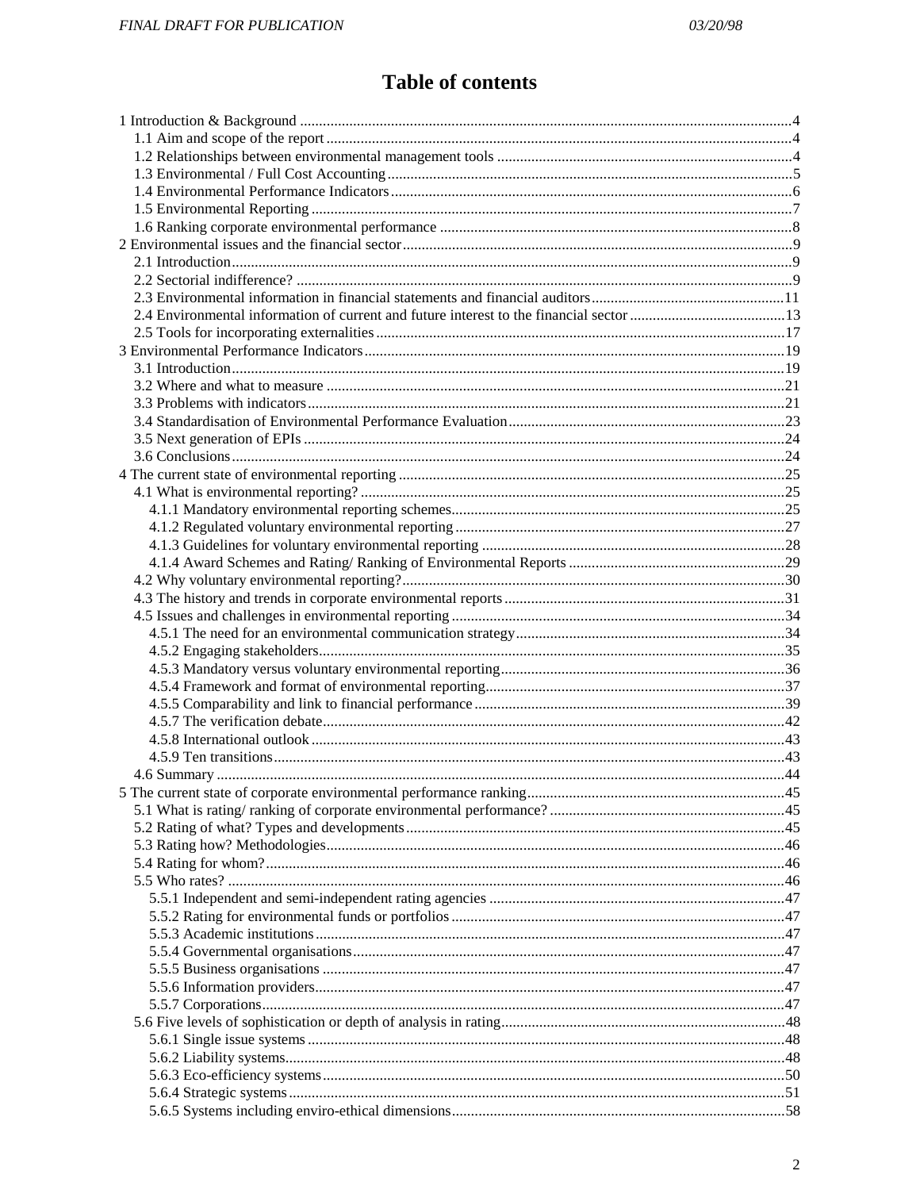# Table of contents

1 Introduction & Background ....................................................4
  1.1 Aim and scope of the report ....................................................4
  1.2 Relationships between environmental management tools ....................................................4
  1.3 Environmental / Full Cost Accounting ....................................................5
  1.4 Environmental Performance Indicators ....................................................6
  1.5 Environmental Reporting ....................................................7
  1.6 Ranking corporate environmental performance ....................................................8
2 Environmental issues and the financial sector ....................................................9
  2.1 Introduction ....................................................9
  2.2 Sectorial indifference? ....................................................9
  2.3 Environmental information in financial statements and financial auditors ....................................................11
  2.4 Environmental information of current and future interest to the financial sector ....................................................13
  2.5 Tools for incorporating externalities ....................................................17
3 Environmental Performance Indicators ....................................................19
  3.1 Introduction ....................................................19
  3.2 Where and what to measure ....................................................21
  3.3 Problems with indicators ....................................................21
  3.4 Standardisation of Environmental Performance Evaluation ....................................................23
  3.5 Next generation of EPIs ....................................................24
  3.6 Conclusions ....................................................24
4 The current state of environmental reporting ....................................................25
  4.1 What is environmental reporting? ....................................................25
    4.1.1 Mandatory environmental reporting schemes ....................................................25
    4.1.2 Regulated voluntary environmental reporting ....................................................27
    4.1.3 Guidelines for voluntary environmental reporting ....................................................28
    4.1.4 Award Schemes and Rating/ Ranking of Environmental Reports ....................................................29
  4.2 Why voluntary environmental reporting? ....................................................30
  4.3 The history and trends in corporate environmental reports ....................................................31
  4.5 Issues and challenges in environmental reporting ....................................................34
    4.5.1 The need for an environmental communication strategy ....................................................34
    4.5.2 Engaging stakeholders ....................................................35
    4.5.3 Mandatory versus voluntary environmental reporting ....................................................36
    4.5.4 Framework and format of environmental reporting ....................................................37
    4.5.5 Comparability and link to financial performance ....................................................39
    4.5.7 The verification debate ....................................................42
    4.5.8 International outlook ....................................................43
    4.5.9 Ten transitions ....................................................43
  4.6 Summary ....................................................44
5 The current state of corporate environmental performance ranking ....................................................45
  5.1 What is rating/ ranking of corporate environmental performance? ....................................................45
  5.2 Rating of what? Types and developments ....................................................45
  5.3 Rating how? Methodologies ....................................................46
  5.4 Rating for whom? ....................................................46
  5.5 Who rates? ....................................................46
    5.5.1 Independent and semi-independent rating agencies ....................................................47
    5.5.2 Rating for environmental funds or portfolios ....................................................47
    5.5.3 Academic institutions ....................................................47
    5.5.4 Governmental organisations ....................................................47
    5.5.5 Business organisations ....................................................47
    5.5.6 Information providers ....................................................47
    5.5.7 Corporations ....................................................47
  5.6 Five levels of sophistication or depth of analysis in rating ....................................................48
    5.6.1 Single issue systems ....................................................48
    5.6.2 Liability systems ....................................................48
    5.6.3 Eco-efficiency systems ....................................................50
    5.6.4 Strategic systems ....................................................51
    5.6.5 Systems including enviro-ethical dimensions ....................................................58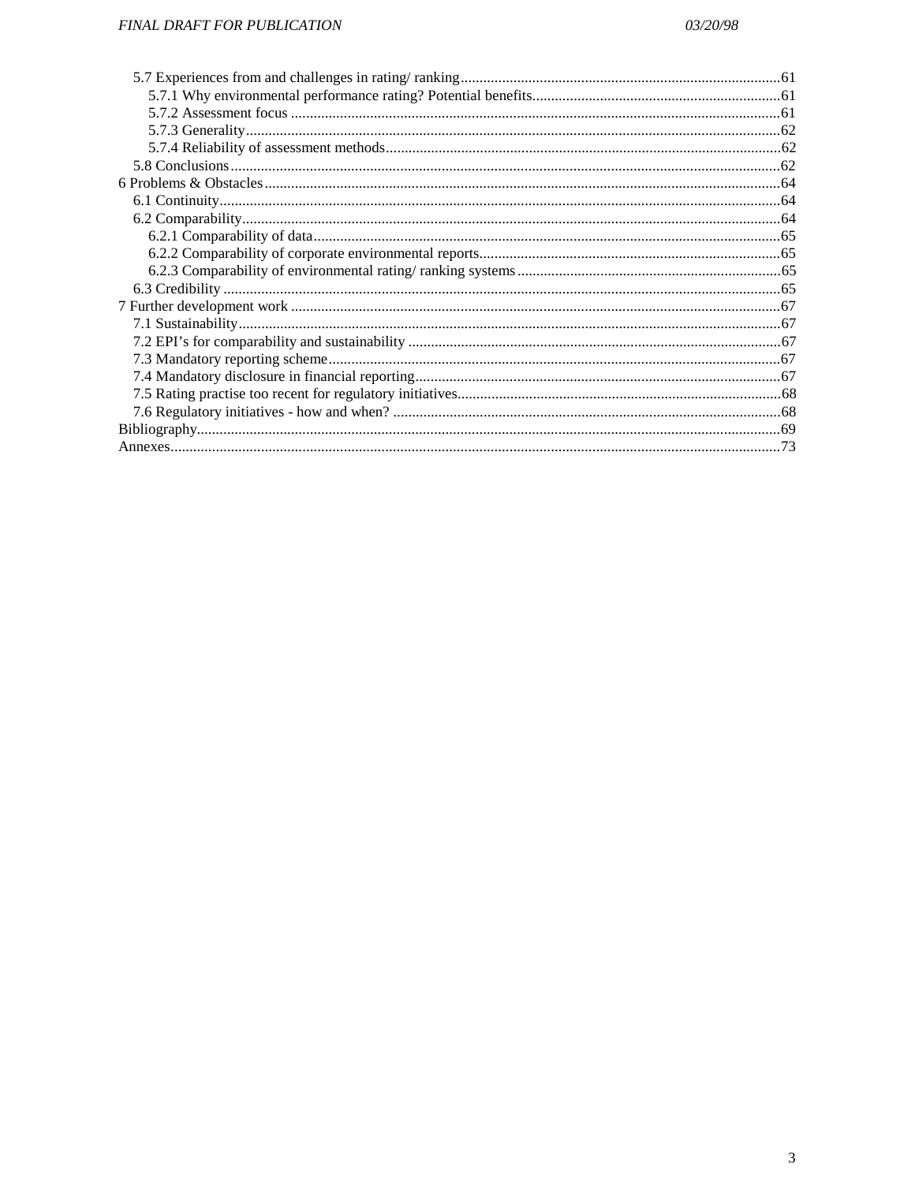5.7 Experiences from and challenges in rating/ ranking....61
- 5.7.1 Why environmental performance rating? Potential benefits....61
- 5.7.2 Assessment focus....61
- 5.7.3 Generality....62
- 5.7.4 Reliability of assessment methods....62

5.8 Conclusions....62

6 Problems & Obstacles....64
- 6.1 Continuity....64
- 6.2 Comparability....64
  - 6.2.1 Comparability of data....65
  - 6.2.2 Comparability of corporate environmental reports....65
  - 6.2.3 Comparability of environmental rating/ ranking systems....65
- 6.3 Credibility....65

7 Further development work....67
- 7.1 Sustainability....67
- 7.2 EPI's for comparability and sustainability....67
- 7.3 Mandatory reporting scheme....67
- 7.4 Mandatory disclosure in financial reporting....67
- 7.5 Rating practise too recent for regulatory initiatives....68
- 7.6 Regulatory initiatives - how and when?....68

Bibliography....69

Annexes....73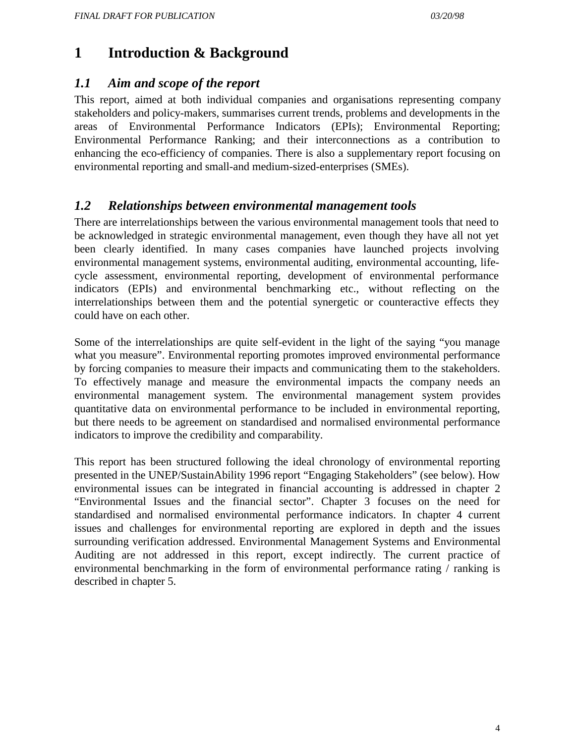# 1 Introduction & Background

## *1.1 Aim and scope of the report*

This report, aimed at both individual companies and organisations representing company stakeholders and policy-makers, summarises current trends, problems and developments in the areas of Environmental Performance Indicators (EPIs); Environmental Reporting; Environmental Performance Ranking; and their interconnections as a contribution to enhancing the eco-efficiency of companies. There is also a supplementary report focusing on environmental reporting and small-and medium-sized-enterprises (SMEs).

## *1.2 Relationships between environmental management tools*

There are interrelationships between the various environmental management tools that need to be acknowledged in strategic environmental management, even though they have all not yet been clearly identified. In many cases companies have launched projects involving environmental management systems, environmental auditing, environmental accounting, life-cycle assessment, environmental reporting, development of environmental performance indicators (EPIs) and environmental benchmarking etc., without reflecting on the interrelationships between them and the potential synergetic or counteractive effects they could have on each other.

Some of the interrelationships are quite self-evident in the light of the saying "you manage what you measure". Environmental reporting promotes improved environmental performance by forcing companies to measure their impacts and communicating them to the stakeholders. To effectively manage and measure the environmental impacts the company needs an environmental management system. The environmental management system provides quantitative data on environmental performance to be included in environmental reporting, but there needs to be agreement on standardised and normalised environmental performance indicators to improve the credibility and comparability.

This report has been structured following the ideal chronology of environmental reporting presented in the UNEP/SustainAbility 1996 report "Engaging Stakeholders" (see below). How environmental issues can be integrated in financial accounting is addressed in chapter 2 "Environmental Issues and the financial sector". Chapter 3 focuses on the need for standardised and normalised environmental performance indicators. In chapter 4 current issues and challenges for environmental reporting are explored in depth and the issues surrounding verification addressed. Environmental Management Systems and Environmental Auditing are not addressed in this report, except indirectly. The current practice of environmental benchmarking in the form of environmental performance rating / ranking is described in chapter 5.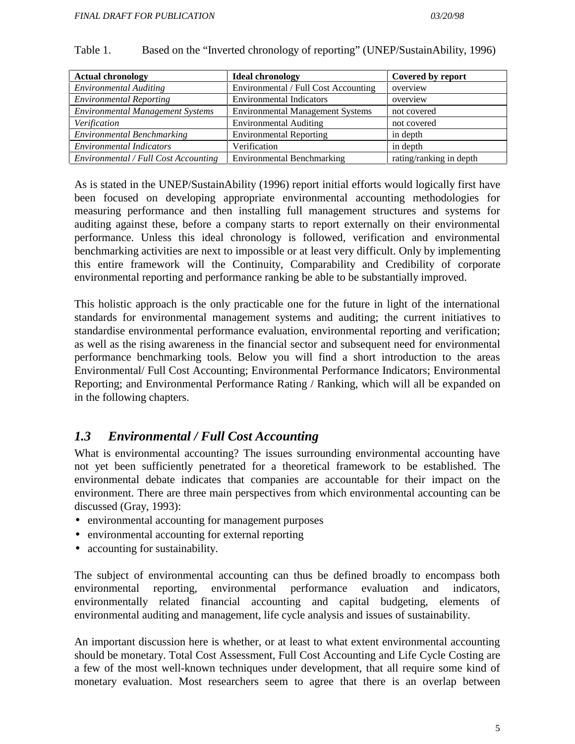Table 1. Based on the "Inverted chronology of reporting" (UNEP/SustainAbility, 1996)

| **Actual chronology** | **Ideal chronology** | **Covered by report** |
|---|---|---|
| *Environmental Auditing* | Environmental / Full Cost Accounting | overview |
| *Environmental Reporting* | Environmental Indicators | overview |
| *Environmental Management Systems* | Environmental Management Systems | not covered |
| *Verification* | Environmental Auditing | not covered |
| *Environmental Benchmarking* | Environmental Reporting | in depth |
| *Environmental Indicators* | Verification | in depth |
| *Environmental / Full Cost Accounting* | Environmental Benchmarking | rating/ranking in depth |

As is stated in the UNEP/SustainAbility (1996) report initial efforts would logically first have been focused on developing appropriate environmental accounting methodologies for measuring performance and then installing full management structures and systems for auditing against these, before a company starts to report externally on their environmental performance. Unless this ideal chronology is followed, verification and environmental benchmarking activities are next to impossible or at least very difficult. Only by implementing this entire framework will the Continuity, Comparability and Credibility of corporate environmental reporting and performance ranking be able to be substantially improved.

This holistic approach is the only practicable one for the future in light of the international standards for environmental management systems and auditing; the current initiatives to standardise environmental performance evaluation, environmental reporting and verification; as well as the rising awareness in the financial sector and subsequent need for environmental performance benchmarking tools. Below you will find a short introduction to the areas Environmental/ Full Cost Accounting; Environmental Performance Indicators; Environmental Reporting; and Environmental Performance Rating / Ranking, which will all be expanded on in the following chapters.

## *1.3 Environmental / Full Cost Accounting*

What is environmental accounting? The issues surrounding environmental accounting have not yet been sufficiently penetrated for a theoretical framework to be established. The environmental debate indicates that companies are accountable for their impact on the environment. There are three main perspectives from which environmental accounting can be discussed (Gray, 1993):

- environmental accounting for management purposes
- environmental accounting for external reporting
- accounting for sustainability.

The subject of environmental accounting can thus be defined broadly to encompass both environmental reporting, environmental performance evaluation and indicators, environmentally related financial accounting and capital budgeting, elements of environmental auditing and management, life cycle analysis and issues of sustainability.

An important discussion here is whether, or at least to what extent environmental accounting should be monetary. Total Cost Assessment, Full Cost Accounting and Life Cycle Costing are a few of the most well-known techniques under development, that all require some kind of monetary evaluation. Most researchers seem to agree that there is an overlap between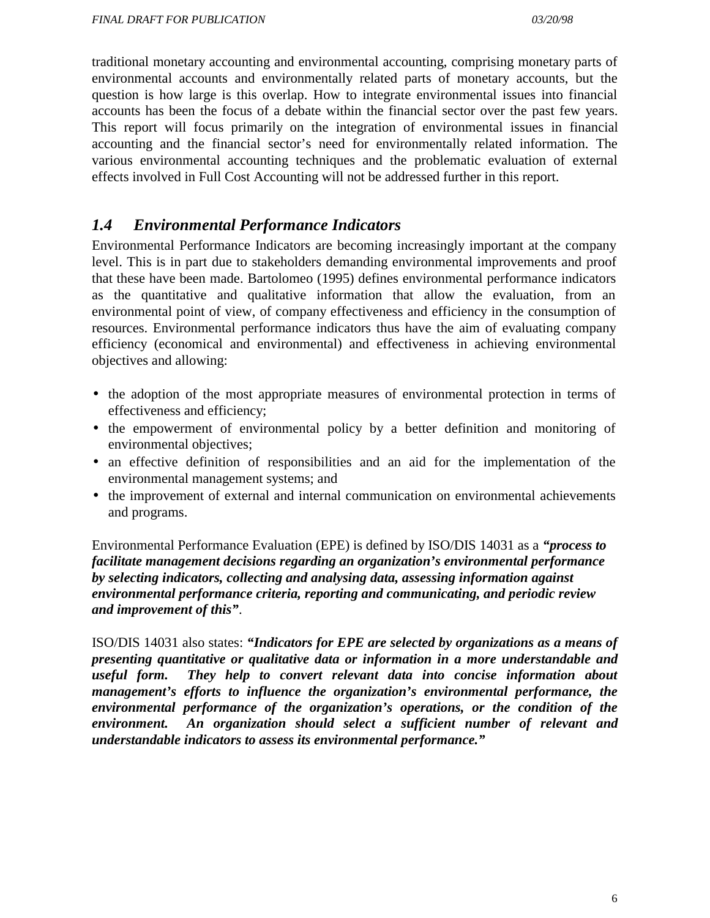traditional monetary accounting and environmental accounting, comprising monetary parts of environmental accounts and environmentally related parts of monetary accounts, but the question is how large is this overlap. How to integrate environmental issues into financial accounts has been the focus of a debate within the financial sector over the past few years. This report will focus primarily on the integration of environmental issues in financial accounting and the financial sector's need for environmentally related information. The various environmental accounting techniques and the problematic evaluation of external effects involved in Full Cost Accounting will not be addressed further in this report.

## *1.4 Environmental Performance Indicators*

Environmental Performance Indicators are becoming increasingly important at the company level. This is in part due to stakeholders demanding environmental improvements and proof that these have been made. Bartolomeo (1995) defines environmental performance indicators as the quantitative and qualitative information that allow the evaluation, from an environmental point of view, of company effectiveness and efficiency in the consumption of resources. Environmental performance indicators thus have the aim of evaluating company efficiency (economical and environmental) and effectiveness in achieving environmental objectives and allowing:

- the adoption of the most appropriate measures of environmental protection in terms of effectiveness and efficiency;
- the empowerment of environmental policy by a better definition and monitoring of environmental objectives;
- an effective definition of responsibilities and an aid for the implementation of the environmental management systems; and
- the improvement of external and internal communication on environmental achievements and programs.

Environmental Performance Evaluation (EPE) is defined by ISO/DIS 14031 as a ***"process to facilitate management decisions regarding an organization's environmental performance by selecting indicators, collecting and analysing data, assessing information against environmental performance criteria, reporting and communicating, and periodic review and improvement of this"***.

ISO/DIS 14031 also states: ***"Indicators for EPE are selected by organizations as a means of presenting quantitative or qualitative data or information in a more understandable and useful form. They help to convert relevant data into concise information about management's efforts to influence the organization's environmental performance, the environmental performance of the organization's operations, or the condition of the environment. An organization should select a sufficient number of relevant and understandable indicators to assess its environmental performance."***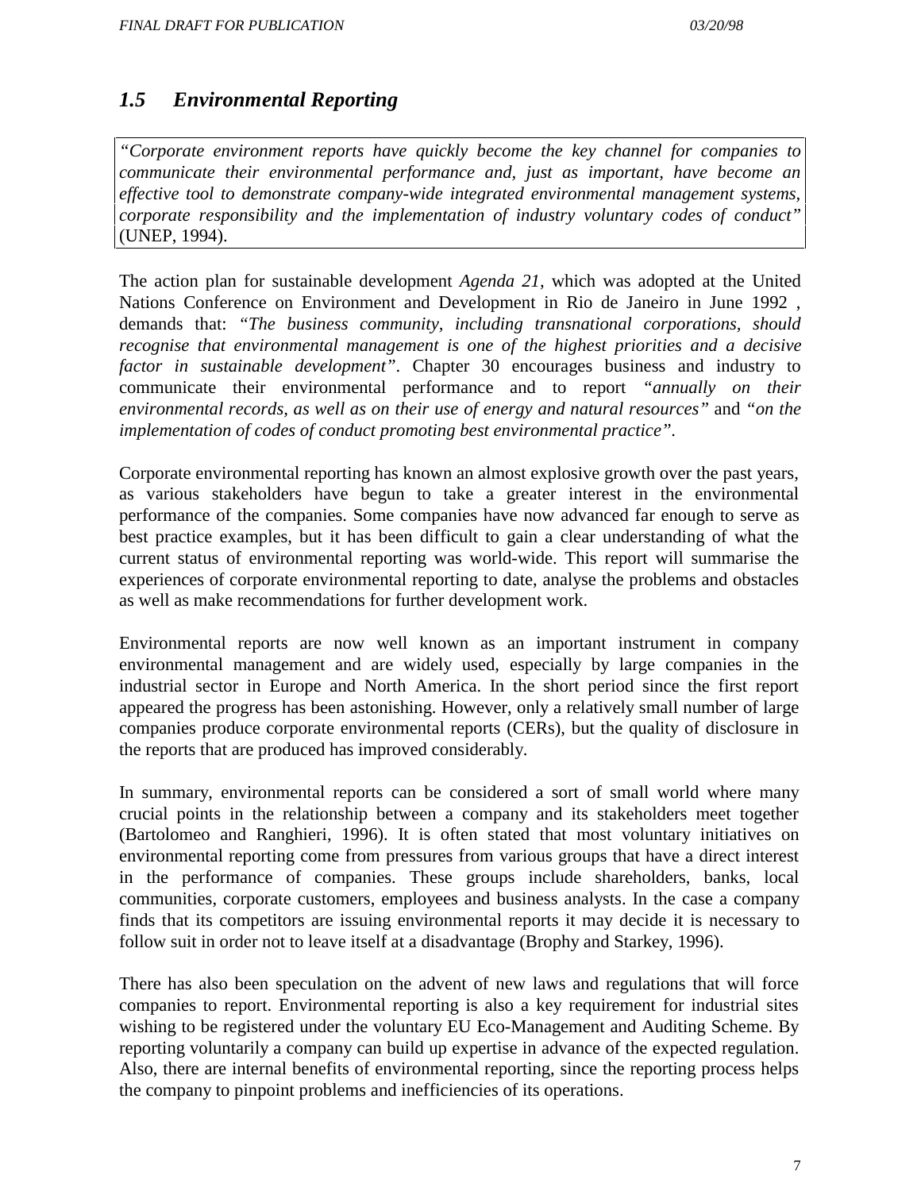## *1.5 Environmental Reporting*

> *"Corporate environment reports have quickly become the key channel for companies to communicate their environmental performance and, just as important, have become an effective tool to demonstrate company-wide integrated environmental management systems, corporate responsibility and the implementation of industry voluntary codes of conduct"* (UNEP, 1994).

The action plan for sustainable development *Agenda 21*, which was adopted at the United Nations Conference on Environment and Development in Rio de Janeiro in June 1992 , demands that: *"The business community, including transnational corporations, should recognise that environmental management is one of the highest priorities and a decisive factor in sustainable development"*. Chapter 30 encourages business and industry to communicate their environmental performance and to report *"annually on their environmental records, as well as on their use of energy and natural resources"* and *"on the implementation of codes of conduct promoting best environmental practice"*.

Corporate environmental reporting has known an almost explosive growth over the past years, as various stakeholders have begun to take a greater interest in the environmental performance of the companies. Some companies have now advanced far enough to serve as best practice examples, but it has been difficult to gain a clear understanding of what the current status of environmental reporting was world-wide. This report will summarise the experiences of corporate environmental reporting to date, analyse the problems and obstacles as well as make recommendations for further development work.

Environmental reports are now well known as an important instrument in company environmental management and are widely used, especially by large companies in the industrial sector in Europe and North America. In the short period since the first report appeared the progress has been astonishing. However, only a relatively small number of large companies produce corporate environmental reports (CERs), but the quality of disclosure in the reports that are produced has improved considerably.

In summary, environmental reports can be considered a sort of small world where many crucial points in the relationship between a company and its stakeholders meet together (Bartolomeo and Ranghieri, 1996). It is often stated that most voluntary initiatives on environmental reporting come from pressures from various groups that have a direct interest in the performance of companies. These groups include shareholders, banks, local communities, corporate customers, employees and business analysts. In the case a company finds that its competitors are issuing environmental reports it may decide it is necessary to follow suit in order not to leave itself at a disadvantage (Brophy and Starkey, 1996).

There has also been speculation on the advent of new laws and regulations that will force companies to report. Environmental reporting is also a key requirement for industrial sites wishing to be registered under the voluntary EU Eco-Management and Auditing Scheme. By reporting voluntarily a company can build up expertise in advance of the expected regulation. Also, there are internal benefits of environmental reporting, since the reporting process helps the company to pinpoint problems and inefficiencies of its operations.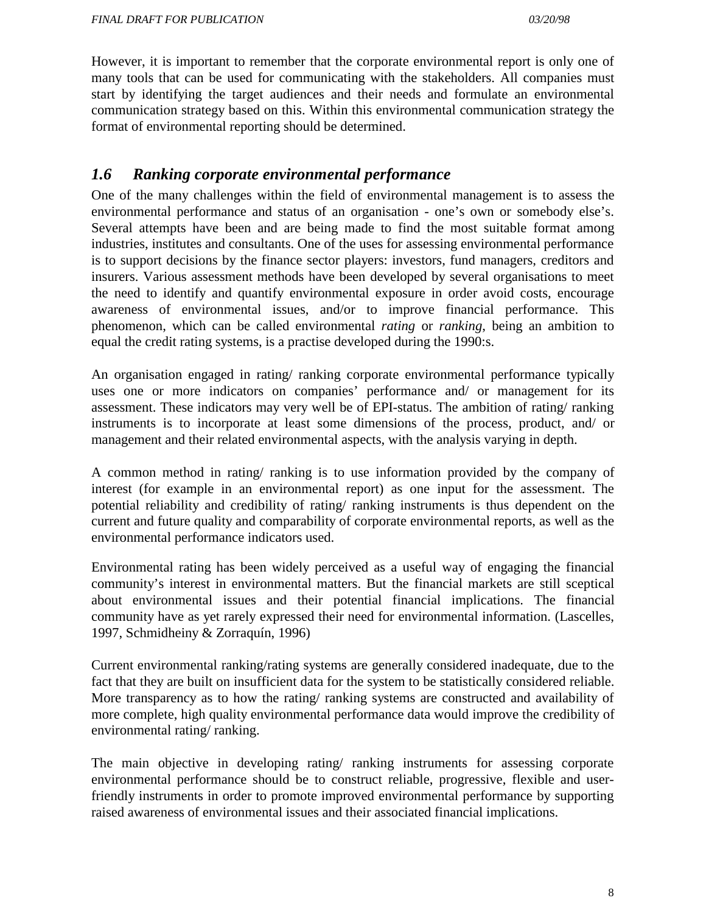However, it is important to remember that the corporate environmental report is only one of many tools that can be used for communicating with the stakeholders. All companies must start by identifying the target audiences and their needs and formulate an environmental communication strategy based on this. Within this environmental communication strategy the format of environmental reporting should be determined.

## *1.6 Ranking corporate environmental performance*

One of the many challenges within the field of environmental management is to assess the environmental performance and status of an organisation - one's own or somebody else's. Several attempts have been and are being made to find the most suitable format among industries, institutes and consultants. One of the uses for assessing environmental performance is to support decisions by the finance sector players: investors, fund managers, creditors and insurers. Various assessment methods have been developed by several organisations to meet the need to identify and quantify environmental exposure in order avoid costs, encourage awareness of environmental issues, and/or to improve financial performance. This phenomenon, which can be called environmental *rating* or *ranking*, being an ambition to equal the credit rating systems, is a practise developed during the 1990:s.

An organisation engaged in rating/ ranking corporate environmental performance typically uses one or more indicators on companies' performance and/ or management for its assessment. These indicators may very well be of EPI-status. The ambition of rating/ ranking instruments is to incorporate at least some dimensions of the process, product, and/ or management and their related environmental aspects, with the analysis varying in depth.

A common method in rating/ ranking is to use information provided by the company of interest (for example in an environmental report) as one input for the assessment. The potential reliability and credibility of rating/ ranking instruments is thus dependent on the current and future quality and comparability of corporate environmental reports, as well as the environmental performance indicators used.

Environmental rating has been widely perceived as a useful way of engaging the financial community's interest in environmental matters. But the financial markets are still sceptical about environmental issues and their potential financial implications. The financial community have as yet rarely expressed their need for environmental information. (Lascelles, 1997, Schmidheiny & Zorraquín, 1996)

Current environmental ranking/rating systems are generally considered inadequate, due to the fact that they are built on insufficient data for the system to be statistically considered reliable. More transparency as to how the rating/ ranking systems are constructed and availability of more complete, high quality environmental performance data would improve the credibility of environmental rating/ ranking.

The main objective in developing rating/ ranking instruments for assessing corporate environmental performance should be to construct reliable, progressive, flexible and user-friendly instruments in order to promote improved environmental performance by supporting raised awareness of environmental issues and their associated financial implications.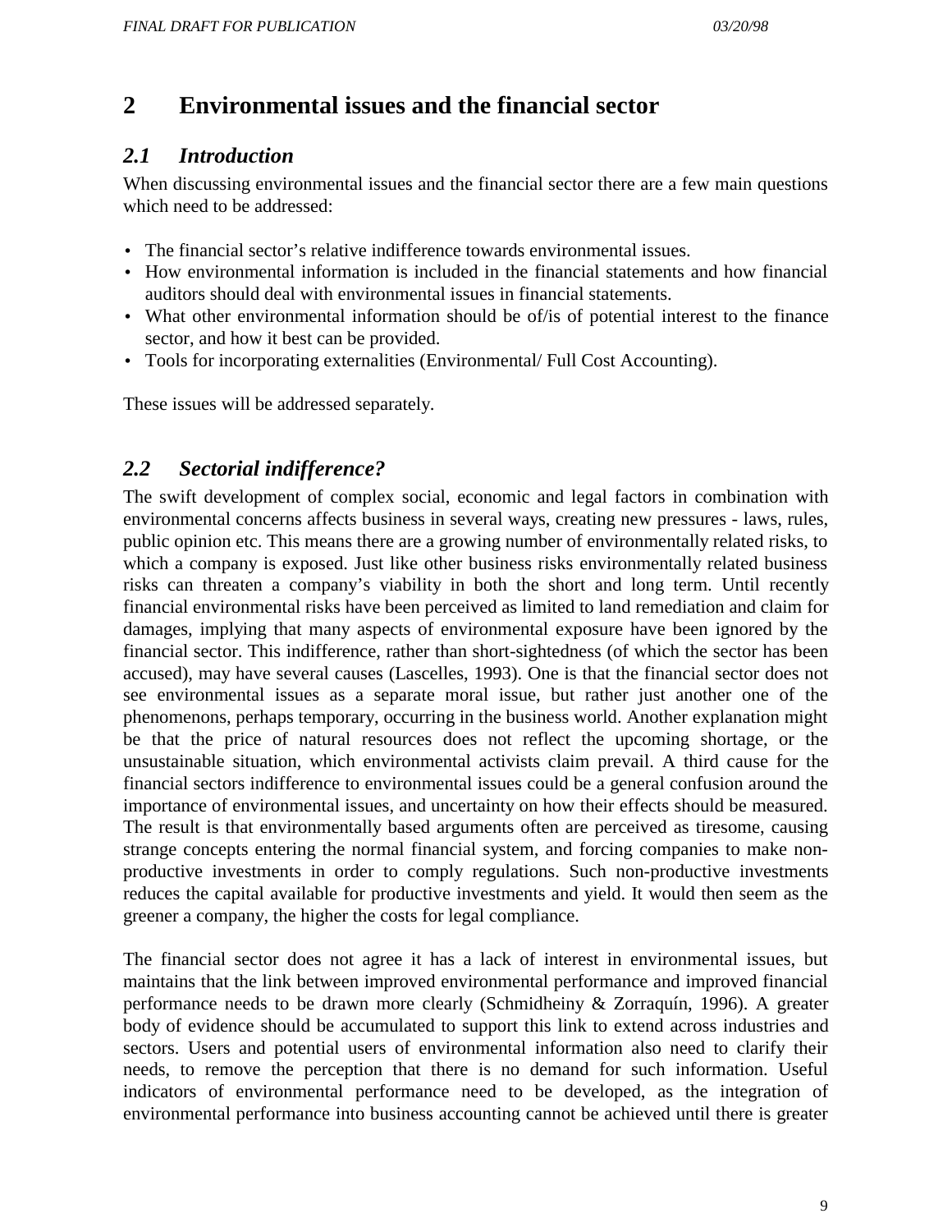# 2 Environmental issues and the financial sector

## *2.1 Introduction*

When discussing environmental issues and the financial sector there are a few main questions which need to be addressed:

- The financial sector's relative indifference towards environmental issues.
- How environmental information is included in the financial statements and how financial auditors should deal with environmental issues in financial statements.
- What other environmental information should be of/is of potential interest to the finance sector, and how it best can be provided.
- Tools for incorporating externalities (Environmental/ Full Cost Accounting).

These issues will be addressed separately.

## *2.2 Sectorial indifference?*

The swift development of complex social, economic and legal factors in combination with environmental concerns affects business in several ways, creating new pressures - laws, rules, public opinion etc. This means there are a growing number of environmentally related risks, to which a company is exposed. Just like other business risks environmentally related business risks can threaten a company's viability in both the short and long term. Until recently financial environmental risks have been perceived as limited to land remediation and claim for damages, implying that many aspects of environmental exposure have been ignored by the financial sector. This indifference, rather than short-sightedness (of which the sector has been accused), may have several causes (Lascelles, 1993). One is that the financial sector does not see environmental issues as a separate moral issue, but rather just another one of the phenomenons, perhaps temporary, occurring in the business world. Another explanation might be that the price of natural resources does not reflect the upcoming shortage, or the unsustainable situation, which environmental activists claim prevail. A third cause for the financial sectors indifference to environmental issues could be a general confusion around the importance of environmental issues, and uncertainty on how their effects should be measured. The result is that environmentally based arguments often are perceived as tiresome, causing strange concepts entering the normal financial system, and forcing companies to make non-productive investments in order to comply regulations. Such non-productive investments reduces the capital available for productive investments and yield. It would then seem as the greener a company, the higher the costs for legal compliance.

The financial sector does not agree it has a lack of interest in environmental issues, but maintains that the link between improved environmental performance and improved financial performance needs to be drawn more clearly (Schmidheiny & Zorraquín, 1996). A greater body of evidence should be accumulated to support this link to extend across industries and sectors. Users and potential users of environmental information also need to clarify their needs, to remove the perception that there is no demand for such information. Useful indicators of environmental performance need to be developed, as the integration of environmental performance into business accounting cannot be achieved until there is greater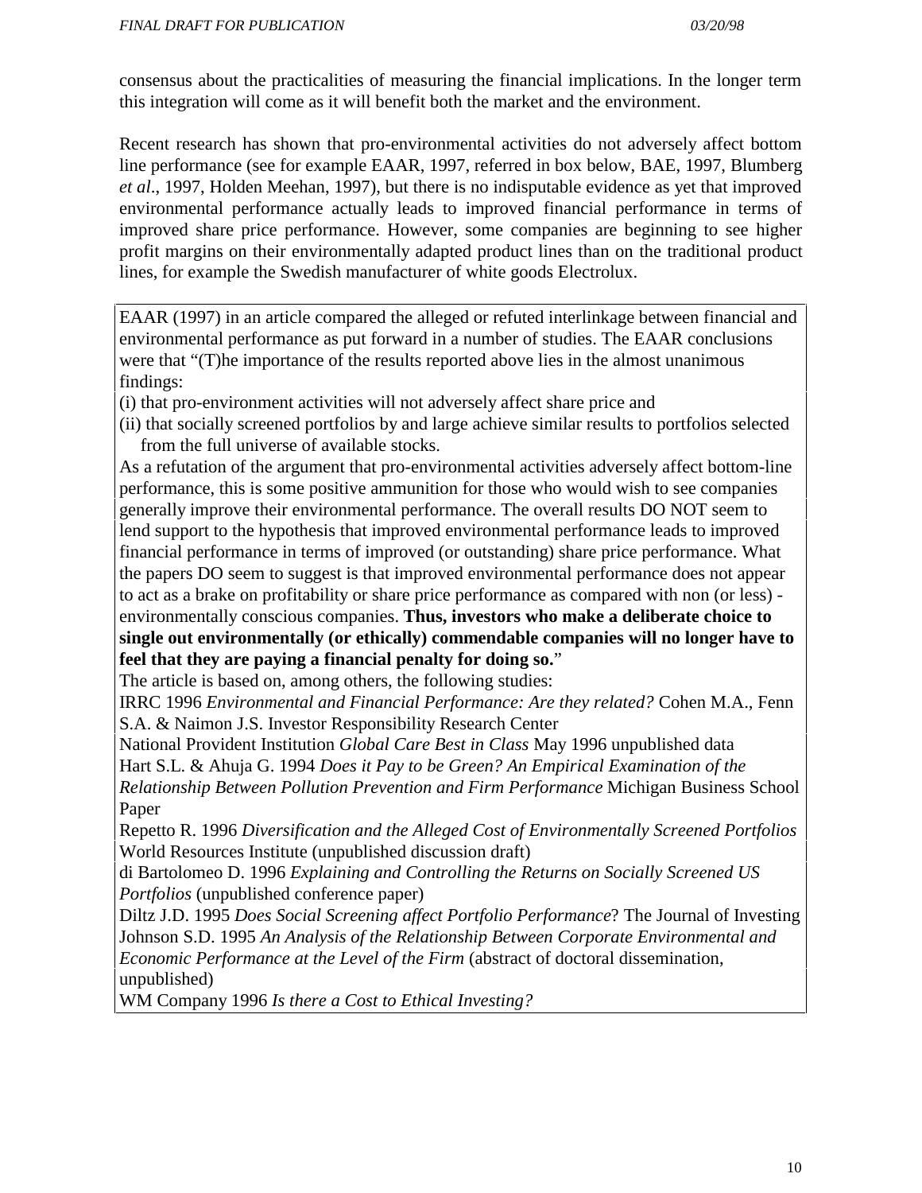consensus about the practicalities of measuring the financial implications. In the longer term this integration will come as it will benefit both the market and the environment.

Recent research has shown that pro-environmental activities do not adversely affect bottom line performance (see for example EAAR, 1997, referred in box below, BAE, 1997, Blumberg *et al*., 1997, Holden Meehan, 1997), but there is no indisputable evidence as yet that improved environmental performance actually leads to improved financial performance in terms of improved share price performance. However, some companies are beginning to see higher profit margins on their environmentally adapted product lines than on the traditional product lines, for example the Swedish manufacturer of white goods Electrolux.

> EAAR (1997) in an article compared the alleged or refuted interlinkage between financial and environmental performance as put forward in a number of studies. The EAAR conclusions were that "(T)he importance of the results reported above lies in the almost unanimous findings:
>
> (i) that pro-environment activities will not adversely affect share price and
>
> (ii) that socially screened portfolios by and large achieve similar results to portfolios selected from the full universe of available stocks.
>
> As a refutation of the argument that pro-environmental activities adversely affect bottom-line performance, this is some positive ammunition for those who would wish to see companies generally improve their environmental performance. The overall results DO NOT seem to lend support to the hypothesis that improved environmental performance leads to improved financial performance in terms of improved (or outstanding) share price performance. What the papers DO seem to suggest is that improved environmental performance does not appear to act as a brake on profitability or share price performance as compared with non (or less) - environmentally conscious companies. **Thus, investors who make a deliberate choice to single out environmentally (or ethically) commendable companies will no longer have to feel that they are paying a financial penalty for doing so.**"
>
> The article is based on, among others, the following studies:
>
> IRRC 1996 *Environmental and Financial Performance: Are they related?* Cohen M.A., Fenn S.A. & Naimon J.S. Investor Responsibility Research Center
>
> National Provident Institution *Global Care Best in Class* May 1996 unpublished data
>
> Hart S.L. & Ahuja G. 1994 *Does it Pay to be Green? An Empirical Examination of the Relationship Between Pollution Prevention and Firm Performance* Michigan Business School Paper
>
> Repetto R. 1996 *Diversification and the Alleged Cost of Environmentally Screened Portfolios* World Resources Institute (unpublished discussion draft)
>
> di Bartolomeo D. 1996 *Explaining and Controlling the Returns on Socially Screened US Portfolios* (unpublished conference paper)
>
> Diltz J.D. 1995 *Does Social Screening affect Portfolio Performance*? The Journal of Investing
>
> Johnson S.D. 1995 *An Analysis of the Relationship Between Corporate Environmental and Economic Performance at the Level of the Firm* (abstract of doctoral dissemination, unpublished)
>
> WM Company 1996 *Is there a Cost to Ethical Investing?*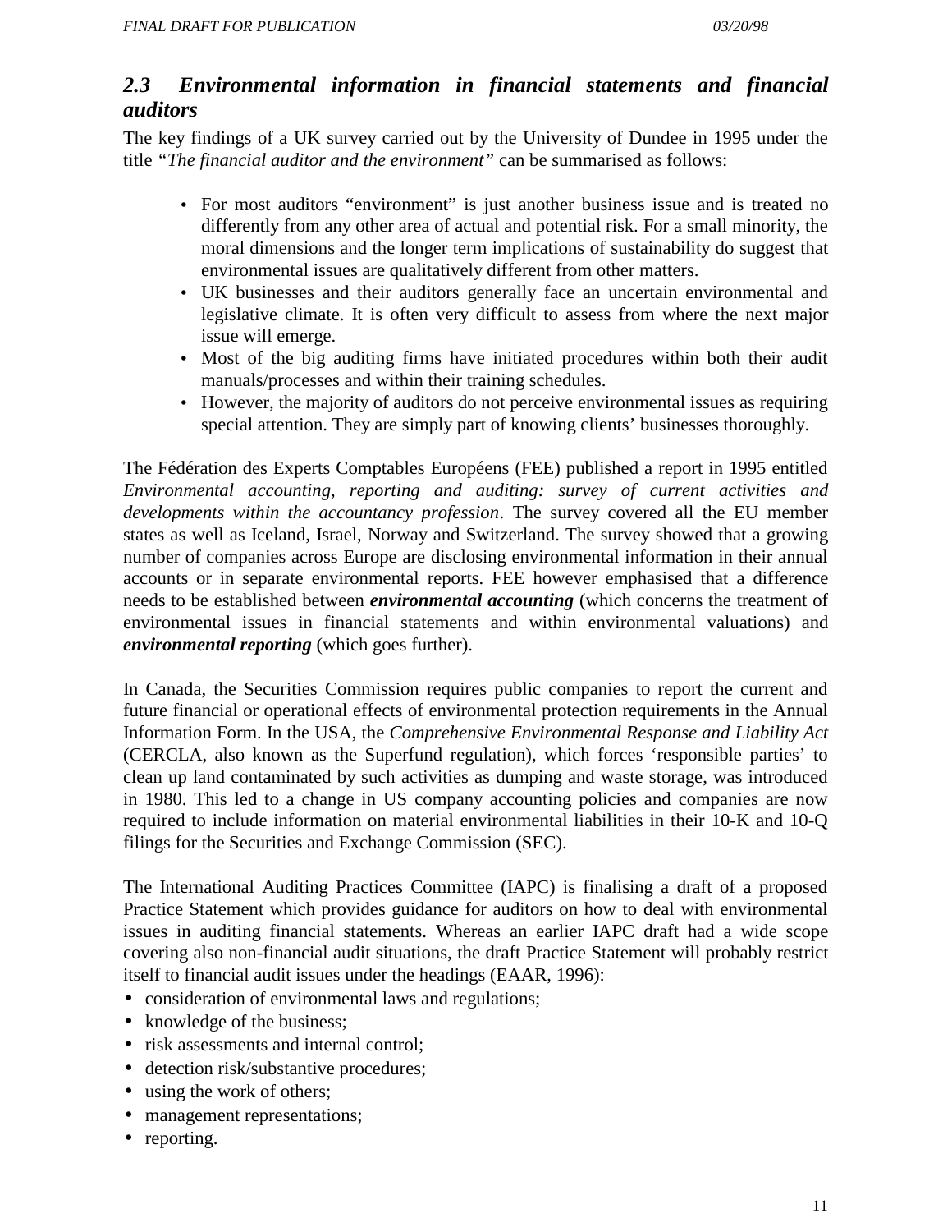## *2.3 Environmental information in financial statements and financial auditors*

The key findings of a UK survey carried out by the University of Dundee in 1995 under the title *"The financial auditor and the environment"* can be summarised as follows:

- For most auditors "environment" is just another business issue and is treated no differently from any other area of actual and potential risk. For a small minority, the moral dimensions and the longer term implications of sustainability do suggest that environmental issues are qualitatively different from other matters.
- UK businesses and their auditors generally face an uncertain environmental and legislative climate. It is often very difficult to assess from where the next major issue will emerge.
- Most of the big auditing firms have initiated procedures within both their audit manuals/processes and within their training schedules.
- However, the majority of auditors do not perceive environmental issues as requiring special attention. They are simply part of knowing clients' businesses thoroughly.

The Fédération des Experts Comptables Européens (FEE) published a report in 1995 entitled *Environmental accounting, reporting and auditing: survey of current activities and developments within the accountancy profession*. The survey covered all the EU member states as well as Iceland, Israel, Norway and Switzerland. The survey showed that a growing number of companies across Europe are disclosing environmental information in their annual accounts or in separate environmental reports. FEE however emphasised that a difference needs to be established between ***environmental accounting*** (which concerns the treatment of environmental issues in financial statements and within environmental valuations) and ***environmental reporting*** (which goes further).

In Canada, the Securities Commission requires public companies to report the current and future financial or operational effects of environmental protection requirements in the Annual Information Form. In the USA, the *Comprehensive Environmental Response and Liability Act* (CERCLA, also known as the Superfund regulation), which forces 'responsible parties' to clean up land contaminated by such activities as dumping and waste storage, was introduced in 1980. This led to a change in US company accounting policies and companies are now required to include information on material environmental liabilities in their 10-K and 10-Q filings for the Securities and Exchange Commission (SEC).

The International Auditing Practices Committee (IAPC) is finalising a draft of a proposed Practice Statement which provides guidance for auditors on how to deal with environmental issues in auditing financial statements. Whereas an earlier IAPC draft had a wide scope covering also non-financial audit situations, the draft Practice Statement will probably restrict itself to financial audit issues under the headings (EAAR, 1996):

- consideration of environmental laws and regulations;
- knowledge of the business;
- risk assessments and internal control;
- detection risk/substantive procedures;
- using the work of others;
- management representations;
- reporting.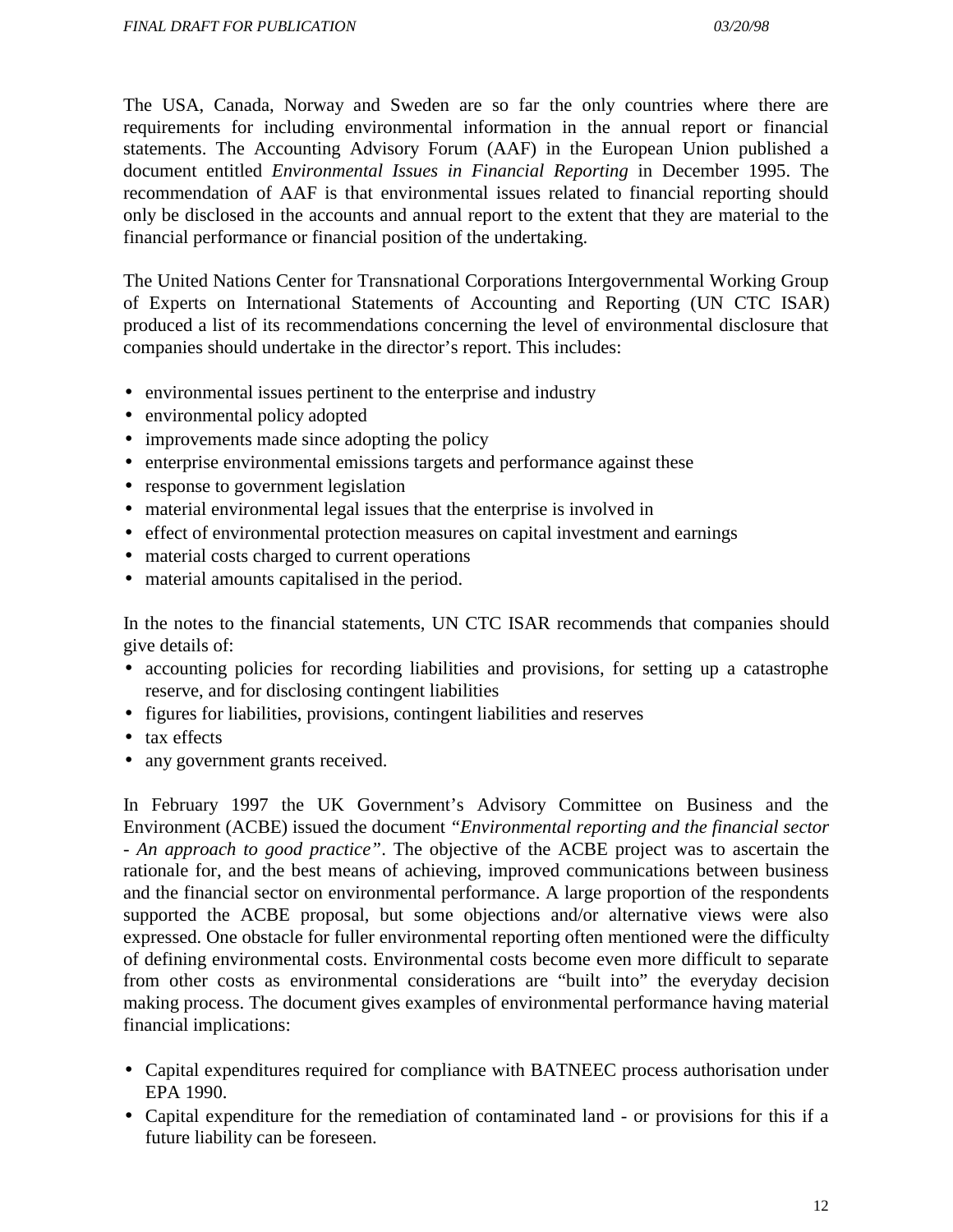The USA, Canada, Norway and Sweden are so far the only countries where there are requirements for including environmental information in the annual report or financial statements. The Accounting Advisory Forum (AAF) in the European Union published a document entitled *Environmental Issues in Financial Reporting* in December 1995. The recommendation of AAF is that environmental issues related to financial reporting should only be disclosed in the accounts and annual report to the extent that they are material to the financial performance or financial position of the undertaking.

The United Nations Center for Transnational Corporations Intergovernmental Working Group of Experts on International Statements of Accounting and Reporting (UN CTC ISAR) produced a list of its recommendations concerning the level of environmental disclosure that companies should undertake in the director's report. This includes:

- environmental issues pertinent to the enterprise and industry
- environmental policy adopted
- improvements made since adopting the policy
- enterprise environmental emissions targets and performance against these
- response to government legislation
- material environmental legal issues that the enterprise is involved in
- effect of environmental protection measures on capital investment and earnings
- material costs charged to current operations
- material amounts capitalised in the period.

In the notes to the financial statements, UN CTC ISAR recommends that companies should give details of:

- accounting policies for recording liabilities and provisions, for setting up a catastrophe reserve, and for disclosing contingent liabilities
- figures for liabilities, provisions, contingent liabilities and reserves
- tax effects
- any government grants received.

In February 1997 the UK Government's Advisory Committee on Business and the Environment (ACBE) issued the document *"Environmental reporting and the financial sector - An approach to good practice"*. The objective of the ACBE project was to ascertain the rationale for, and the best means of achieving, improved communications between business and the financial sector on environmental performance. A large proportion of the respondents supported the ACBE proposal, but some objections and/or alternative views were also expressed. One obstacle for fuller environmental reporting often mentioned were the difficulty of defining environmental costs. Environmental costs become even more difficult to separate from other costs as environmental considerations are "built into" the everyday decision making process. The document gives examples of environmental performance having material financial implications:

- Capital expenditures required for compliance with BATNEEC process authorisation under EPA 1990.
- Capital expenditure for the remediation of contaminated land - or provisions for this if a future liability can be foreseen.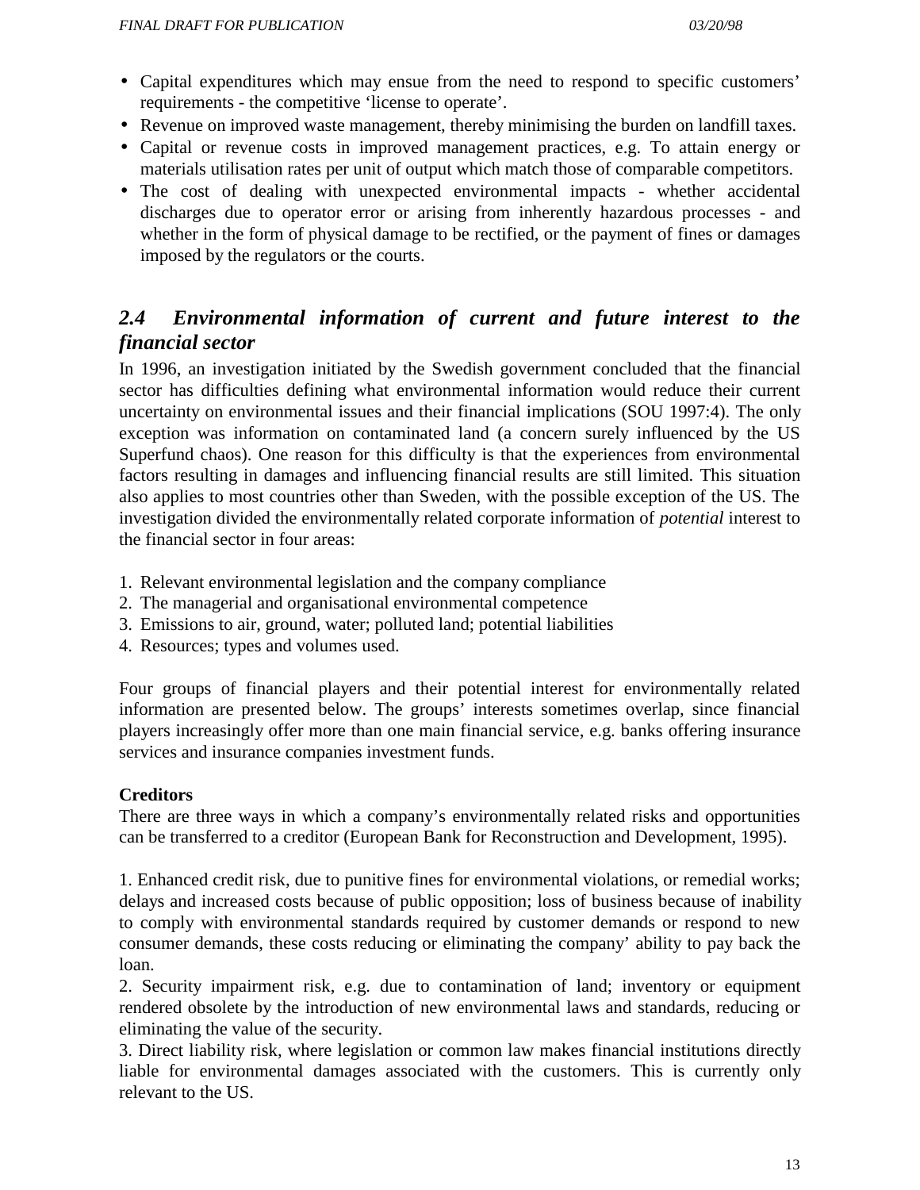- Capital expenditures which may ensue from the need to respond to specific customers' requirements - the competitive 'license to operate'.
- Revenue on improved waste management, thereby minimising the burden on landfill taxes.
- Capital or revenue costs in improved management practices, e.g. To attain energy or materials utilisation rates per unit of output which match those of comparable competitors.
- The cost of dealing with unexpected environmental impacts - whether accidental discharges due to operator error or arising from inherently hazardous processes - and whether in the form of physical damage to be rectified, or the payment of fines or damages imposed by the regulators or the courts.

## *2.4 Environmental information of current and future interest to the financial sector*

In 1996, an investigation initiated by the Swedish government concluded that the financial sector has difficulties defining what environmental information would reduce their current uncertainty on environmental issues and their financial implications (SOU 1997:4). The only exception was information on contaminated land (a concern surely influenced by the US Superfund chaos). One reason for this difficulty is that the experiences from environmental factors resulting in damages and influencing financial results are still limited. This situation also applies to most countries other than Sweden, with the possible exception of the US. The investigation divided the environmentally related corporate information of *potential* interest to the financial sector in four areas:

1. Relevant environmental legislation and the company compliance
2. The managerial and organisational environmental competence
3. Emissions to air, ground, water; polluted land; potential liabilities
4. Resources; types and volumes used.

Four groups of financial players and their potential interest for environmentally related information are presented below. The groups' interests sometimes overlap, since financial players increasingly offer more than one main financial service, e.g. banks offering insurance services and insurance companies investment funds.

**Creditors**

There are three ways in which a company's environmentally related risks and opportunities can be transferred to a creditor (European Bank for Reconstruction and Development, 1995).

1. Enhanced credit risk, due to punitive fines for environmental violations, or remedial works; delays and increased costs because of public opposition; loss of business because of inability to comply with environmental standards required by customer demands or respond to new consumer demands, these costs reducing or eliminating the company' ability to pay back the loan.
2. Security impairment risk, e.g. due to contamination of land; inventory or equipment rendered obsolete by the introduction of new environmental laws and standards, reducing or eliminating the value of the security.
3. Direct liability risk, where legislation or common law makes financial institutions directly liable for environmental damages associated with the customers. This is currently only relevant to the US.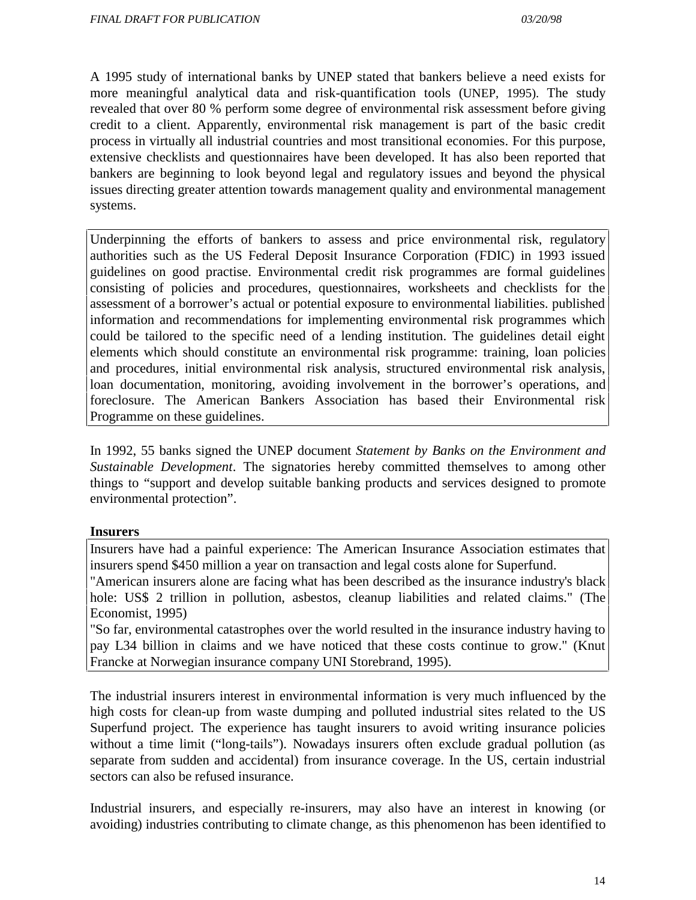A 1995 study of international banks by UNEP stated that bankers believe a need exists for more meaningful analytical data and risk-quantification tools (UNEP, 1995). The study revealed that over 80 % perform some degree of environmental risk assessment before giving credit to a client. Apparently, environmental risk management is part of the basic credit process in virtually all industrial countries and most transitional economies. For this purpose, extensive checklists and questionnaires have been developed. It has also been reported that bankers are beginning to look beyond legal and regulatory issues and beyond the physical issues directing greater attention towards management quality and environmental management systems.

Underpinning the efforts of bankers to assess and price environmental risk, regulatory authorities such as the US Federal Deposit Insurance Corporation (FDIC) in 1993 issued guidelines on good practise. Environmental credit risk programmes are formal guidelines consisting of policies and procedures, questionnaires, worksheets and checklists for the assessment of a borrower's actual or potential exposure to environmental liabilities. published information and recommendations for implementing environmental risk programmes which could be tailored to the specific need of a lending institution. The guidelines detail eight elements which should constitute an environmental risk programme: training, loan policies and procedures, initial environmental risk analysis, structured environmental risk analysis, loan documentation, monitoring, avoiding involvement in the borrower's operations, and foreclosure. The American Bankers Association has based their Environmental risk Programme on these guidelines.

In 1992, 55 banks signed the UNEP document *Statement by Banks on the Environment and Sustainable Development*. The signatories hereby committed themselves to among other things to "support and develop suitable banking products and services designed to promote environmental protection".

**Insurers**

Insurers have had a painful experience: The American Insurance Association estimates that insurers spend $450 million a year on transaction and legal costs alone for Superfund.

"American insurers alone are facing what has been described as the insurance industry's black hole: US$ 2 trillion in pollution, asbestos, cleanup liabilities and related claims." (The Economist, 1995)

"So far, environmental catastrophes over the world resulted in the insurance industry having to pay L34 billion in claims and we have noticed that these costs continue to grow." (Knut Francke at Norwegian insurance company UNI Storebrand, 1995).

The industrial insurers interest in environmental information is very much influenced by the high costs for clean-up from waste dumping and polluted industrial sites related to the US Superfund project. The experience has taught insurers to avoid writing insurance policies without a time limit ("long-tails"). Nowadays insurers often exclude gradual pollution (as separate from sudden and accidental) from insurance coverage. In the US, certain industrial sectors can also be refused insurance.

Industrial insurers, and especially re-insurers, may also have an interest in knowing (or avoiding) industries contributing to climate change, as this phenomenon has been identified to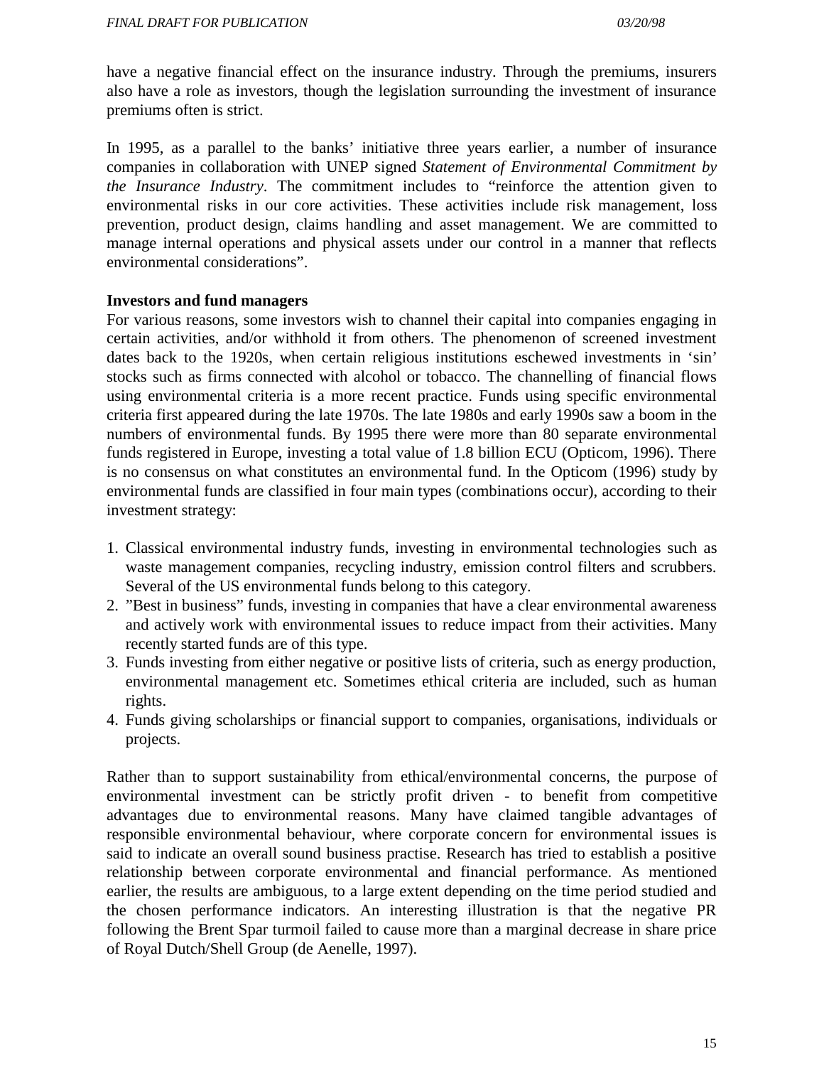have a negative financial effect on the insurance industry. Through the premiums, insurers also have a role as investors, though the legislation surrounding the investment of insurance premiums often is strict.

In 1995, as a parallel to the banks' initiative three years earlier, a number of insurance companies in collaboration with UNEP signed *Statement of Environmental Commitment by the Insurance Industry*. The commitment includes to "reinforce the attention given to environmental risks in our core activities. These activities include risk management, loss prevention, product design, claims handling and asset management. We are committed to manage internal operations and physical assets under our control in a manner that reflects environmental considerations".

**Investors and fund managers**

For various reasons, some investors wish to channel their capital into companies engaging in certain activities, and/or withhold it from others. The phenomenon of screened investment dates back to the 1920s, when certain religious institutions eschewed investments in 'sin' stocks such as firms connected with alcohol or tobacco. The channelling of financial flows using environmental criteria is a more recent practice. Funds using specific environmental criteria first appeared during the late 1970s. The late 1980s and early 1990s saw a boom in the numbers of environmental funds. By 1995 there were more than 80 separate environmental funds registered in Europe, investing a total value of 1.8 billion ECU (Opticom, 1996). There is no consensus on what constitutes an environmental fund. In the Opticom (1996) study by environmental funds are classified in four main types (combinations occur), according to their investment strategy:

1. Classical environmental industry funds, investing in environmental technologies such as waste management companies, recycling industry, emission control filters and scrubbers. Several of the US environmental funds belong to this category.
2. "Best in business" funds, investing in companies that have a clear environmental awareness and actively work with environmental issues to reduce impact from their activities. Many recently started funds are of this type.
3. Funds investing from either negative or positive lists of criteria, such as energy production, environmental management etc. Sometimes ethical criteria are included, such as human rights.
4. Funds giving scholarships or financial support to companies, organisations, individuals or projects.

Rather than to support sustainability from ethical/environmental concerns, the purpose of environmental investment can be strictly profit driven - to benefit from competitive advantages due to environmental reasons. Many have claimed tangible advantages of responsible environmental behaviour, where corporate concern for environmental issues is said to indicate an overall sound business practise. Research has tried to establish a positive relationship between corporate environmental and financial performance. As mentioned earlier, the results are ambiguous, to a large extent depending on the time period studied and the chosen performance indicators. An interesting illustration is that the negative PR following the Brent Spar turmoil failed to cause more than a marginal decrease in share price of Royal Dutch/Shell Group (de Aenelle, 1997).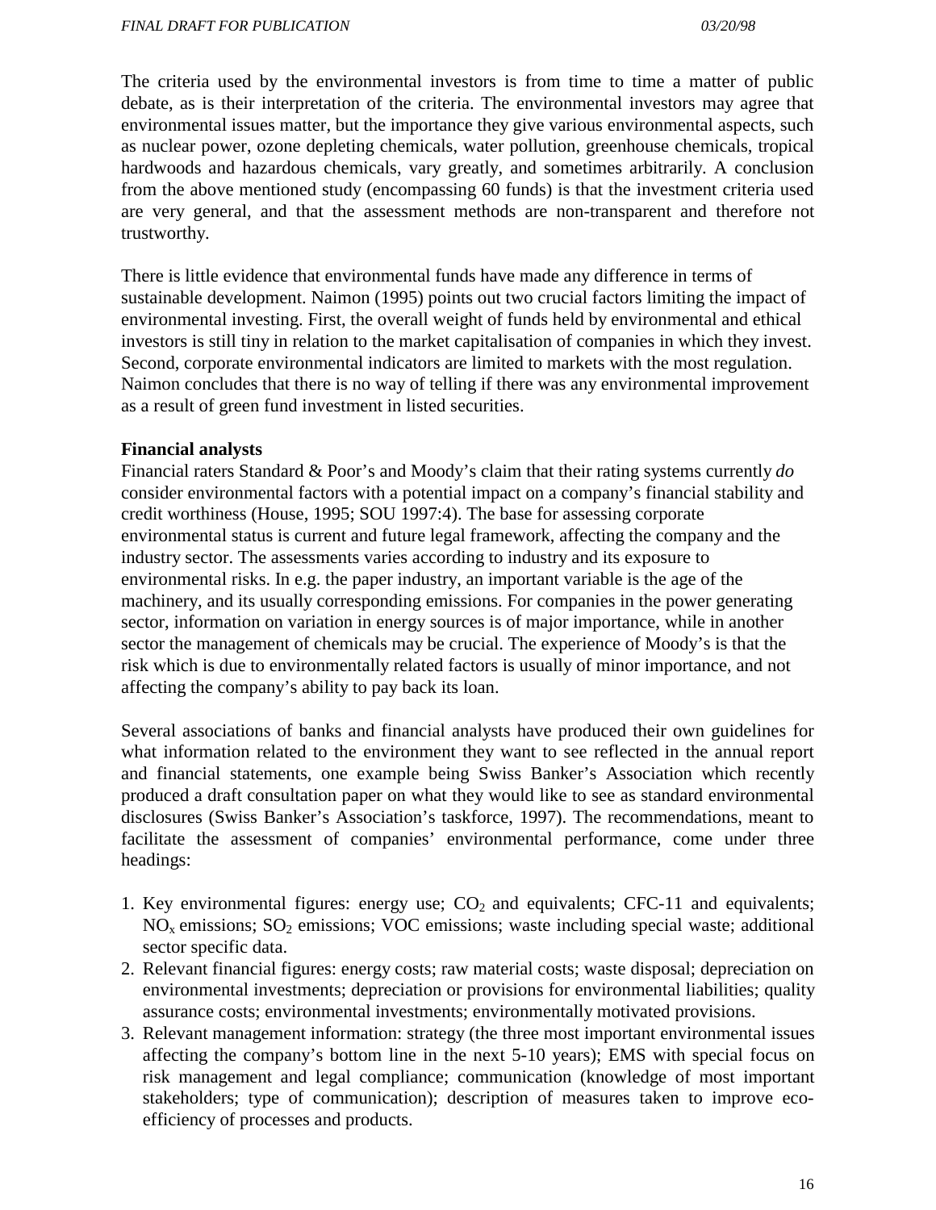The criteria used by the environmental investors is from time to time a matter of public debate, as is their interpretation of the criteria. The environmental investors may agree that environmental issues matter, but the importance they give various environmental aspects, such as nuclear power, ozone depleting chemicals, water pollution, greenhouse chemicals, tropical hardwoods and hazardous chemicals, vary greatly, and sometimes arbitrarily. A conclusion from the above mentioned study (encompassing 60 funds) is that the investment criteria used are very general, and that the assessment methods are non-transparent and therefore not trustworthy.

There is little evidence that environmental funds have made any difference in terms of sustainable development. Naimon (1995) points out two crucial factors limiting the impact of environmental investing. First, the overall weight of funds held by environmental and ethical investors is still tiny in relation to the market capitalisation of companies in which they invest. Second, corporate environmental indicators are limited to markets with the most regulation. Naimon concludes that there is no way of telling if there was any environmental improvement as a result of green fund investment in listed securities.

**Financial analysts**

Financial raters Standard & Poor's and Moody's claim that their rating systems currently *do* consider environmental factors with a potential impact on a company's financial stability and credit worthiness (House, 1995; SOU 1997:4). The base for assessing corporate environmental status is current and future legal framework, affecting the company and the industry sector. The assessments varies according to industry and its exposure to environmental risks. In e.g. the paper industry, an important variable is the age of the machinery, and its usually corresponding emissions. For companies in the power generating sector, information on variation in energy sources is of major importance, while in another sector the management of chemicals may be crucial. The experience of Moody's is that the risk which is due to environmentally related factors is usually of minor importance, and not affecting the company's ability to pay back its loan.

Several associations of banks and financial analysts have produced their own guidelines for what information related to the environment they want to see reflected in the annual report and financial statements, one example being Swiss Banker's Association which recently produced a draft consultation paper on what they would like to see as standard environmental disclosures (Swiss Banker's Association's taskforce, 1997). The recommendations, meant to facilitate the assessment of companies' environmental performance, come under three headings:

1. Key environmental figures: energy use; $CO_2$ and equivalents; CFC-11 and equivalents; $NO_x$ emissions; $SO_2$ emissions; VOC emissions; waste including special waste; additional sector specific data.
2. Relevant financial figures: energy costs; raw material costs; waste disposal; depreciation on environmental investments; depreciation or provisions for environmental liabilities; quality assurance costs; environmental investments; environmentally motivated provisions.
3. Relevant management information: strategy (the three most important environmental issues affecting the company's bottom line in the next 5-10 years); EMS with special focus on risk management and legal compliance; communication (knowledge of most important stakeholders; type of communication); description of measures taken to improve eco-efficiency of processes and products.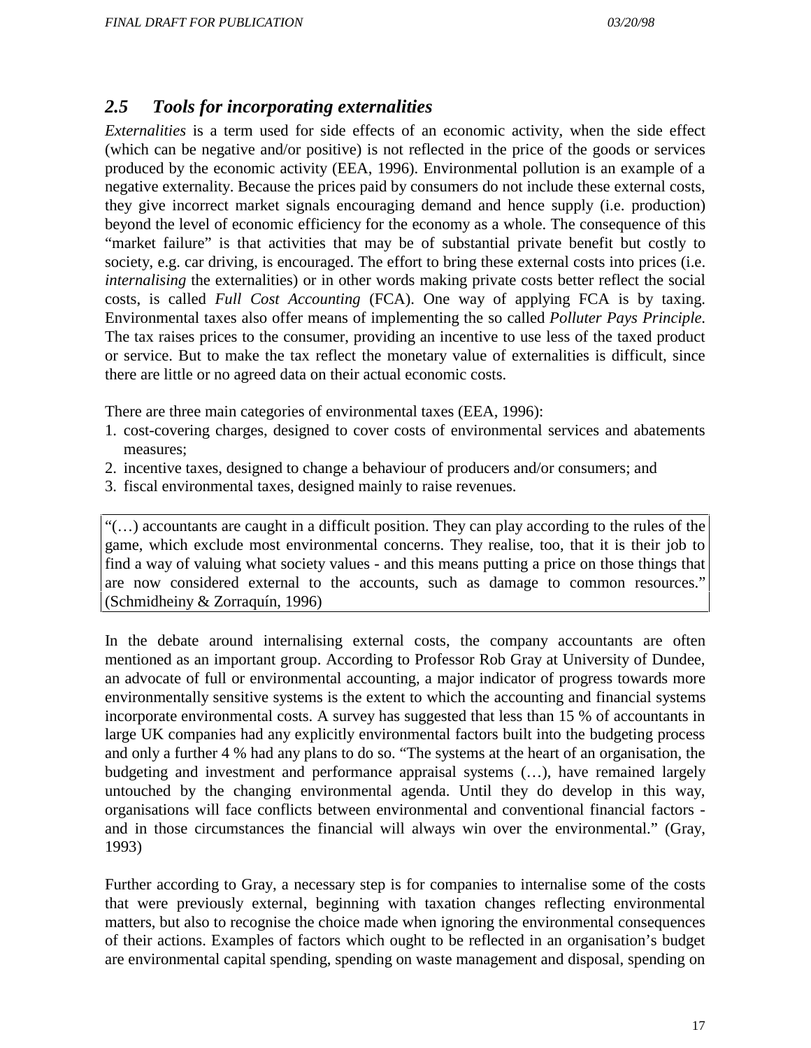## 2.5 Tools for incorporating externalities

*Externalities* is a term used for side effects of an economic activity, when the side effect (which can be negative and/or positive) is not reflected in the price of the goods or services produced by the economic activity (EEA, 1996). Environmental pollution is an example of a negative externality. Because the prices paid by consumers do not include these external costs, they give incorrect market signals encouraging demand and hence supply (i.e. production) beyond the level of economic efficiency for the economy as a whole. The consequence of this "market failure" is that activities that may be of substantial private benefit but costly to society, e.g. car driving, is encouraged. The effort to bring these external costs into prices (i.e. *internalising* the externalities) or in other words making private costs better reflect the social costs, is called *Full Cost Accounting* (FCA). One way of applying FCA is by taxing. Environmental taxes also offer means of implementing the so called *Polluter Pays Principle*. The tax raises prices to the consumer, providing an incentive to use less of the taxed product or service. But to make the tax reflect the monetary value of externalities is difficult, since there are little or no agreed data on their actual economic costs.

There are three main categories of environmental taxes (EEA, 1996):

1. cost-covering charges, designed to cover costs of environmental services and abatements measures;
2. incentive taxes, designed to change a behaviour of producers and/or consumers; and
3. fiscal environmental taxes, designed mainly to raise revenues.

> "(…) accountants are caught in a difficult position. They can play according to the rules of the game, which exclude most environmental concerns. They realise, too, that it is their job to find a way of valuing what society values - and this means putting a price on those things that are now considered external to the accounts, such as damage to common resources." (Schmidheiny & Zorraquín, 1996)

In the debate around internalising external costs, the company accountants are often mentioned as an important group. According to Professor Rob Gray at University of Dundee, an advocate of full or environmental accounting, a major indicator of progress towards more environmentally sensitive systems is the extent to which the accounting and financial systems incorporate environmental costs. A survey has suggested that less than 15 % of accountants in large UK companies had any explicitly environmental factors built into the budgeting process and only a further 4 % had any plans to do so. "The systems at the heart of an organisation, the budgeting and investment and performance appraisal systems (…), have remained largely untouched by the changing environmental agenda. Until they do develop in this way, organisations will face conflicts between environmental and conventional financial factors - and in those circumstances the financial will always win over the environmental." (Gray, 1993)

Further according to Gray, a necessary step is for companies to internalise some of the costs that were previously external, beginning with taxation changes reflecting environmental matters, but also to recognise the choice made when ignoring the environmental consequences of their actions. Examples of factors which ought to be reflected in an organisation's budget are environmental capital spending, spending on waste management and disposal, spending on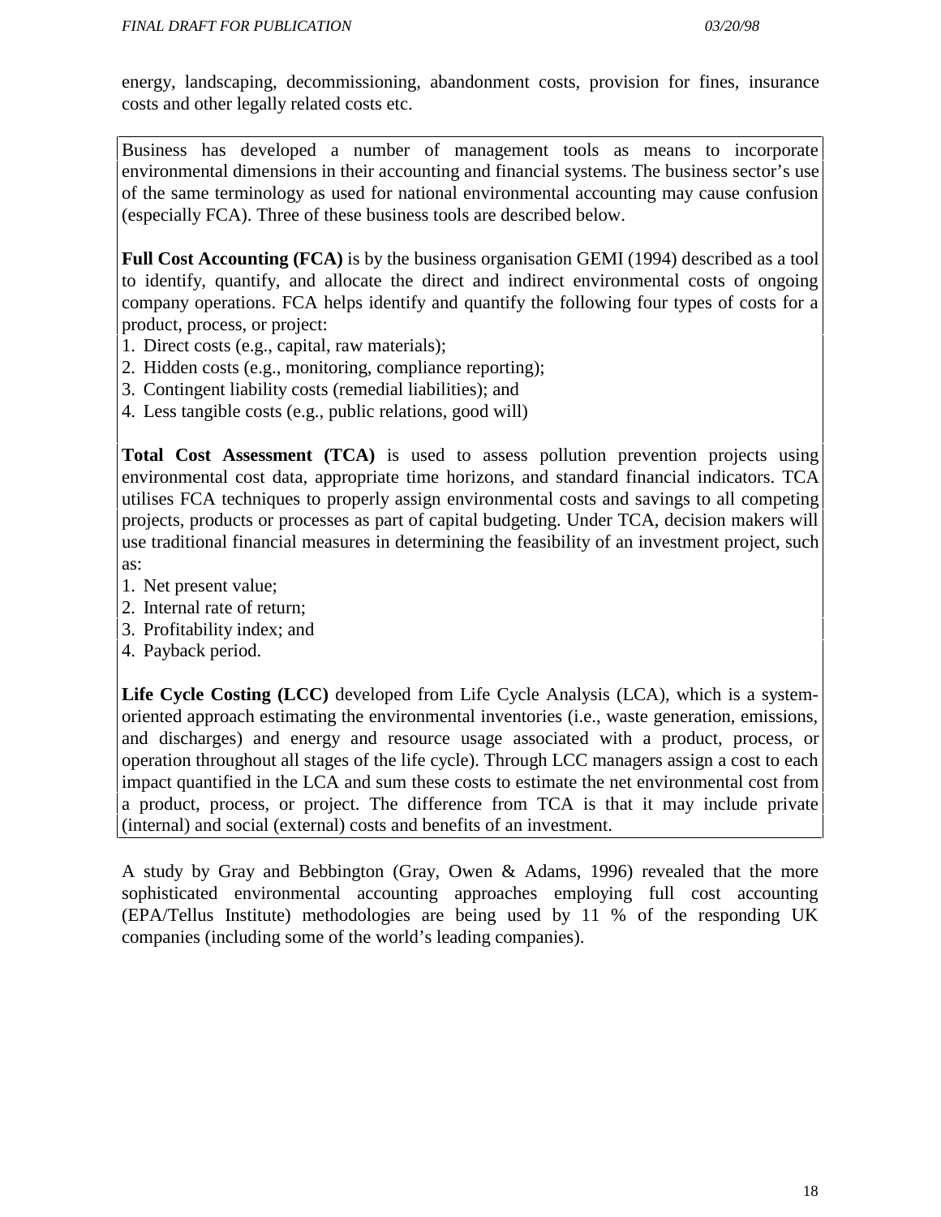energy, landscaping, decommissioning, abandonment costs, provision for fines, insurance costs and other legally related costs etc.

Business has developed a number of management tools as means to incorporate environmental dimensions in their accounting and financial systems. The business sector's use of the same terminology as used for national environmental accounting may cause confusion (especially FCA). Three of these business tools are described below.

**Full Cost Accounting (FCA)** is by the business organisation GEMI (1994) described as a tool to identify, quantify, and allocate the direct and indirect environmental costs of ongoing company operations. FCA helps identify and quantify the following four types of costs for a product, process, or project:

1. Direct costs (e.g., capital, raw materials);
2. Hidden costs (e.g., monitoring, compliance reporting);
3. Contingent liability costs (remedial liabilities); and
4. Less tangible costs (e.g., public relations, good will)

**Total Cost Assessment (TCA)** is used to assess pollution prevention projects using environmental cost data, appropriate time horizons, and standard financial indicators. TCA utilises FCA techniques to properly assign environmental costs and savings to all competing projects, products or processes as part of capital budgeting. Under TCA, decision makers will use traditional financial measures in determining the feasibility of an investment project, such as:

1. Net present value;
2. Internal rate of return;
3. Profitability index; and
4. Payback period.

**Life Cycle Costing (LCC)** developed from Life Cycle Analysis (LCA), which is a system-oriented approach estimating the environmental inventories (i.e., waste generation, emissions, and discharges) and energy and resource usage associated with a product, process, or operation throughout all stages of the life cycle). Through LCC managers assign a cost to each impact quantified in the LCA and sum these costs to estimate the net environmental cost from a product, process, or project. The difference from TCA is that it may include private (internal) and social (external) costs and benefits of an investment.

A study by Gray and Bebbington (Gray, Owen & Adams, 1996) revealed that the more sophisticated environmental accounting approaches employing full cost accounting (EPA/Tellus Institute) methodologies are being used by 11 % of the responding UK companies (including some of the world's leading companies).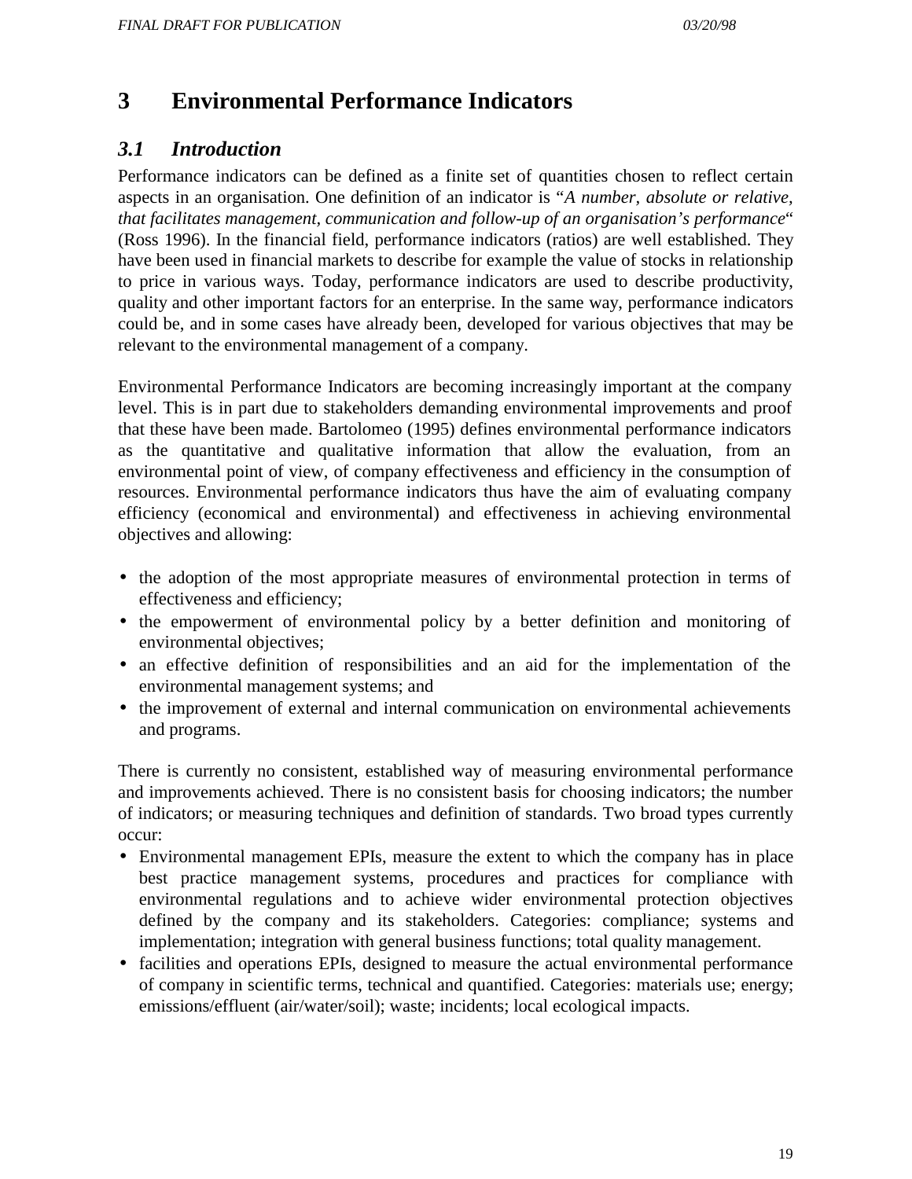# 3 Environmental Performance Indicators

## *3.1 Introduction*

Performance indicators can be defined as a finite set of quantities chosen to reflect certain aspects in an organisation. One definition of an indicator is "*A number, absolute or relative, that facilitates management, communication and follow-up of an organisation's performance*" (Ross 1996). In the financial field, performance indicators (ratios) are well established. They have been used in financial markets to describe for example the value of stocks in relationship to price in various ways. Today, performance indicators are used to describe productivity, quality and other important factors for an enterprise. In the same way, performance indicators could be, and in some cases have already been, developed for various objectives that may be relevant to the environmental management of a company.

Environmental Performance Indicators are becoming increasingly important at the company level. This is in part due to stakeholders demanding environmental improvements and proof that these have been made. Bartolomeo (1995) defines environmental performance indicators as the quantitative and qualitative information that allow the evaluation, from an environmental point of view, of company effectiveness and efficiency in the consumption of resources. Environmental performance indicators thus have the aim of evaluating company efficiency (economical and environmental) and effectiveness in achieving environmental objectives and allowing:

- the adoption of the most appropriate measures of environmental protection in terms of effectiveness and efficiency;
- the empowerment of environmental policy by a better definition and monitoring of environmental objectives;
- an effective definition of responsibilities and an aid for the implementation of the environmental management systems; and
- the improvement of external and internal communication on environmental achievements and programs.

There is currently no consistent, established way of measuring environmental performance and improvements achieved. There is no consistent basis for choosing indicators; the number of indicators; or measuring techniques and definition of standards. Two broad types currently occur:

- Environmental management EPIs, measure the extent to which the company has in place best practice management systems, procedures and practices for compliance with environmental regulations and to achieve wider environmental protection objectives defined by the company and its stakeholders. Categories: compliance; systems and implementation; integration with general business functions; total quality management.
- facilities and operations EPIs, designed to measure the actual environmental performance of company in scientific terms, technical and quantified. Categories: materials use; energy; emissions/effluent (air/water/soil); waste; incidents; local ecological impacts.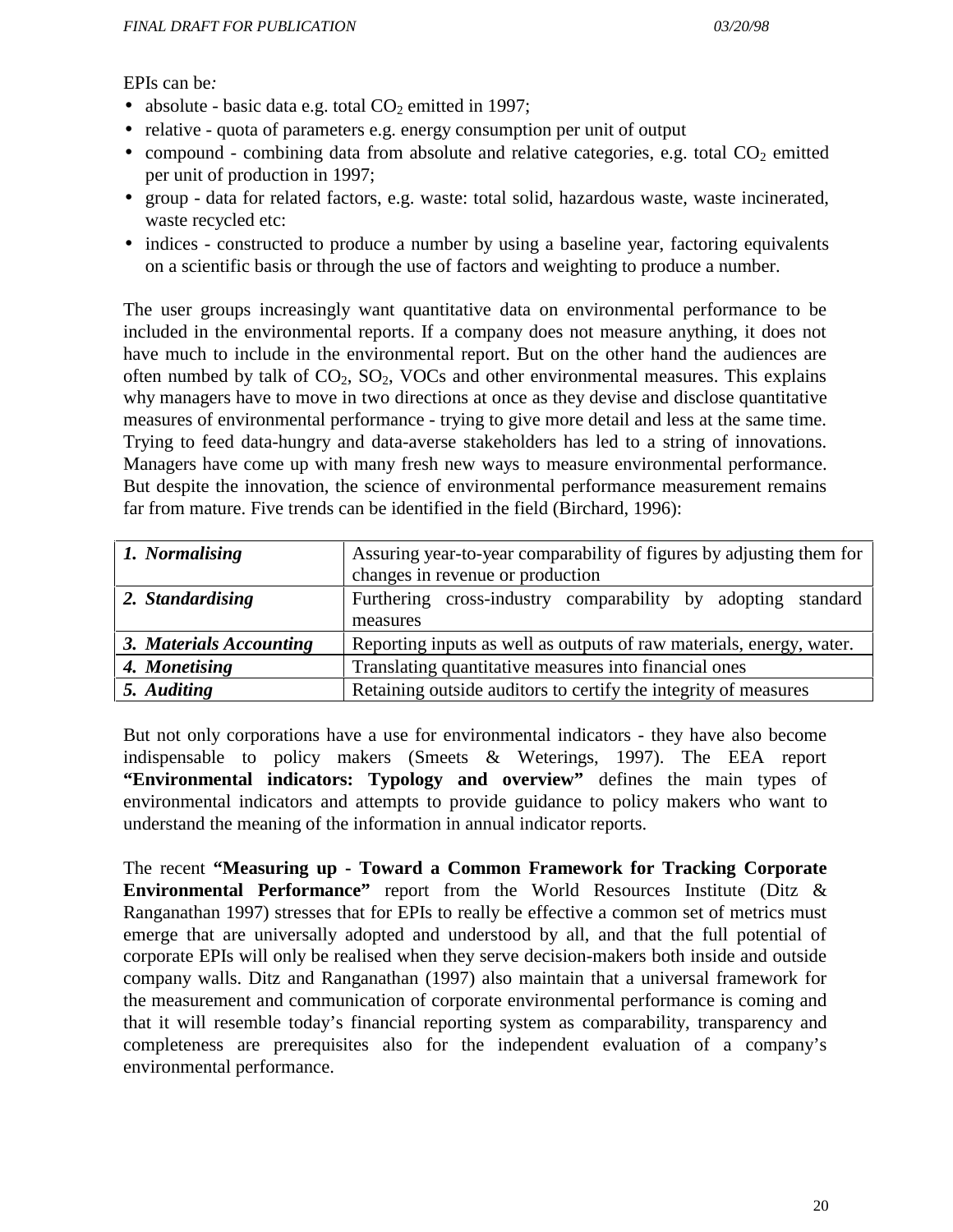EPIs can be*:*

- absolute - basic data e.g. total $CO_2$ emitted in 1997;
- relative - quota of parameters e.g. energy consumption per unit of output
- compound - combining data from absolute and relative categories, e.g. total $CO_2$ emitted per unit of production in 1997;
- group - data for related factors, e.g. waste: total solid, hazardous waste, waste incinerated, waste recycled etc:
- indices - constructed to produce a number by using a baseline year, factoring equivalents on a scientific basis or through the use of factors and weighting to produce a number.

The user groups increasingly want quantitative data on environmental performance to be included in the environmental reports. If a company does not measure anything, it does not have much to include in the environmental report. But on the other hand the audiences are often numbed by talk of $CO_2$, $SO_2$, VOCs and other environmental measures. This explains why managers have to move in two directions at once as they devise and disclose quantitative measures of environmental performance - trying to give more detail and less at the same time. Trying to feed data-hungry and data-averse stakeholders has led to a string of innovations. Managers have come up with many fresh new ways to measure environmental performance. But despite the innovation, the science of environmental performance measurement remains far from mature. Five trends can be identified in the field (Birchard, 1996):

| | |
|---|---|
| ***1. Normalising*** | Assuring year-to-year comparability of figures by adjusting them for changes in revenue or production |
| ***2. Standardising*** | Furthering cross-industry comparability by adopting standard measures |
| ***3. Materials Accounting*** | Reporting inputs as well as outputs of raw materials, energy, water. |
| ***4. Monetising*** | Translating quantitative measures into financial ones |
| ***5. Auditing*** | Retaining outside auditors to certify the integrity of measures |

But not only corporations have a use for environmental indicators - they have also become indispensable to policy makers (Smeets & Weterings, 1997). The EEA report **"Environmental indicators: Typology and overview"** defines the main types of environmental indicators and attempts to provide guidance to policy makers who want to understand the meaning of the information in annual indicator reports.

The recent **"Measuring up - Toward a Common Framework for Tracking Corporate Environmental Performance"** report from the World Resources Institute (Ditz & Ranganathan 1997) stresses that for EPIs to really be effective a common set of metrics must emerge that are universally adopted and understood by all, and that the full potential of corporate EPIs will only be realised when they serve decision-makers both inside and outside company walls. Ditz and Ranganathan (1997) also maintain that a universal framework for the measurement and communication of corporate environmental performance is coming and that it will resemble today's financial reporting system as comparability, transparency and completeness are prerequisites also for the independent evaluation of a company's environmental performance.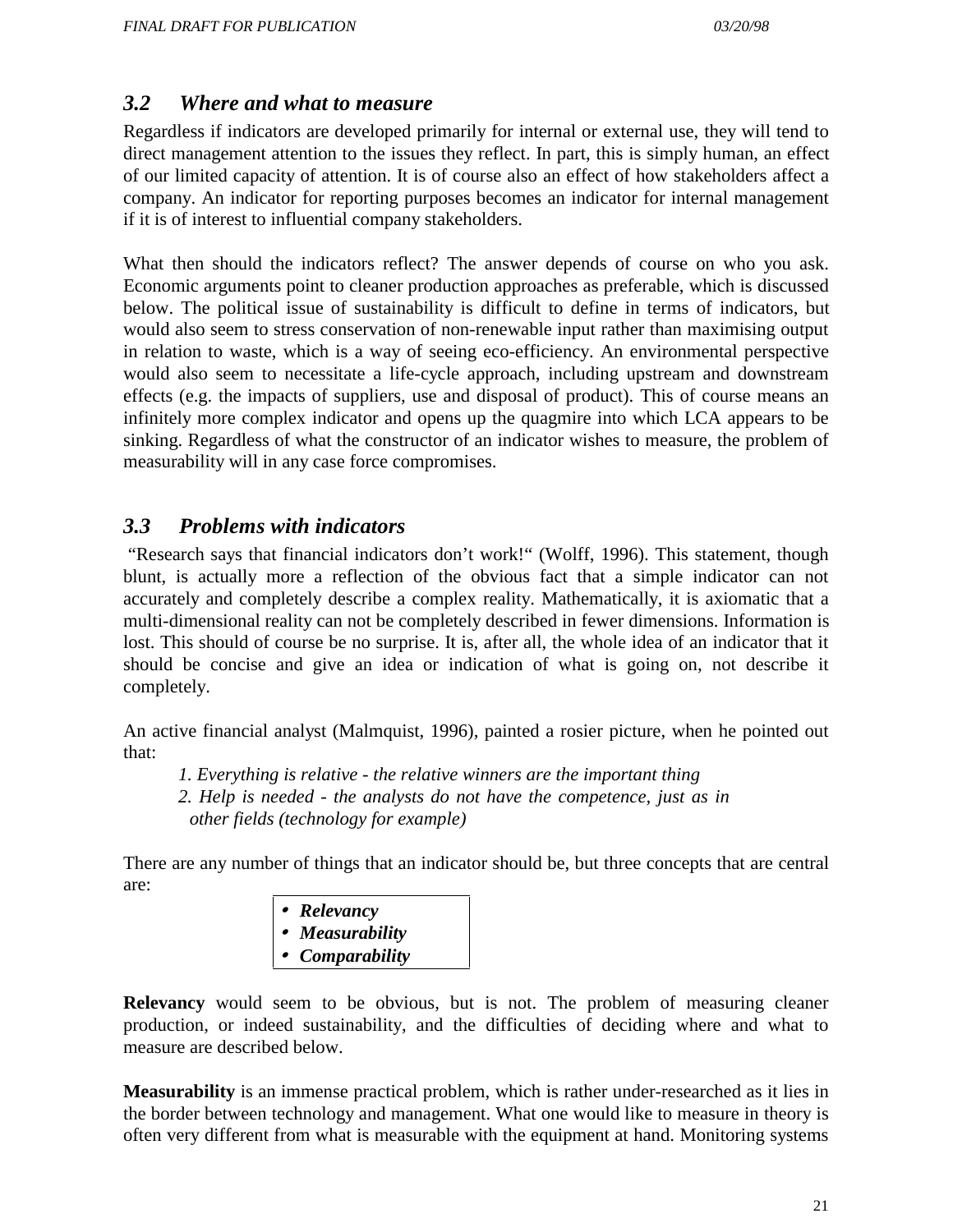### *3.2 Where and what to measure*

Regardless if indicators are developed primarily for internal or external use, they will tend to direct management attention to the issues they reflect. In part, this is simply human, an effect of our limited capacity of attention. It is of course also an effect of how stakeholders affect a company. An indicator for reporting purposes becomes an indicator for internal management if it is of interest to influential company stakeholders.

What then should the indicators reflect? The answer depends of course on who you ask. Economic arguments point to cleaner production approaches as preferable, which is discussed below. The political issue of sustainability is difficult to define in terms of indicators, but would also seem to stress conservation of non-renewable input rather than maximising output in relation to waste, which is a way of seeing eco-efficiency. An environmental perspective would also seem to necessitate a life-cycle approach, including upstream and downstream effects (e.g. the impacts of suppliers, use and disposal of product). This of course means an infinitely more complex indicator and opens up the quagmire into which LCA appears to be sinking. Regardless of what the constructor of an indicator wishes to measure, the problem of measurability will in any case force compromises.

### *3.3 Problems with indicators*

"Research says that financial indicators don't work!" (Wolff, 1996). This statement, though blunt, is actually more a reflection of the obvious fact that a simple indicator can not accurately and completely describe a complex reality. Mathematically, it is axiomatic that a multi-dimensional reality can not be completely described in fewer dimensions. Information is lost. This should of course be no surprise. It is, after all, the whole idea of an indicator that it should be concise and give an idea or indication of what is going on, not describe it completely.

An active financial analyst (Malmquist, 1996), painted a rosier picture, when he pointed out that:

*1. Everything is relative - the relative winners are the important thing*

*2. Help is needed - the analysts do not have the competence, just as in other fields (technology for example)*

There are any number of things that an indicator should be, but three concepts that are central are:

- ***Relevancy***
- ***Measurability***
- ***Comparability***

**Relevancy** would seem to be obvious, but is not. The problem of measuring cleaner production, or indeed sustainability, and the difficulties of deciding where and what to measure are described below.

**Measurability** is an immense practical problem, which is rather under-researched as it lies in the border between technology and management. What one would like to measure in theory is often very different from what is measurable with the equipment at hand. Monitoring systems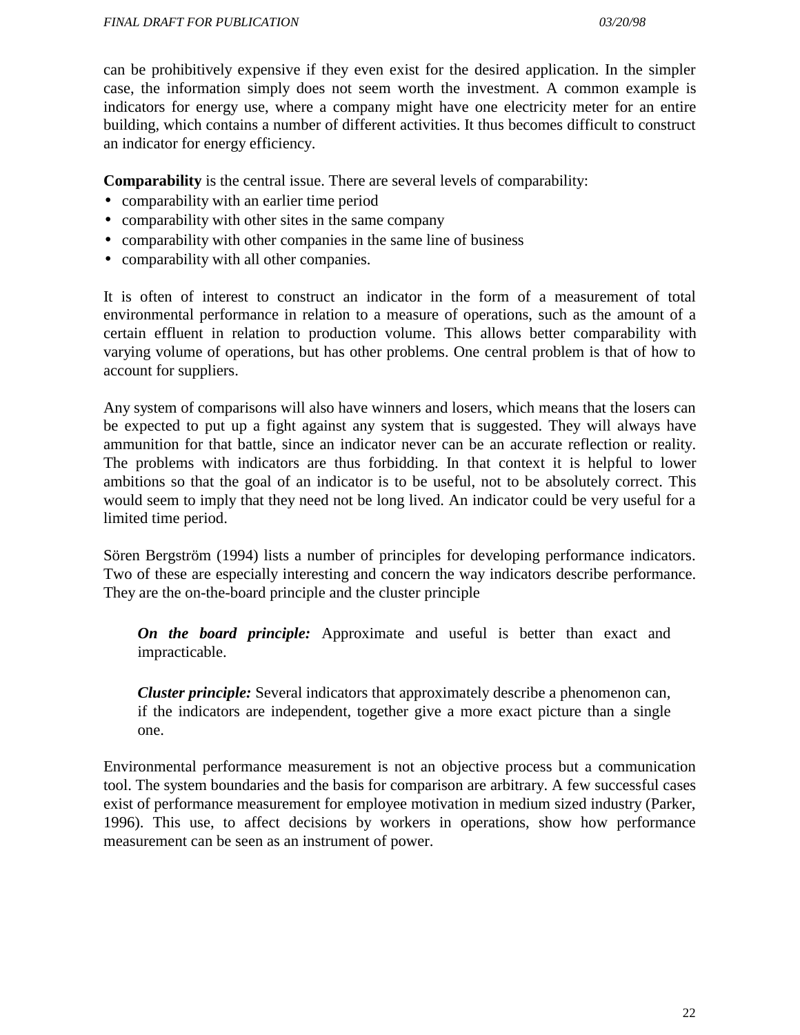can be prohibitively expensive if they even exist for the desired application. In the simpler case, the information simply does not seem worth the investment. A common example is indicators for energy use, where a company might have one electricity meter for an entire building, which contains a number of different activities. It thus becomes difficult to construct an indicator for energy efficiency.

**Comparability** is the central issue. There are several levels of comparability:

- comparability with an earlier time period
- comparability with other sites in the same company
- comparability with other companies in the same line of business
- comparability with all other companies.

It is often of interest to construct an indicator in the form of a measurement of total environmental performance in relation to a measure of operations, such as the amount of a certain effluent in relation to production volume. This allows better comparability with varying volume of operations, but has other problems. One central problem is that of how to account for suppliers.

Any system of comparisons will also have winners and losers, which means that the losers can be expected to put up a fight against any system that is suggested. They will always have ammunition for that battle, since an indicator never can be an accurate reflection or reality. The problems with indicators are thus forbidding. In that context it is helpful to lower ambitions so that the goal of an indicator is to be useful, not to be absolutely correct. This would seem to imply that they need not be long lived. An indicator could be very useful for a limited time period.

Sören Bergström (1994) lists a number of principles for developing performance indicators. Two of these are especially interesting and concern the way indicators describe performance. They are the on-the-board principle and the cluster principle

> ***On the board principle:*** Approximate and useful is better than exact and impracticable.
>
> ***Cluster principle:*** Several indicators that approximately describe a phenomenon can, if the indicators are independent, together give a more exact picture than a single one.

Environmental performance measurement is not an objective process but a communication tool. The system boundaries and the basis for comparison are arbitrary. A few successful cases exist of performance measurement for employee motivation in medium sized industry (Parker, 1996). This use, to affect decisions by workers in operations, show how performance measurement can be seen as an instrument of power.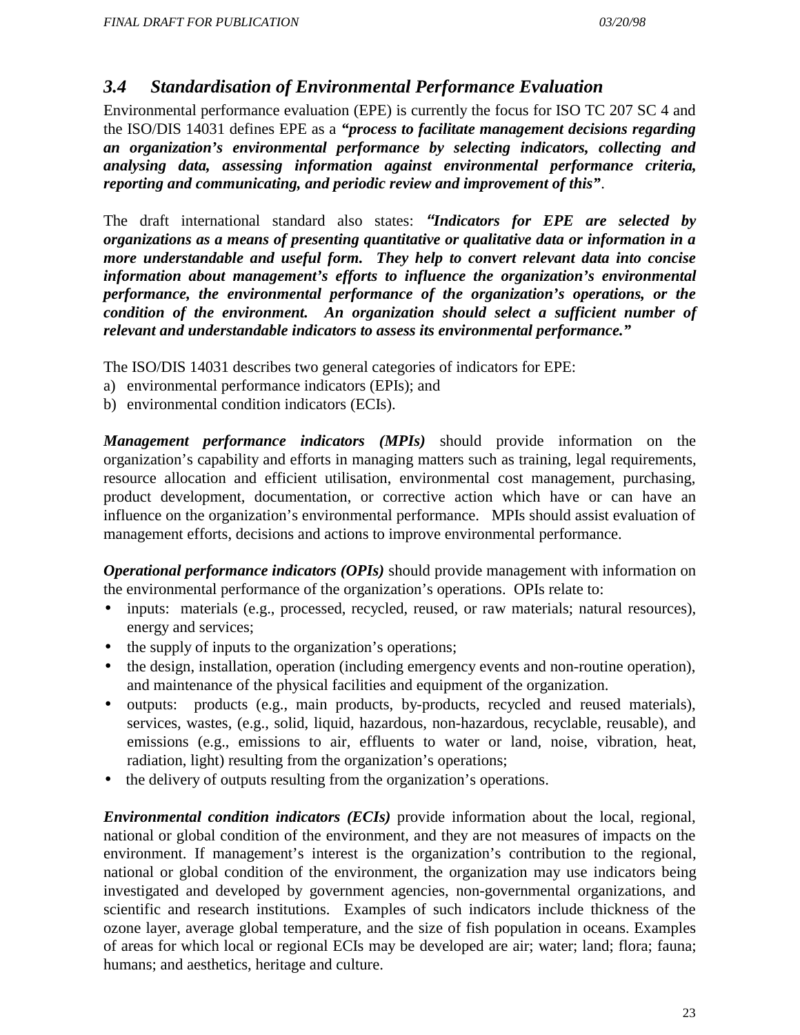### *3.4 Standardisation of Environmental Performance Evaluation*

Environmental performance evaluation (EPE) is currently the focus for ISO TC 207 SC 4 and the ISO/DIS 14031 defines EPE as a ***"process to facilitate management decisions regarding an organization's environmental performance by selecting indicators, collecting and analysing data, assessing information against environmental performance criteria, reporting and communicating, and periodic review and improvement of this"***.

The draft international standard also states: ***"Indicators for EPE are selected by organizations as a means of presenting quantitative or qualitative data or information in a more understandable and useful form. They help to convert relevant data into concise information about management's efforts to influence the organization's environmental performance, the environmental performance of the organization's operations, or the condition of the environment. An organization should select a sufficient number of relevant and understandable indicators to assess its environmental performance."***

The ISO/DIS 14031 describes two general categories of indicators for EPE:

a) environmental performance indicators (EPIs); and
b) environmental condition indicators (ECIs).

***Management performance indicators (MPIs)*** should provide information on the organization's capability and efforts in managing matters such as training, legal requirements, resource allocation and efficient utilisation, environmental cost management, purchasing, product development, documentation, or corrective action which have or can have an influence on the organization's environmental performance. MPIs should assist evaluation of management efforts, decisions and actions to improve environmental performance.

***Operational performance indicators (OPIs)*** should provide management with information on the environmental performance of the organization's operations. OPIs relate to:

- inputs: materials (e.g., processed, recycled, reused, or raw materials; natural resources), energy and services;
- the supply of inputs to the organization's operations;
- the design, installation, operation (including emergency events and non-routine operation), and maintenance of the physical facilities and equipment of the organization.
- outputs: products (e.g., main products, by-products, recycled and reused materials), services, wastes, (e.g., solid, liquid, hazardous, non-hazardous, recyclable, reusable), and emissions (e.g., emissions to air, effluents to water or land, noise, vibration, heat, radiation, light) resulting from the organization's operations;
- the delivery of outputs resulting from the organization's operations.

***Environmental condition indicators (ECIs)*** provide information about the local, regional, national or global condition of the environment, and they are not measures of impacts on the environment. If management's interest is the organization's contribution to the regional, national or global condition of the environment, the organization may use indicators being investigated and developed by government agencies, non-governmental organizations, and scientific and research institutions. Examples of such indicators include thickness of the ozone layer, average global temperature, and the size of fish population in oceans. Examples of areas for which local or regional ECIs may be developed are air; water; land; flora; fauna; humans; and aesthetics, heritage and culture.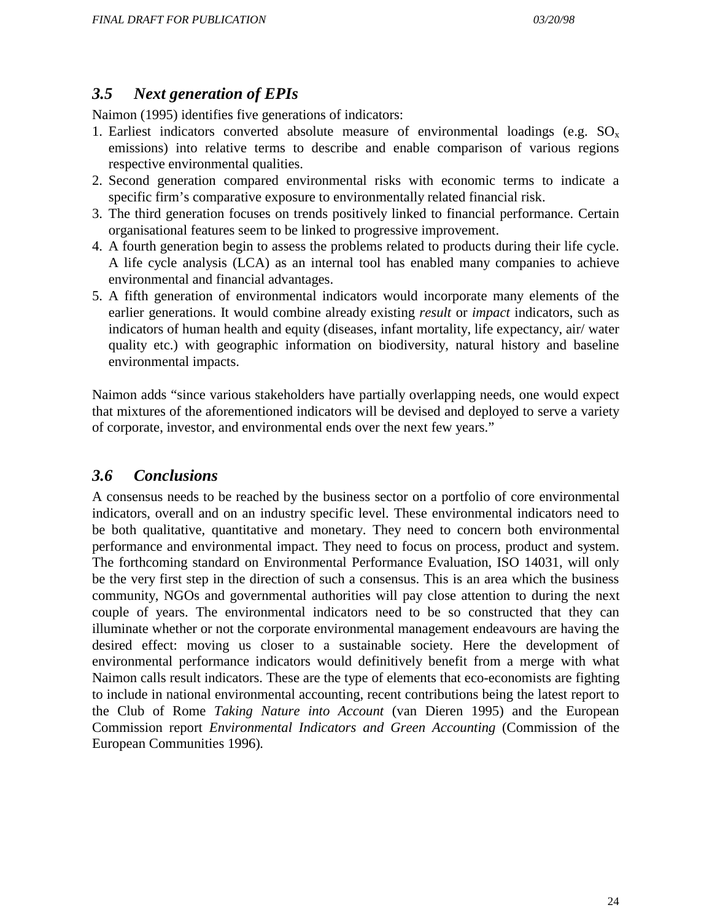### *3.5 Next generation of EPIs*

Naimon (1995) identifies five generations of indicators:

1. Earliest indicators converted absolute measure of environmental loadings (e.g. $SO_x$ emissions) into relative terms to describe and enable comparison of various regions respective environmental qualities.
2. Second generation compared environmental risks with economic terms to indicate a specific firm's comparative exposure to environmentally related financial risk.
3. The third generation focuses on trends positively linked to financial performance. Certain organisational features seem to be linked to progressive improvement.
4. A fourth generation begin to assess the problems related to products during their life cycle. A life cycle analysis (LCA) as an internal tool has enabled many companies to achieve environmental and financial advantages.
5. A fifth generation of environmental indicators would incorporate many elements of the earlier generations. It would combine already existing *result* or *impact* indicators, such as indicators of human health and equity (diseases, infant mortality, life expectancy, air/ water quality etc.) with geographic information on biodiversity, natural history and baseline environmental impacts.

Naimon adds "since various stakeholders have partially overlapping needs, one would expect that mixtures of the aforementioned indicators will be devised and deployed to serve a variety of corporate, investor, and environmental ends over the next few years."

### *3.6 Conclusions*

A consensus needs to be reached by the business sector on a portfolio of core environmental indicators, overall and on an industry specific level. These environmental indicators need to be both qualitative, quantitative and monetary. They need to concern both environmental performance and environmental impact. They need to focus on process, product and system. The forthcoming standard on Environmental Performance Evaluation, ISO 14031, will only be the very first step in the direction of such a consensus. This is an area which the business community, NGOs and governmental authorities will pay close attention to during the next couple of years. The environmental indicators need to be so constructed that they can illuminate whether or not the corporate environmental management endeavours are having the desired effect: moving us closer to a sustainable society. Here the development of environmental performance indicators would definitively benefit from a merge with what Naimon calls result indicators. These are the type of elements that eco-economists are fighting to include in national environmental accounting, recent contributions being the latest report to the Club of Rome *Taking Nature into Account* (van Dieren 1995) and the European Commission report *Environmental Indicators and Green Accounting* (Commission of the European Communities 1996).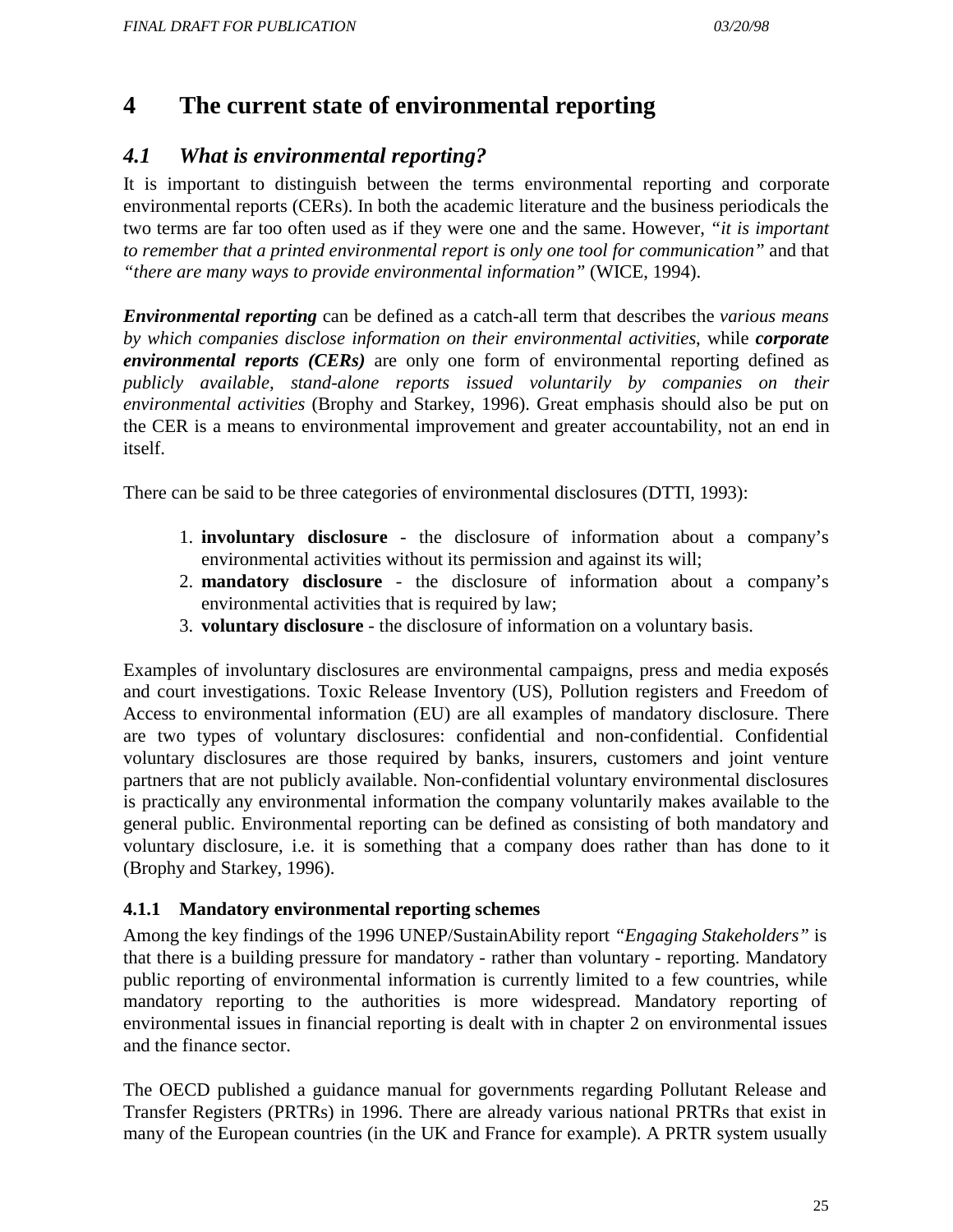# 4 The current state of environmental reporting

## 4.1 What is environmental reporting?

It is important to distinguish between the terms environmental reporting and corporate environmental reports (CERs). In both the academic literature and the business periodicals the two terms are far too often used as if they were one and the same. However, *"it is important to remember that a printed environmental report is only one tool for communication"* and that *"there are many ways to provide environmental information"* (WICE, 1994).

***Environmental reporting*** can be defined as a catch-all term that describes the *various means by which companies disclose information on their environmental activities*, while ***corporate environmental reports (CERs)*** are only one form of environmental reporting defined as *publicly available, stand-alone reports issued voluntarily by companies on their environmental activities* (Brophy and Starkey, 1996). Great emphasis should also be put on the CER is a means to environmental improvement and greater accountability, not an end in itself.

There can be said to be three categories of environmental disclosures (DTTI, 1993):

1. **involuntary disclosure** - the disclosure of information about a company's environmental activities without its permission and against its will;
2. **mandatory disclosure** - the disclosure of information about a company's environmental activities that is required by law;
3. **voluntary disclosure** - the disclosure of information on a voluntary basis.

Examples of involuntary disclosures are environmental campaigns, press and media exposés and court investigations. Toxic Release Inventory (US), Pollution registers and Freedom of Access to environmental information (EU) are all examples of mandatory disclosure. There are two types of voluntary disclosures: confidential and non-confidential. Confidential voluntary disclosures are those required by banks, insurers, customers and joint venture partners that are not publicly available. Non-confidential voluntary environmental disclosures is practically any environmental information the company voluntarily makes available to the general public. Environmental reporting can be defined as consisting of both mandatory and voluntary disclosure, i.e. it is something that a company does rather than has done to it (Brophy and Starkey, 1996).

### 4.1.1 Mandatory environmental reporting schemes

Among the key findings of the 1996 UNEP/SustainAbility report *"Engaging Stakeholders"* is that there is a building pressure for mandatory - rather than voluntary - reporting. Mandatory public reporting of environmental information is currently limited to a few countries, while mandatory reporting to the authorities is more widespread. Mandatory reporting of environmental issues in financial reporting is dealt with in chapter 2 on environmental issues and the finance sector.

The OECD published a guidance manual for governments regarding Pollutant Release and Transfer Registers (PRTRs) in 1996. There are already various national PRTRs that exist in many of the European countries (in the UK and France for example). A PRTR system usually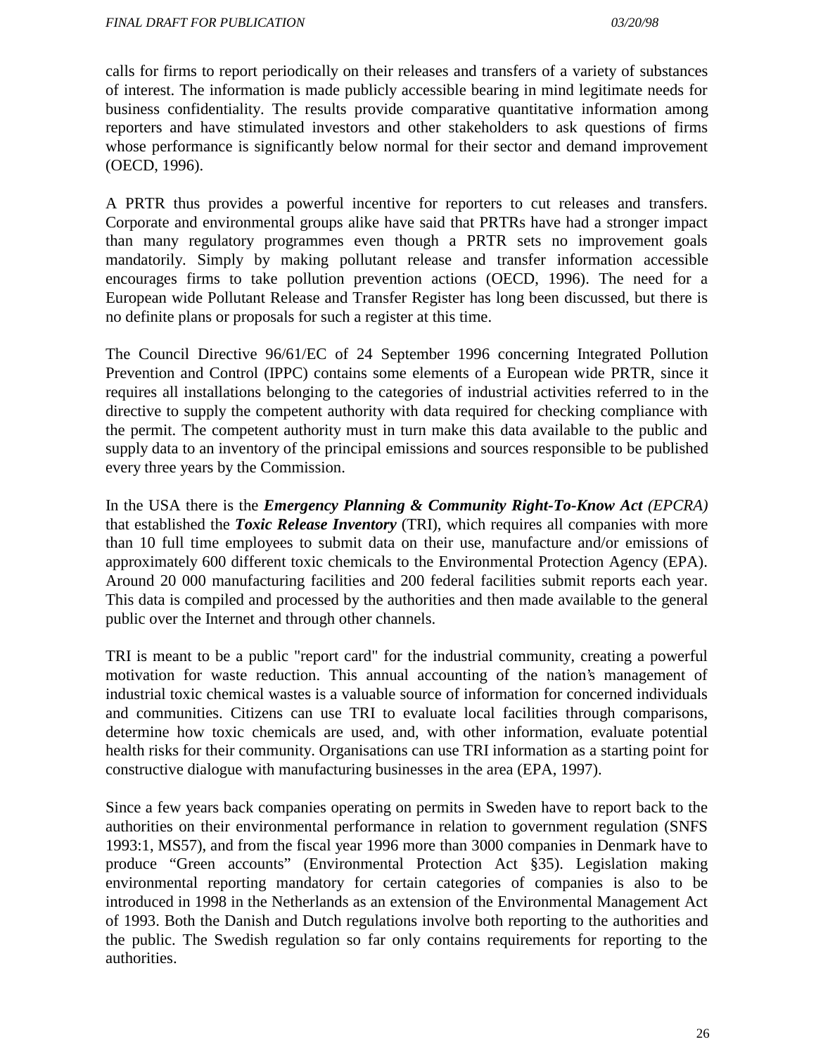calls for firms to report periodically on their releases and transfers of a variety of substances of interest. The information is made publicly accessible bearing in mind legitimate needs for business confidentiality. The results provide comparative quantitative information among reporters and have stimulated investors and other stakeholders to ask questions of firms whose performance is significantly below normal for their sector and demand improvement (OECD, 1996).

A PRTR thus provides a powerful incentive for reporters to cut releases and transfers. Corporate and environmental groups alike have said that PRTRs have had a stronger impact than many regulatory programmes even though a PRTR sets no improvement goals mandatorily. Simply by making pollutant release and transfer information accessible encourages firms to take pollution prevention actions (OECD, 1996). The need for a European wide Pollutant Release and Transfer Register has long been discussed, but there is no definite plans or proposals for such a register at this time.

The Council Directive 96/61/EC of 24 September 1996 concerning Integrated Pollution Prevention and Control (IPPC) contains some elements of a European wide PRTR, since it requires all installations belonging to the categories of industrial activities referred to in the directive to supply the competent authority with data required for checking compliance with the permit. The competent authority must in turn make this data available to the public and supply data to an inventory of the principal emissions and sources responsible to be published every three years by the Commission.

In the USA there is the ***Emergency Planning & Community Right-To-Know Act*** *(EPCRA)* that established the ***Toxic Release Inventory*** (TRI), which requires all companies with more than 10 full time employees to submit data on their use, manufacture and/or emissions of approximately 600 different toxic chemicals to the Environmental Protection Agency (EPA). Around 20 000 manufacturing facilities and 200 federal facilities submit reports each year. This data is compiled and processed by the authorities and then made available to the general public over the Internet and through other channels.

TRI is meant to be a public "report card" for the industrial community, creating a powerful motivation for waste reduction. This annual accounting of the nation's management of industrial toxic chemical wastes is a valuable source of information for concerned individuals and communities. Citizens can use TRI to evaluate local facilities through comparisons, determine how toxic chemicals are used, and, with other information, evaluate potential health risks for their community. Organisations can use TRI information as a starting point for constructive dialogue with manufacturing businesses in the area (EPA, 1997).

Since a few years back companies operating on permits in Sweden have to report back to the authorities on their environmental performance in relation to government regulation (SNFS 1993:1, MS57), and from the fiscal year 1996 more than 3000 companies in Denmark have to produce "Green accounts" (Environmental Protection Act §35). Legislation making environmental reporting mandatory for certain categories of companies is also to be introduced in 1998 in the Netherlands as an extension of the Environmental Management Act of 1993. Both the Danish and Dutch regulations involve both reporting to the authorities and the public. The Swedish regulation so far only contains requirements for reporting to the authorities.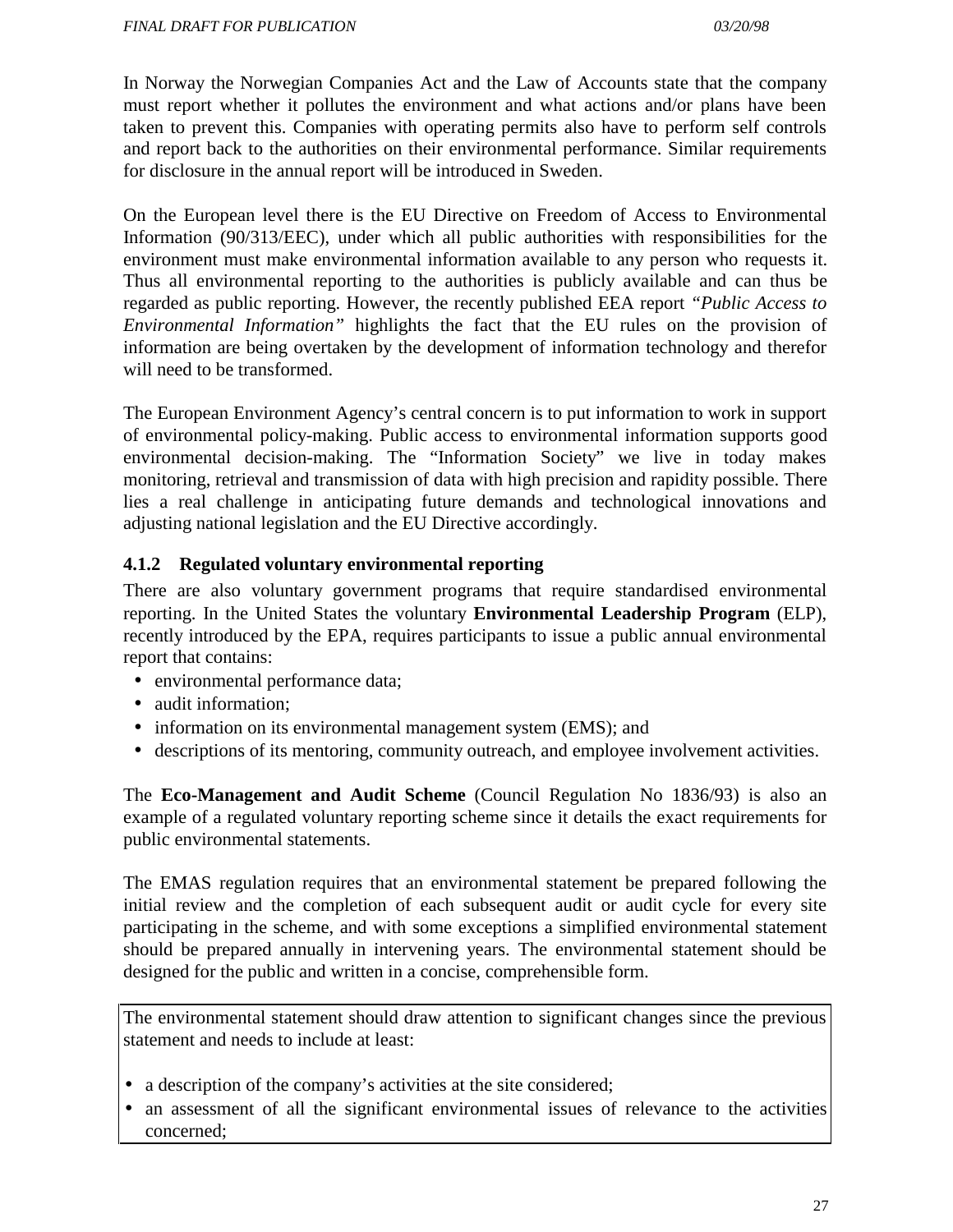In Norway the Norwegian Companies Act and the Law of Accounts state that the company must report whether it pollutes the environment and what actions and/or plans have been taken to prevent this. Companies with operating permits also have to perform self controls and report back to the authorities on their environmental performance. Similar requirements for disclosure in the annual report will be introduced in Sweden.

On the European level there is the EU Directive on Freedom of Access to Environmental Information (90/313/EEC), under which all public authorities with responsibilities for the environment must make environmental information available to any person who requests it. Thus all environmental reporting to the authorities is publicly available and can thus be regarded as public reporting. However, the recently published EEA report *"Public Access to Environmental Information"* highlights the fact that the EU rules on the provision of information are being overtaken by the development of information technology and therefor will need to be transformed.

The European Environment Agency's central concern is to put information to work in support of environmental policy-making. Public access to environmental information supports good environmental decision-making. The "Information Society" we live in today makes monitoring, retrieval and transmission of data with high precision and rapidity possible. There lies a real challenge in anticipating future demands and technological innovations and adjusting national legislation and the EU Directive accordingly.

### 4.1.2 Regulated voluntary environmental reporting

There are also voluntary government programs that require standardised environmental reporting. In the United States the voluntary **Environmental Leadership Program** (ELP), recently introduced by the EPA, requires participants to issue a public annual environmental report that contains:

- environmental performance data;
- audit information;
- information on its environmental management system (EMS); and
- descriptions of its mentoring, community outreach, and employee involvement activities.

The **Eco-Management and Audit Scheme** (Council Regulation No 1836/93) is also an example of a regulated voluntary reporting scheme since it details the exact requirements for public environmental statements.

The EMAS regulation requires that an environmental statement be prepared following the initial review and the completion of each subsequent audit or audit cycle for every site participating in the scheme, and with some exceptions a simplified environmental statement should be prepared annually in intervening years. The environmental statement should be designed for the public and written in a concise, comprehensible form.

The environmental statement should draw attention to significant changes since the previous statement and needs to include at least:

- a description of the company's activities at the site considered;
- an assessment of all the significant environmental issues of relevance to the activities concerned;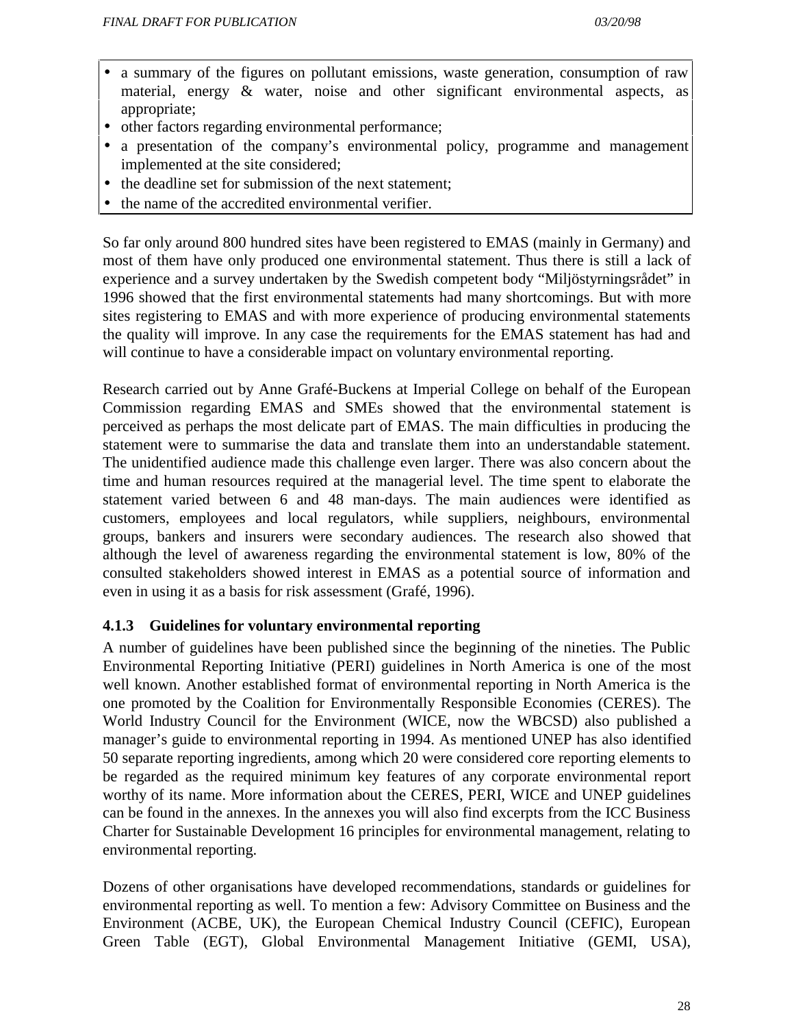- a summary of the figures on pollutant emissions, waste generation, consumption of raw material, energy & water, noise and other significant environmental aspects, as appropriate;
- other factors regarding environmental performance;
- a presentation of the company's environmental policy, programme and management implemented at the site considered;
- the deadline set for submission of the next statement;
- the name of the accredited environmental verifier.

So far only around 800 hundred sites have been registered to EMAS (mainly in Germany) and most of them have only produced one environmental statement. Thus there is still a lack of experience and a survey undertaken by the Swedish competent body "Miljöstyrningsrådet" in 1996 showed that the first environmental statements had many shortcomings. But with more sites registering to EMAS and with more experience of producing environmental statements the quality will improve. In any case the requirements for the EMAS statement has had and will continue to have a considerable impact on voluntary environmental reporting.

Research carried out by Anne Grafé-Buckens at Imperial College on behalf of the European Commission regarding EMAS and SMEs showed that the environmental statement is perceived as perhaps the most delicate part of EMAS. The main difficulties in producing the statement were to summarise the data and translate them into an understandable statement. The unidentified audience made this challenge even larger. There was also concern about the time and human resources required at the managerial level. The time spent to elaborate the statement varied between 6 and 48 man-days. The main audiences were identified as customers, employees and local regulators, while suppliers, neighbours, environmental groups, bankers and insurers were secondary audiences. The research also showed that although the level of awareness regarding the environmental statement is low, 80% of the consulted stakeholders showed interest in EMAS as a potential source of information and even in using it as a basis for risk assessment (Grafé, 1996).

### 4.1.3 Guidelines for voluntary environmental reporting

A number of guidelines have been published since the beginning of the nineties. The Public Environmental Reporting Initiative (PERI) guidelines in North America is one of the most well known. Another established format of environmental reporting in North America is the one promoted by the Coalition for Environmentally Responsible Economies (CERES). The World Industry Council for the Environment (WICE, now the WBCSD) also published a manager's guide to environmental reporting in 1994. As mentioned UNEP has also identified 50 separate reporting ingredients, among which 20 were considered core reporting elements to be regarded as the required minimum key features of any corporate environmental report worthy of its name. More information about the CERES, PERI, WICE and UNEP guidelines can be found in the annexes. In the annexes you will also find excerpts from the ICC Business Charter for Sustainable Development 16 principles for environmental management, relating to environmental reporting.

Dozens of other organisations have developed recommendations, standards or guidelines for environmental reporting as well. To mention a few: Advisory Committee on Business and the Environment (ACBE, UK), the European Chemical Industry Council (CEFIC), European Green Table (EGT), Global Environmental Management Initiative (GEMI, USA),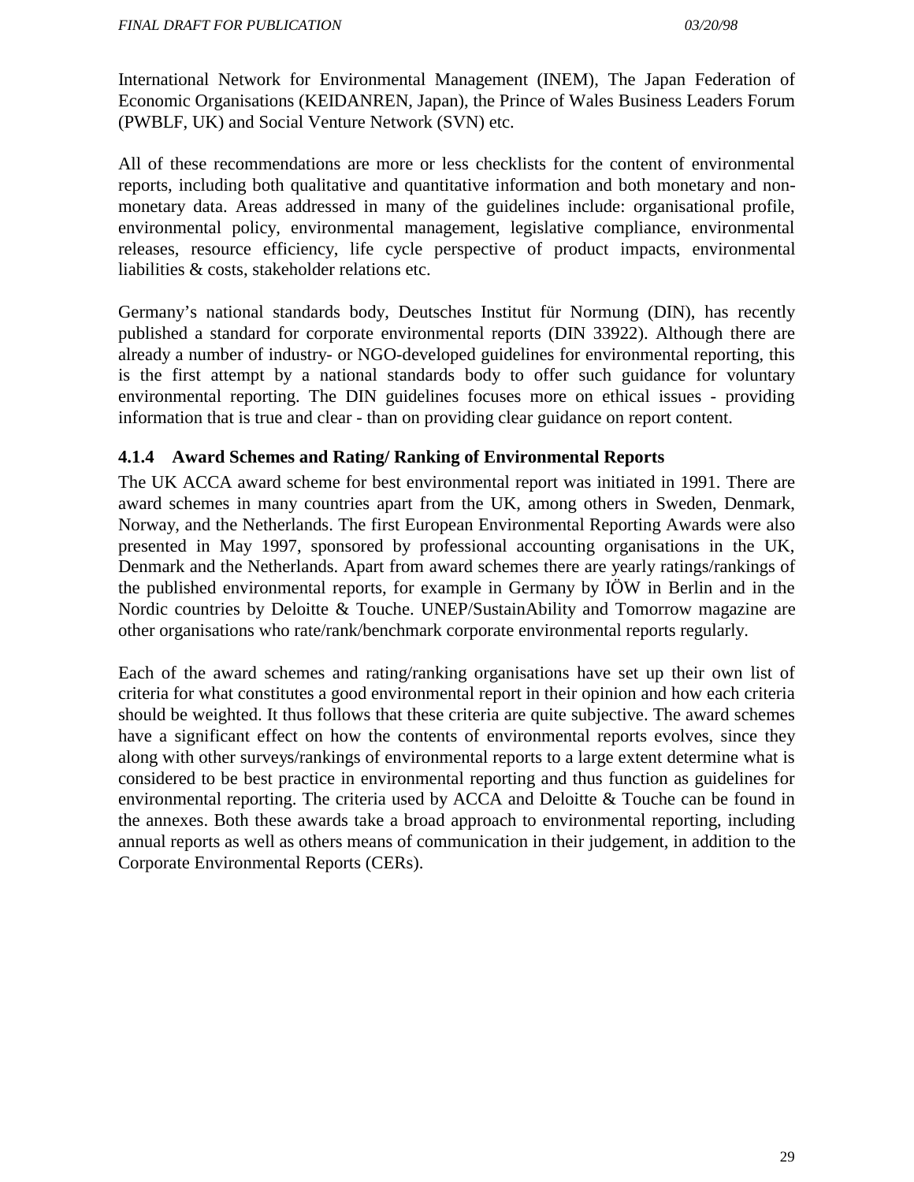International Network for Environmental Management (INEM), The Japan Federation of Economic Organisations (KEIDANREN, Japan), the Prince of Wales Business Leaders Forum (PWBLF, UK) and Social Venture Network (SVN) etc.

All of these recommendations are more or less checklists for the content of environmental reports, including both qualitative and quantitative information and both monetary and non-monetary data. Areas addressed in many of the guidelines include: organisational profile, environmental policy, environmental management, legislative compliance, environmental releases, resource efficiency, life cycle perspective of product impacts, environmental liabilities & costs, stakeholder relations etc.

Germany's national standards body, Deutsches Institut für Normung (DIN), has recently published a standard for corporate environmental reports (DIN 33922). Although there are already a number of industry- or NGO-developed guidelines for environmental reporting, this is the first attempt by a national standards body to offer such guidance for voluntary environmental reporting. The DIN guidelines focuses more on ethical issues - providing information that is true and clear - than on providing clear guidance on report content.

### 4.1.4 Award Schemes and Rating/ Ranking of Environmental Reports

The UK ACCA award scheme for best environmental report was initiated in 1991. There are award schemes in many countries apart from the UK, among others in Sweden, Denmark, Norway, and the Netherlands. The first European Environmental Reporting Awards were also presented in May 1997, sponsored by professional accounting organisations in the UK, Denmark and the Netherlands. Apart from award schemes there are yearly ratings/rankings of the published environmental reports, for example in Germany by IÖW in Berlin and in the Nordic countries by Deloitte & Touche. UNEP/SustainAbility and Tomorrow magazine are other organisations who rate/rank/benchmark corporate environmental reports regularly.

Each of the award schemes and rating/ranking organisations have set up their own list of criteria for what constitutes a good environmental report in their opinion and how each criteria should be weighted. It thus follows that these criteria are quite subjective. The award schemes have a significant effect on how the contents of environmental reports evolves, since they along with other surveys/rankings of environmental reports to a large extent determine what is considered to be best practice in environmental reporting and thus function as guidelines for environmental reporting. The criteria used by ACCA and Deloitte & Touche can be found in the annexes. Both these awards take a broad approach to environmental reporting, including annual reports as well as others means of communication in their judgement, in addition to the Corporate Environmental Reports (CERs).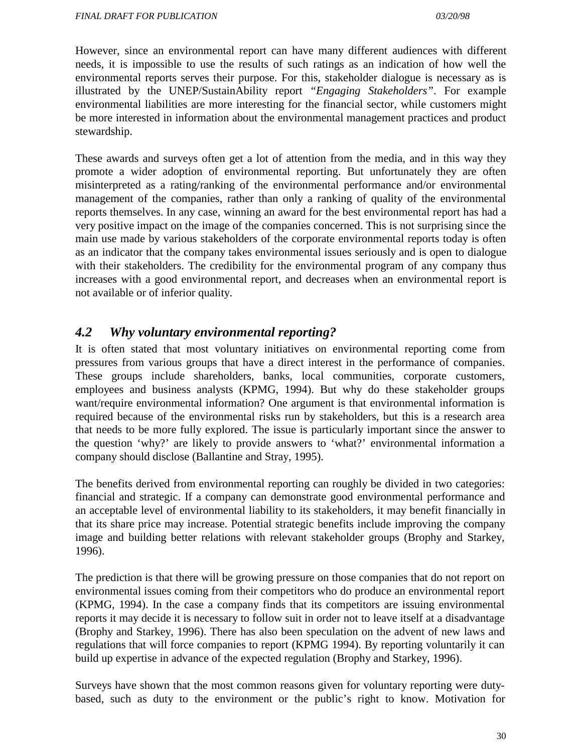However, since an environmental report can have many different audiences with different needs, it is impossible to use the results of such ratings as an indication of how well the environmental reports serves their purpose. For this, stakeholder dialogue is necessary as is illustrated by the UNEP/SustainAbility report *"Engaging Stakeholders"*. For example environmental liabilities are more interesting for the financial sector, while customers might be more interested in information about the environmental management practices and product stewardship.

These awards and surveys often get a lot of attention from the media, and in this way they promote a wider adoption of environmental reporting. But unfortunately they are often misinterpreted as a rating/ranking of the environmental performance and/or environmental management of the companies, rather than only a ranking of quality of the environmental reports themselves. In any case, winning an award for the best environmental report has had a very positive impact on the image of the companies concerned. This is not surprising since the main use made by various stakeholders of the corporate environmental reports today is often as an indicator that the company takes environmental issues seriously and is open to dialogue with their stakeholders. The credibility for the environmental program of any company thus increases with a good environmental report, and decreases when an environmental report is not available or of inferior quality.

## *4.2 Why voluntary environmental reporting?*

It is often stated that most voluntary initiatives on environmental reporting come from pressures from various groups that have a direct interest in the performance of companies. These groups include shareholders, banks, local communities, corporate customers, employees and business analysts (KPMG, 1994). But why do these stakeholder groups want/require environmental information? One argument is that environmental information is required because of the environmental risks run by stakeholders, but this is a research area that needs to be more fully explored. The issue is particularly important since the answer to the question 'why?' are likely to provide answers to 'what?' environmental information a company should disclose (Ballantine and Stray, 1995).

The benefits derived from environmental reporting can roughly be divided in two categories: financial and strategic. If a company can demonstrate good environmental performance and an acceptable level of environmental liability to its stakeholders, it may benefit financially in that its share price may increase. Potential strategic benefits include improving the company image and building better relations with relevant stakeholder groups (Brophy and Starkey, 1996).

The prediction is that there will be growing pressure on those companies that do not report on environmental issues coming from their competitors who do produce an environmental report (KPMG, 1994). In the case a company finds that its competitors are issuing environmental reports it may decide it is necessary to follow suit in order not to leave itself at a disadvantage (Brophy and Starkey, 1996). There has also been speculation on the advent of new laws and regulations that will force companies to report (KPMG 1994). By reporting voluntarily it can build up expertise in advance of the expected regulation (Brophy and Starkey, 1996).

Surveys have shown that the most common reasons given for voluntary reporting were duty-based, such as duty to the environment or the public's right to know. Motivation for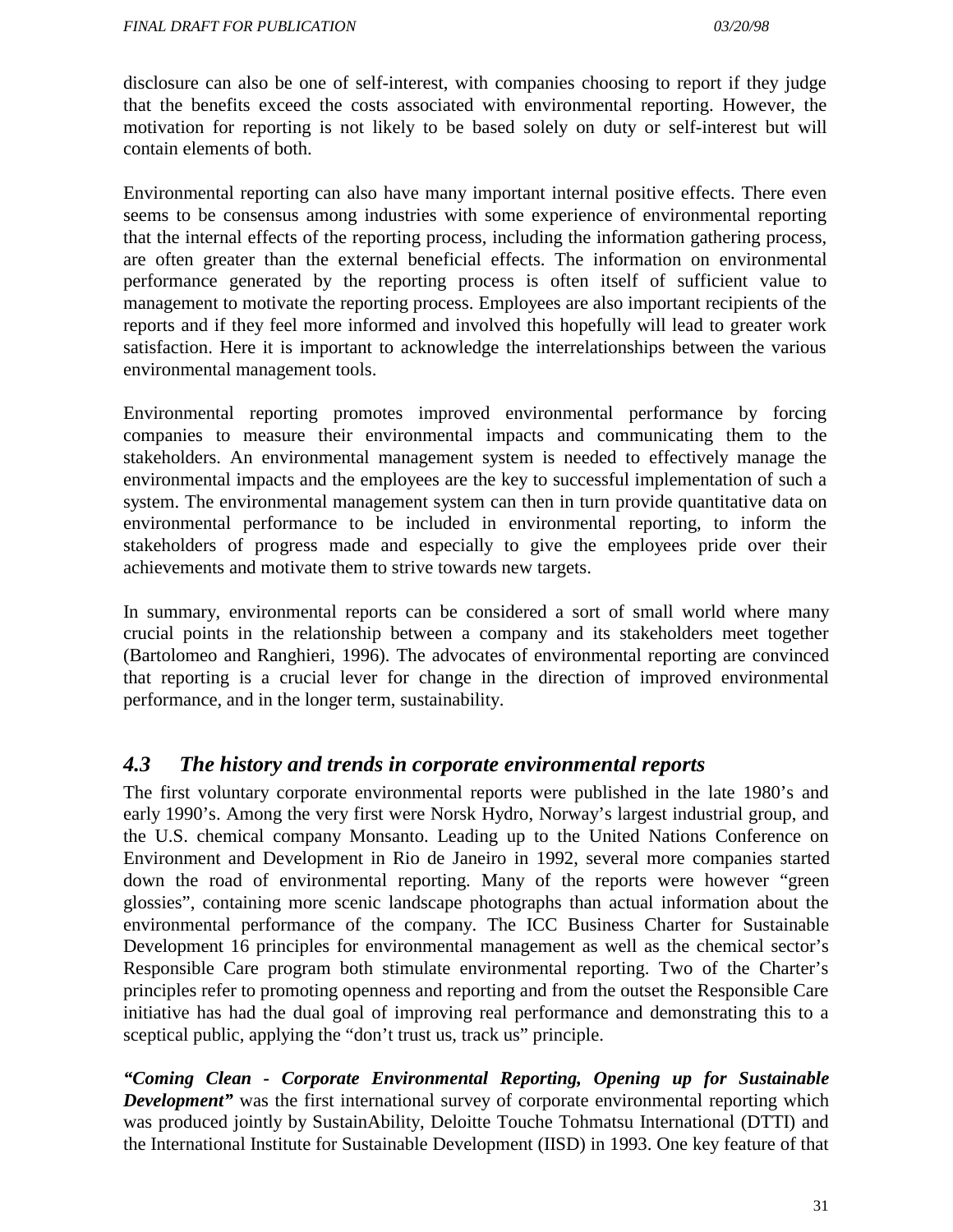disclosure can also be one of self-interest, with companies choosing to report if they judge that the benefits exceed the costs associated with environmental reporting. However, the motivation for reporting is not likely to be based solely on duty or self-interest but will contain elements of both.

Environmental reporting can also have many important internal positive effects. There even seems to be consensus among industries with some experience of environmental reporting that the internal effects of the reporting process, including the information gathering process, are often greater than the external beneficial effects. The information on environmental performance generated by the reporting process is often itself of sufficient value to management to motivate the reporting process. Employees are also important recipients of the reports and if they feel more informed and involved this hopefully will lead to greater work satisfaction. Here it is important to acknowledge the interrelationships between the various environmental management tools.

Environmental reporting promotes improved environmental performance by forcing companies to measure their environmental impacts and communicating them to the stakeholders. An environmental management system is needed to effectively manage the environmental impacts and the employees are the key to successful implementation of such a system. The environmental management system can then in turn provide quantitative data on environmental performance to be included in environmental reporting, to inform the stakeholders of progress made and especially to give the employees pride over their achievements and motivate them to strive towards new targets.

In summary, environmental reports can be considered a sort of small world where many crucial points in the relationship between a company and its stakeholders meet together (Bartolomeo and Ranghieri, 1996). The advocates of environmental reporting are convinced that reporting is a crucial lever for change in the direction of improved environmental performance, and in the longer term, sustainability.

## *4.3 The history and trends in corporate environmental reports*

The first voluntary corporate environmental reports were published in the late 1980's and early 1990's. Among the very first were Norsk Hydro, Norway's largest industrial group, and the U.S. chemical company Monsanto. Leading up to the United Nations Conference on Environment and Development in Rio de Janeiro in 1992, several more companies started down the road of environmental reporting. Many of the reports were however "green glossies", containing more scenic landscape photographs than actual information about the environmental performance of the company. The ICC Business Charter for Sustainable Development 16 principles for environmental management as well as the chemical sector's Responsible Care program both stimulate environmental reporting. Two of the Charter's principles refer to promoting openness and reporting and from the outset the Responsible Care initiative has had the dual goal of improving real performance and demonstrating this to a sceptical public, applying the "don't trust us, track us" principle.

***"Coming Clean - Corporate Environmental Reporting, Opening up for Sustainable Development"*** was the first international survey of corporate environmental reporting which was produced jointly by SustainAbility, Deloitte Touche Tohmatsu International (DTTI) and the International Institute for Sustainable Development (IISD) in 1993. One key feature of that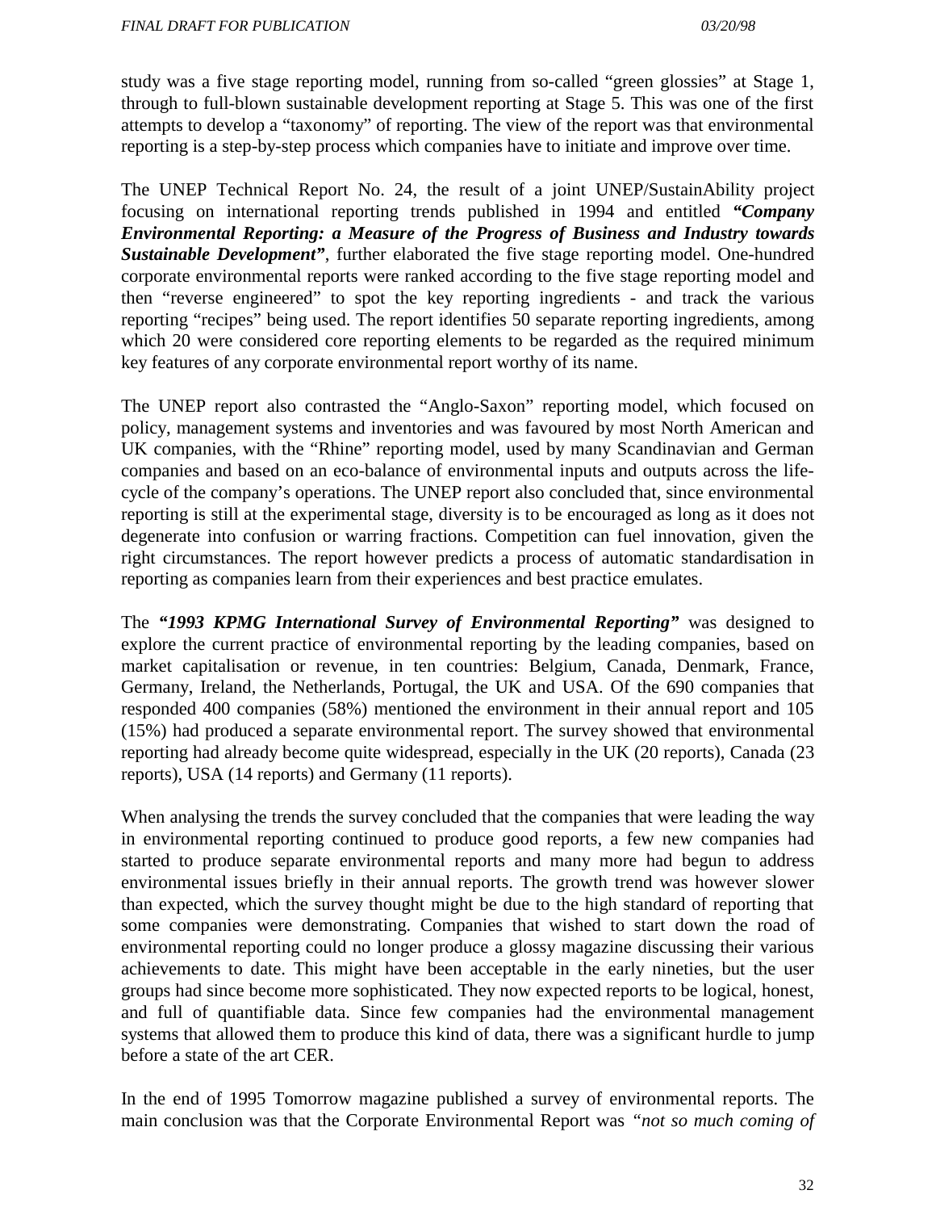study was a five stage reporting model, running from so-called "green glossies" at Stage 1, through to full-blown sustainable development reporting at Stage 5. This was one of the first attempts to develop a "taxonomy" of reporting. The view of the report was that environmental reporting is a step-by-step process which companies have to initiate and improve over time.

The UNEP Technical Report No. 24, the result of a joint UNEP/SustainAbility project focusing on international reporting trends published in 1994 and entitled ***"Company Environmental Reporting: a Measure of the Progress of Business and Industry towards Sustainable Development"***, further elaborated the five stage reporting model. One-hundred corporate environmental reports were ranked according to the five stage reporting model and then "reverse engineered" to spot the key reporting ingredients - and track the various reporting "recipes" being used. The report identifies 50 separate reporting ingredients, among which 20 were considered core reporting elements to be regarded as the required minimum key features of any corporate environmental report worthy of its name.

The UNEP report also contrasted the "Anglo-Saxon" reporting model, which focused on policy, management systems and inventories and was favoured by most North American and UK companies, with the "Rhine" reporting model, used by many Scandinavian and German companies and based on an eco-balance of environmental inputs and outputs across the life-cycle of the company's operations. The UNEP report also concluded that, since environmental reporting is still at the experimental stage, diversity is to be encouraged as long as it does not degenerate into confusion or warring fractions. Competition can fuel innovation, given the right circumstances. The report however predicts a process of automatic standardisation in reporting as companies learn from their experiences and best practice emulates.

The ***"1993 KPMG International Survey of Environmental Reporting"*** was designed to explore the current practice of environmental reporting by the leading companies, based on market capitalisation or revenue, in ten countries: Belgium, Canada, Denmark, France, Germany, Ireland, the Netherlands, Portugal, the UK and USA. Of the 690 companies that responded 400 companies (58%) mentioned the environment in their annual report and 105 (15%) had produced a separate environmental report. The survey showed that environmental reporting had already become quite widespread, especially in the UK (20 reports), Canada (23 reports), USA (14 reports) and Germany (11 reports).

When analysing the trends the survey concluded that the companies that were leading the way in environmental reporting continued to produce good reports, a few new companies had started to produce separate environmental reports and many more had begun to address environmental issues briefly in their annual reports. The growth trend was however slower than expected, which the survey thought might be due to the high standard of reporting that some companies were demonstrating. Companies that wished to start down the road of environmental reporting could no longer produce a glossy magazine discussing their various achievements to date. This might have been acceptable in the early nineties, but the user groups had since become more sophisticated. They now expected reports to be logical, honest, and full of quantifiable data. Since few companies had the environmental management systems that allowed them to produce this kind of data, there was a significant hurdle to jump before a state of the art CER.

In the end of 1995 Tomorrow magazine published a survey of environmental reports. The main conclusion was that the Corporate Environmental Report was *"not so much coming of*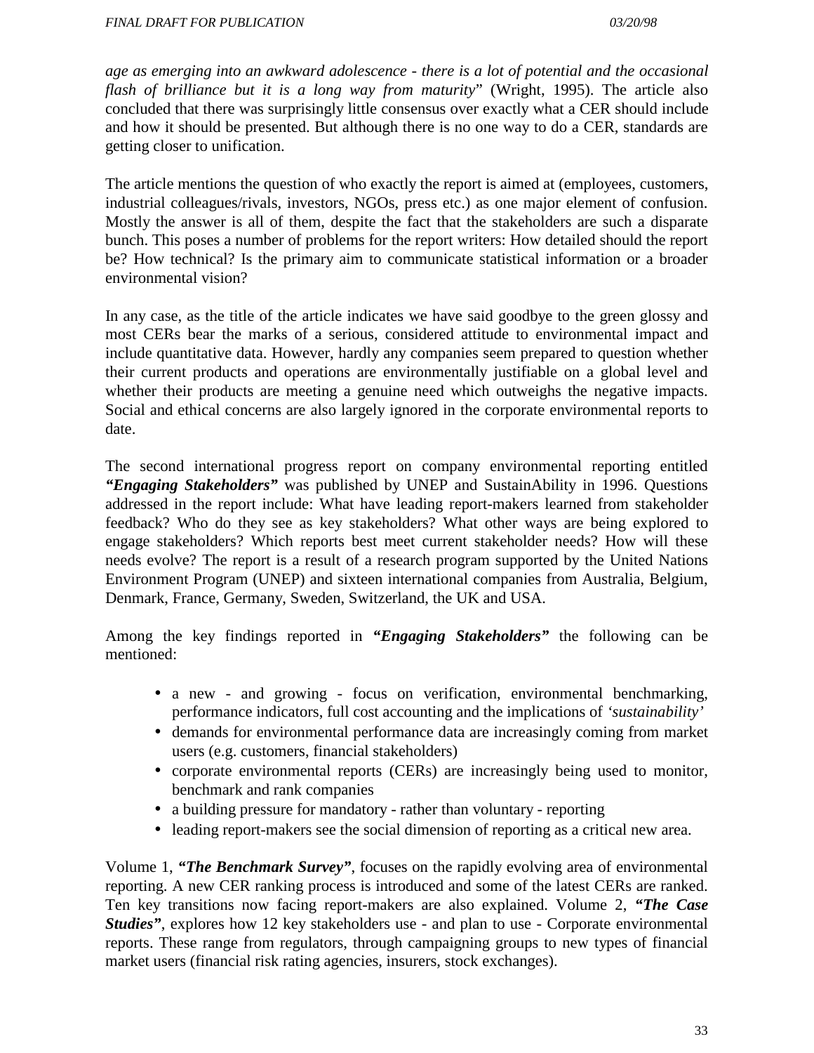*age as emerging into an awkward adolescence - there is a lot of potential and the occasional flash of brilliance but it is a long way from maturity*" (Wright, 1995). The article also concluded that there was surprisingly little consensus over exactly what a CER should include and how it should be presented. But although there is no one way to do a CER, standards are getting closer to unification.

The article mentions the question of who exactly the report is aimed at (employees, customers, industrial colleagues/rivals, investors, NGOs, press etc.) as one major element of confusion. Mostly the answer is all of them, despite the fact that the stakeholders are such a disparate bunch. This poses a number of problems for the report writers: How detailed should the report be? How technical? Is the primary aim to communicate statistical information or a broader environmental vision?

In any case, as the title of the article indicates we have said goodbye to the green glossy and most CERs bear the marks of a serious, considered attitude to environmental impact and include quantitative data. However, hardly any companies seem prepared to question whether their current products and operations are environmentally justifiable on a global level and whether their products are meeting a genuine need which outweighs the negative impacts. Social and ethical concerns are also largely ignored in the corporate environmental reports to date.

The second international progress report on company environmental reporting entitled ***"Engaging Stakeholders"*** was published by UNEP and SustainAbility in 1996. Questions addressed in the report include: What have leading report-makers learned from stakeholder feedback? Who do they see as key stakeholders? What other ways are being explored to engage stakeholders? Which reports best meet current stakeholder needs? How will these needs evolve? The report is a result of a research program supported by the United Nations Environment Program (UNEP) and sixteen international companies from Australia, Belgium, Denmark, France, Germany, Sweden, Switzerland, the UK and USA.

Among the key findings reported in ***"Engaging Stakeholders"*** the following can be mentioned:

- a new - and growing - focus on verification, environmental benchmarking, performance indicators, full cost accounting and the implications of *'sustainability'*
- demands for environmental performance data are increasingly coming from market users (e.g. customers, financial stakeholders)
- corporate environmental reports (CERs) are increasingly being used to monitor, benchmark and rank companies
- a building pressure for mandatory - rather than voluntary - reporting
- leading report-makers see the social dimension of reporting as a critical new area.

Volume 1, ***"The Benchmark Survey"***, focuses on the rapidly evolving area of environmental reporting. A new CER ranking process is introduced and some of the latest CERs are ranked. Ten key transitions now facing report-makers are also explained. Volume 2, ***"The Case Studies"***, explores how 12 key stakeholders use - and plan to use - Corporate environmental reports. These range from regulators, through campaigning groups to new types of financial market users (financial risk rating agencies, insurers, stock exchanges).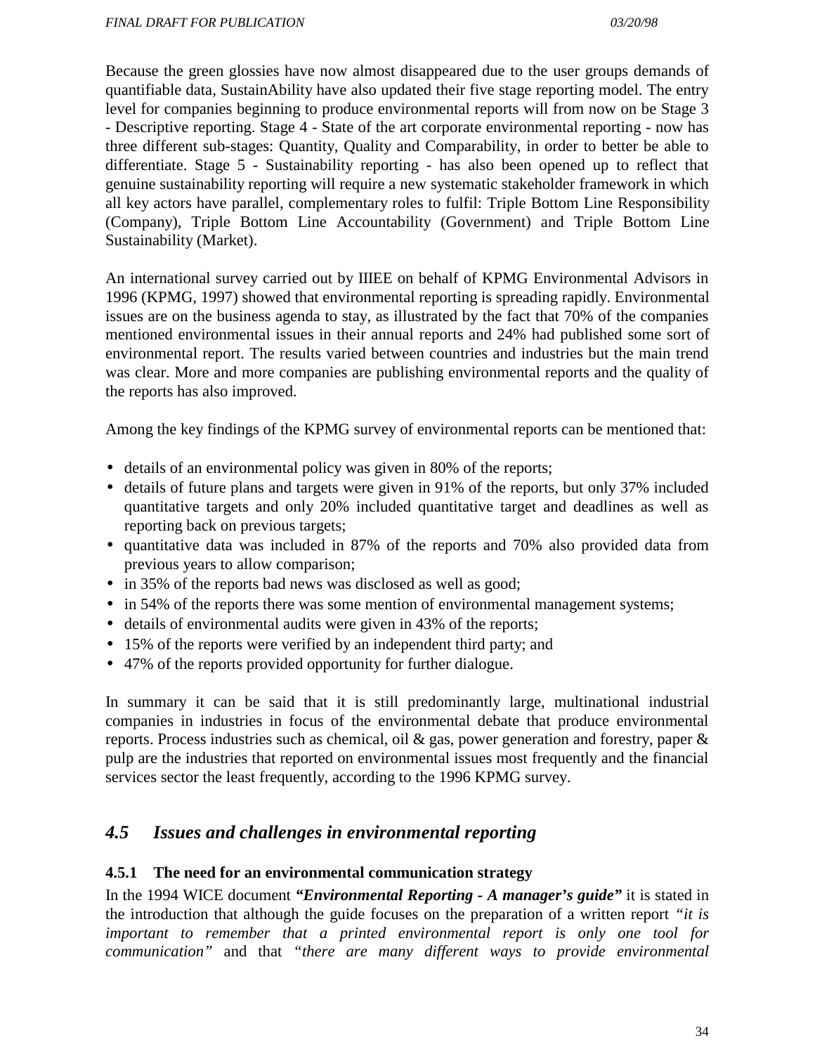Because the green glossies have now almost disappeared due to the user groups demands of quantifiable data, SustainAbility have also updated their five stage reporting model. The entry level for companies beginning to produce environmental reports will from now on be Stage 3 - Descriptive reporting. Stage 4 - State of the art corporate environmental reporting - now has three different sub-stages: Quantity, Quality and Comparability, in order to better be able to differentiate. Stage 5 - Sustainability reporting - has also been opened up to reflect that genuine sustainability reporting will require a new systematic stakeholder framework in which all key actors have parallel, complementary roles to fulfil: Triple Bottom Line Responsibility (Company), Triple Bottom Line Accountability (Government) and Triple Bottom Line Sustainability (Market).

An international survey carried out by IIIEE on behalf of KPMG Environmental Advisors in 1996 (KPMG, 1997) showed that environmental reporting is spreading rapidly. Environmental issues are on the business agenda to stay, as illustrated by the fact that 70% of the companies mentioned environmental issues in their annual reports and 24% had published some sort of environmental report. The results varied between countries and industries but the main trend was clear. More and more companies are publishing environmental reports and the quality of the reports has also improved.

Among the key findings of the KPMG survey of environmental reports can be mentioned that:

- details of an environmental policy was given in 80% of the reports;
- details of future plans and targets were given in 91% of the reports, but only 37% included quantitative targets and only 20% included quantitative target and deadlines as well as reporting back on previous targets;
- quantitative data was included in 87% of the reports and 70% also provided data from previous years to allow comparison;
- in 35% of the reports bad news was disclosed as well as good;
- in 54% of the reports there was some mention of environmental management systems;
- details of environmental audits were given in 43% of the reports;
- 15% of the reports were verified by an independent third party; and
- 47% of the reports provided opportunity for further dialogue.

In summary it can be said that it is still predominantly large, multinational industrial companies in industries in focus of the environmental debate that produce environmental reports. Process industries such as chemical, oil & gas, power generation and forestry, paper & pulp are the industries that reported on environmental issues most frequently and the financial services sector the least frequently, according to the 1996 KPMG survey.

## *4.5 Issues and challenges in environmental reporting*

### 4.5.1 The need for an environmental communication strategy

In the 1994 WICE document ***"Environmental Reporting - A manager's guide"*** it is stated in the introduction that although the guide focuses on the preparation of a written report *"it is important to remember that a printed environmental report is only one tool for communication"* and that *"there are many different ways to provide environmental*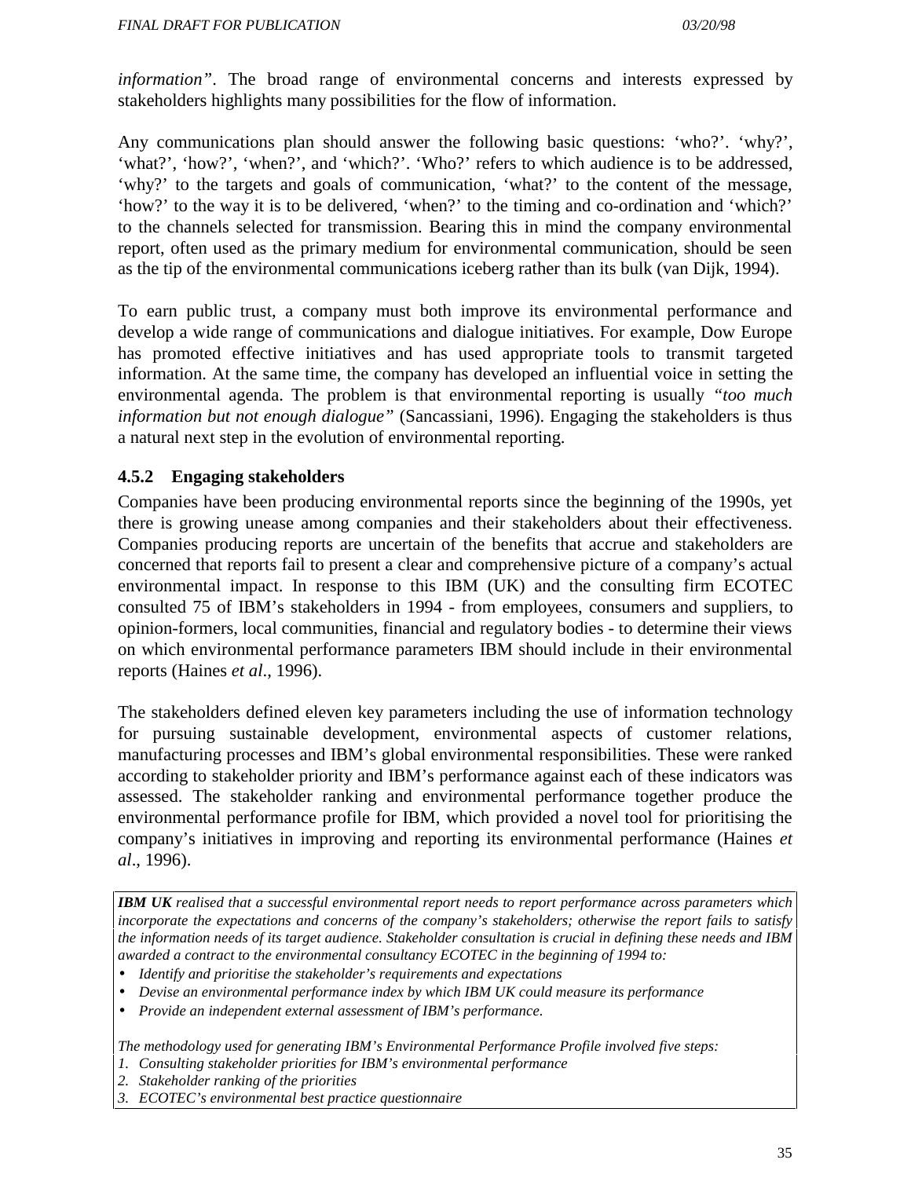*information"*. The broad range of environmental concerns and interests expressed by stakeholders highlights many possibilities for the flow of information.

Any communications plan should answer the following basic questions: 'who?'. 'why?', 'what?', 'how?', 'when?', and 'which?'. 'Who?' refers to which audience is to be addressed, 'why?' to the targets and goals of communication, 'what?' to the content of the message, 'how?' to the way it is to be delivered, 'when?' to the timing and co-ordination and 'which?' to the channels selected for transmission. Bearing this in mind the company environmental report, often used as the primary medium for environmental communication, should be seen as the tip of the environmental communications iceberg rather than its bulk (van Dijk, 1994).

To earn public trust, a company must both improve its environmental performance and develop a wide range of communications and dialogue initiatives. For example, Dow Europe has promoted effective initiatives and has used appropriate tools to transmit targeted information. At the same time, the company has developed an influential voice in setting the environmental agenda. The problem is that environmental reporting is usually *"too much information but not enough dialogue"* (Sancassiani, 1996). Engaging the stakeholders is thus a natural next step in the evolution of environmental reporting.

### 4.5.2 Engaging stakeholders

Companies have been producing environmental reports since the beginning of the 1990s, yet there is growing unease among companies and their stakeholders about their effectiveness. Companies producing reports are uncertain of the benefits that accrue and stakeholders are concerned that reports fail to present a clear and comprehensive picture of a company's actual environmental impact. In response to this IBM (UK) and the consulting firm ECOTEC consulted 75 of IBM's stakeholders in 1994 - from employees, consumers and suppliers, to opinion-formers, local communities, financial and regulatory bodies - to determine their views on which environmental performance parameters IBM should include in their environmental reports (Haines *et al*., 1996).

The stakeholders defined eleven key parameters including the use of information technology for pursuing sustainable development, environmental aspects of customer relations, manufacturing processes and IBM's global environmental responsibilities. These were ranked according to stakeholder priority and IBM's performance against each of these indicators was assessed. The stakeholder ranking and environmental performance together produce the environmental performance profile for IBM, which provided a novel tool for prioritising the company's initiatives in improving and reporting its environmental performance (Haines *et al*., 1996).

***IBM UK*** *realised that a successful environmental report needs to report performance across parameters which incorporate the expectations and concerns of the company's stakeholders; otherwise the report fails to satisfy the information needs of its target audience. Stakeholder consultation is crucial in defining these needs and IBM awarded a contract to the environmental consultancy ECOTEC in the beginning of 1994 to:*

- *Identify and prioritise the stakeholder's requirements and expectations*
- *Devise an environmental performance index by which IBM UK could measure its performance*
- *Provide an independent external assessment of IBM's performance.*

*The methodology used for generating IBM's Environmental Performance Profile involved five steps:*

1. *Consulting stakeholder priorities for IBM's environmental performance*
2. *Stakeholder ranking of the priorities*
3. *ECOTEC's environmental best practice questionnaire*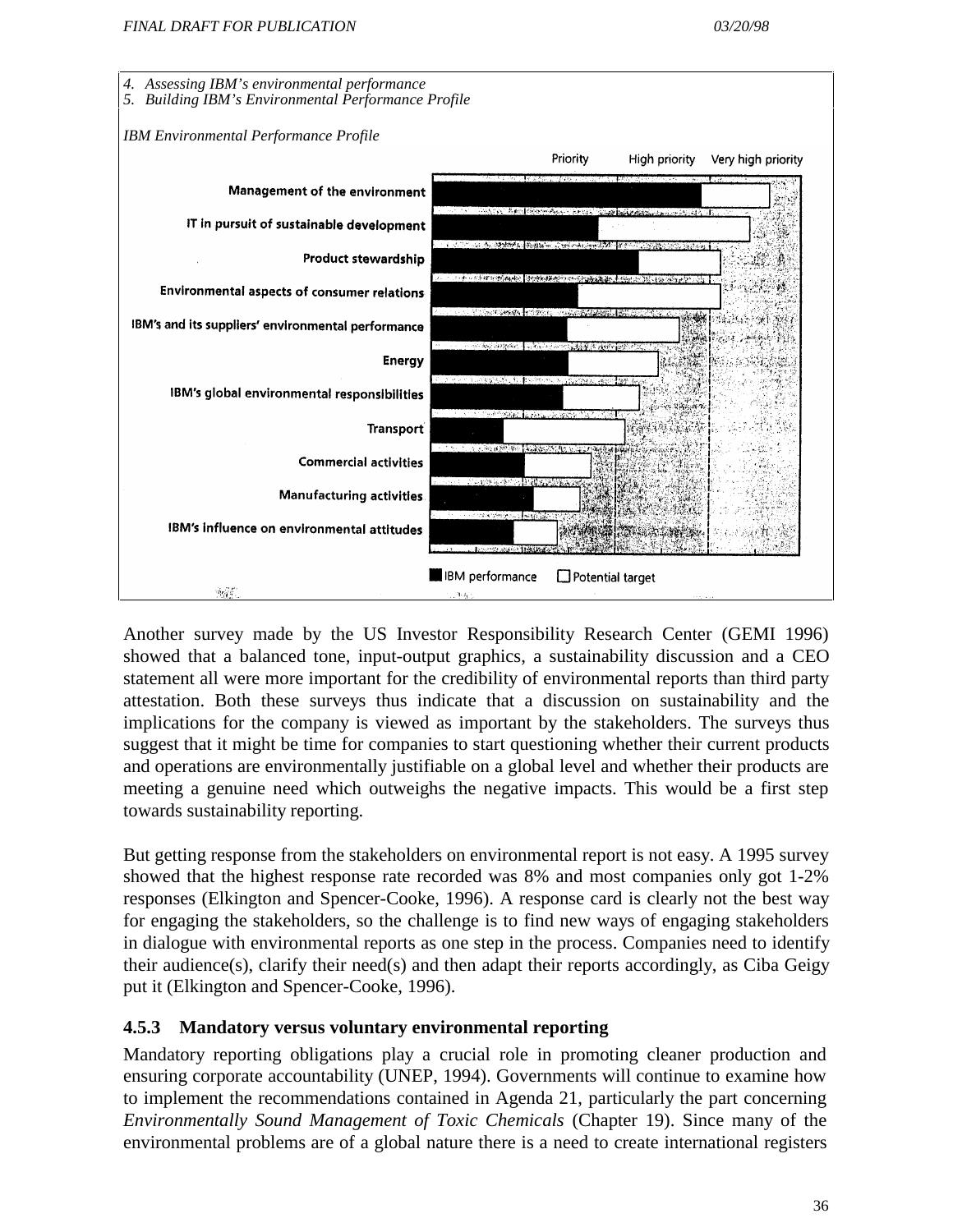*4. Assessing IBM's environmental performance*
*5. Building IBM's Environmental Performance Profile*

*IBM Environmental Performance Profile*

Priority | High priority | Very high priority

- Management of the environment
- IT in pursuit of sustainable development
- Product stewardship
- Environmental aspects of consumer relations
- IBM's and its suppliers' environmental performance
- Energy
- IBM's global environmental responsibilities
- Transport
- Commercial activities
- Manufacturing activities
- IBM's influence on environmental attitudes

■ IBM performance □ Potential target

Another survey made by the US Investor Responsibility Research Center (GEMI 1996) showed that a balanced tone, input-output graphics, a sustainability discussion and a CEO statement all were more important for the credibility of environmental reports than third party attestation. Both these surveys thus indicate that a discussion on sustainability and the implications for the company is viewed as important by the stakeholders. The surveys thus suggest that it might be time for companies to start questioning whether their current products and operations are environmentally justifiable on a global level and whether their products are meeting a genuine need which outweighs the negative impacts. This would be a first step towards sustainability reporting.

But getting response from the stakeholders on environmental report is not easy. A 1995 survey showed that the highest response rate recorded was 8% and most companies only got 1-2% responses (Elkington and Spencer-Cooke, 1996). A response card is clearly not the best way for engaging the stakeholders, so the challenge is to find new ways of engaging stakeholders in dialogue with environmental reports as one step in the process. Companies need to identify their audience(s), clarify their need(s) and then adapt their reports accordingly, as Ciba Geigy put it (Elkington and Spencer-Cooke, 1996).

### 4.5.3 Mandatory versus voluntary environmental reporting

Mandatory reporting obligations play a crucial role in promoting cleaner production and ensuring corporate accountability (UNEP, 1994). Governments will continue to examine how to implement the recommendations contained in Agenda 21, particularly the part concerning *Environmentally Sound Management of Toxic Chemicals* (Chapter 19). Since many of the environmental problems are of a global nature there is a need to create international registers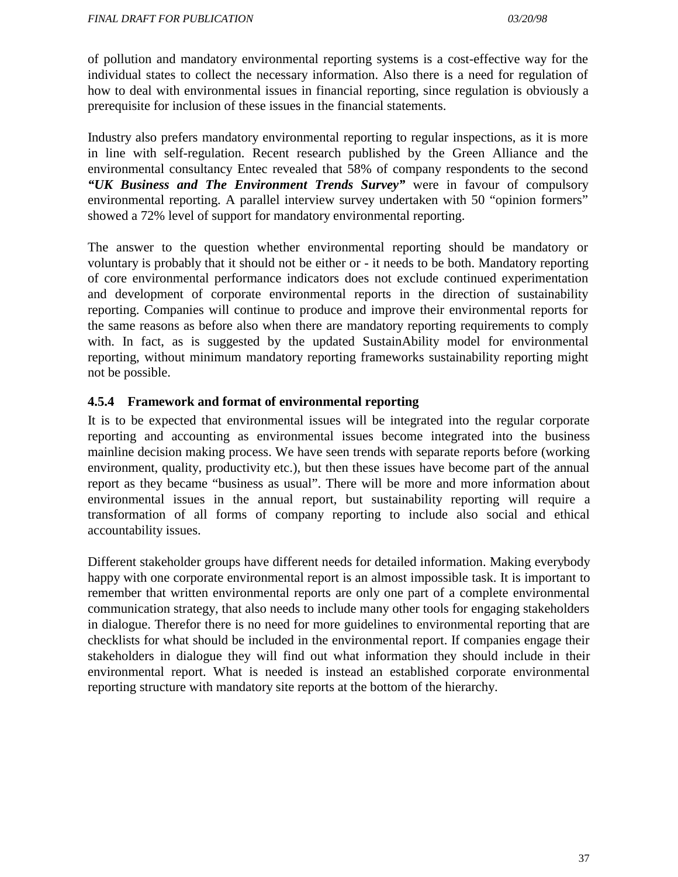of pollution and mandatory environmental reporting systems is a cost-effective way for the individual states to collect the necessary information. Also there is a need for regulation of how to deal with environmental issues in financial reporting, since regulation is obviously a prerequisite for inclusion of these issues in the financial statements.

Industry also prefers mandatory environmental reporting to regular inspections, as it is more in line with self-regulation. Recent research published by the Green Alliance and the environmental consultancy Entec revealed that 58% of company respondents to the second ***"UK Business and The Environment Trends Survey"*** were in favour of compulsory environmental reporting. A parallel interview survey undertaken with 50 "opinion formers" showed a 72% level of support for mandatory environmental reporting.

The answer to the question whether environmental reporting should be mandatory or voluntary is probably that it should not be either or - it needs to be both. Mandatory reporting of core environmental performance indicators does not exclude continued experimentation and development of corporate environmental reports in the direction of sustainability reporting. Companies will continue to produce and improve their environmental reports for the same reasons as before also when there are mandatory reporting requirements to comply with. In fact, as is suggested by the updated SustainAbility model for environmental reporting, without minimum mandatory reporting frameworks sustainability reporting might not be possible.

### 4.5.4 Framework and format of environmental reporting

It is to be expected that environmental issues will be integrated into the regular corporate reporting and accounting as environmental issues become integrated into the business mainline decision making process. We have seen trends with separate reports before (working environment, quality, productivity etc.), but then these issues have become part of the annual report as they became "business as usual". There will be more and more information about environmental issues in the annual report, but sustainability reporting will require a transformation of all forms of company reporting to include also social and ethical accountability issues.

Different stakeholder groups have different needs for detailed information. Making everybody happy with one corporate environmental report is an almost impossible task. It is important to remember that written environmental reports are only one part of a complete environmental communication strategy, that also needs to include many other tools for engaging stakeholders in dialogue. Therefor there is no need for more guidelines to environmental reporting that are checklists for what should be included in the environmental report. If companies engage their stakeholders in dialogue they will find out what information they should include in their environmental report. What is needed is instead an established corporate environmental reporting structure with mandatory site reports at the bottom of the hierarchy.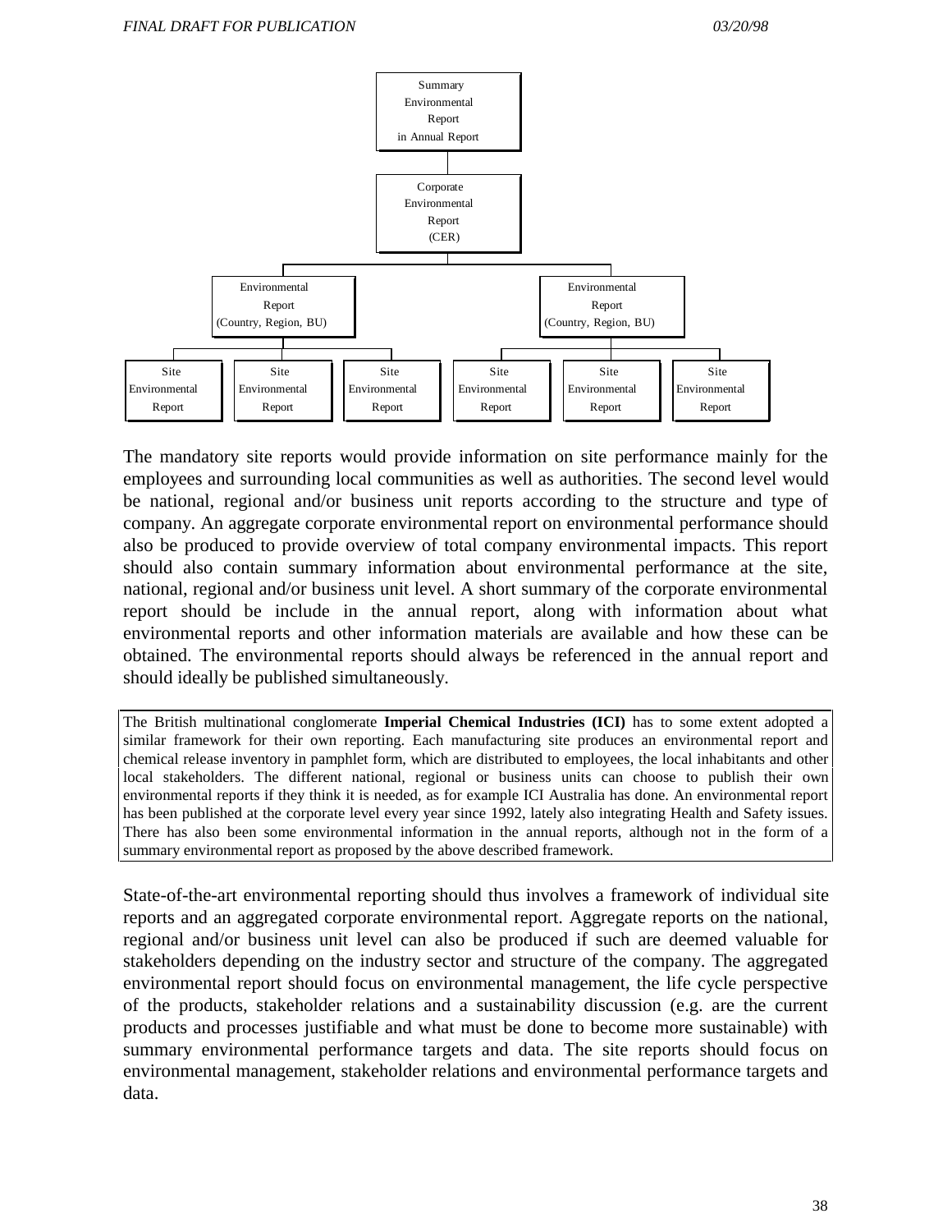- Summary Environmental Report in Annual Report
  - Corporate Environmental Report (CER)
    - Environmental Report (Country, Region, BU)
      - Site Environmental Report
      - Site Environmental Report
      - Site Environmental Report
    - Environmental Report (Country, Region, BU)
      - Site Environmental Report
      - Site Environmental Report
      - Site Environmental Report

The mandatory site reports would provide information on site performance mainly for the employees and surrounding local communities as well as authorities. The second level would be national, regional and/or business unit reports according to the structure and type of company. An aggregate corporate environmental report on environmental performance should also be produced to provide overview of total company environmental impacts. This report should also contain summary information about environmental performance at the site, national, regional and/or business unit level. A short summary of the corporate environmental report should be include in the annual report, along with information about what environmental reports and other information materials are available and how these can be obtained. The environmental reports should always be referenced in the annual report and should ideally be published simultaneously.

> The British multinational conglomerate **Imperial Chemical Industries (ICI)** has to some extent adopted a similar framework for their own reporting. Each manufacturing site produces an environmental report and chemical release inventory in pamphlet form, which are distributed to employees, the local inhabitants and other local stakeholders. The different national, regional or business units can choose to publish their own environmental reports if they think it is needed, as for example ICI Australia has done. An environmental report has been published at the corporate level every year since 1992, lately also integrating Health and Safety issues. There has also been some environmental information in the annual reports, although not in the form of a summary environmental report as proposed by the above described framework.

State-of-the-art environmental reporting should thus involves a framework of individual site reports and an aggregated corporate environmental report. Aggregate reports on the national, regional and/or business unit level can also be produced if such are deemed valuable for stakeholders depending on the industry sector and structure of the company. The aggregated environmental report should focus on environmental management, the life cycle perspective of the products, stakeholder relations and a sustainability discussion (e.g. are the current products and processes justifiable and what must be done to become more sustainable) with summary environmental performance targets and data. The site reports should focus on environmental management, stakeholder relations and environmental performance targets and data.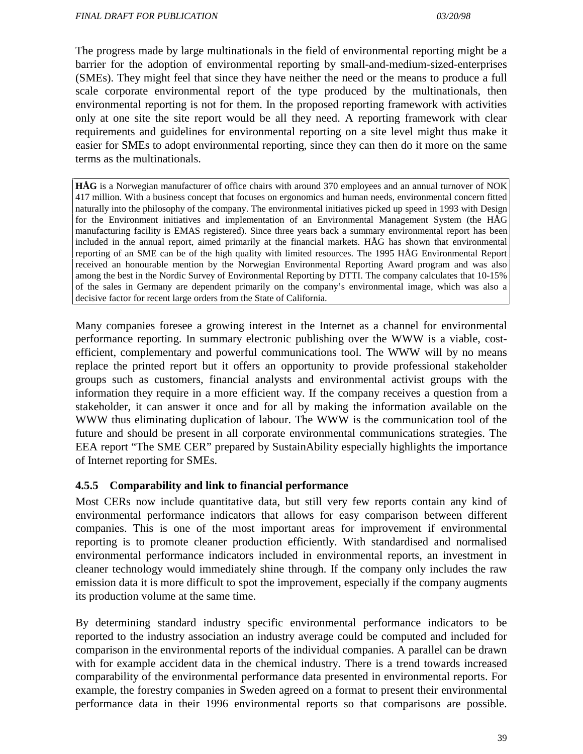The progress made by large multinationals in the field of environmental reporting might be a barrier for the adoption of environmental reporting by small-and-medium-sized-enterprises (SMEs). They might feel that since they have neither the need or the means to produce a full scale corporate environmental report of the type produced by the multinationals, then environmental reporting is not for them. In the proposed reporting framework with activities only at one site the site report would be all they need. A reporting framework with clear requirements and guidelines for environmental reporting on a site level might thus make it easier for SMEs to adopt environmental reporting, since they can then do it more on the same terms as the multinationals.

> **HÅG** is a Norwegian manufacturer of office chairs with around 370 employees and an annual turnover of NOK 417 million. With a business concept that focuses on ergonomics and human needs, environmental concern fitted naturally into the philosophy of the company. The environmental initiatives picked up speed in 1993 with Design for the Environment initiatives and implementation of an Environmental Management System (the HÅG manufacturing facility is EMAS registered). Since three years back a summary environmental report has been included in the annual report, aimed primarily at the financial markets. HÅG has shown that environmental reporting of an SME can be of the high quality with limited resources. The 1995 HÅG Environmental Report received an honourable mention by the Norwegian Environmental Reporting Award program and was also among the best in the Nordic Survey of Environmental Reporting by DTTI. The company calculates that 10-15% of the sales in Germany are dependent primarily on the company's environmental image, which was also a decisive factor for recent large orders from the State of California.

Many companies foresee a growing interest in the Internet as a channel for environmental performance reporting. In summary electronic publishing over the WWW is a viable, cost-efficient, complementary and powerful communications tool. The WWW will by no means replace the printed report but it offers an opportunity to provide professional stakeholder groups such as customers, financial analysts and environmental activist groups with the information they require in a more efficient way. If the company receives a question from a stakeholder, it can answer it once and for all by making the information available on the WWW thus eliminating duplication of labour. The WWW is the communication tool of the future and should be present in all corporate environmental communications strategies. The EEA report "The SME CER" prepared by SustainAbility especially highlights the importance of Internet reporting for SMEs.

### 4.5.5 Comparability and link to financial performance

Most CERs now include quantitative data, but still very few reports contain any kind of environmental performance indicators that allows for easy comparison between different companies. This is one of the most important areas for improvement if environmental reporting is to promote cleaner production efficiently. With standardised and normalised environmental performance indicators included in environmental reports, an investment in cleaner technology would immediately shine through. If the company only includes the raw emission data it is more difficult to spot the improvement, especially if the company augments its production volume at the same time.

By determining standard industry specific environmental performance indicators to be reported to the industry association an industry average could be computed and included for comparison in the environmental reports of the individual companies. A parallel can be drawn with for example accident data in the chemical industry. There is a trend towards increased comparability of the environmental performance data presented in environmental reports. For example, the forestry companies in Sweden agreed on a format to present their environmental performance data in their 1996 environmental reports so that comparisons are possible.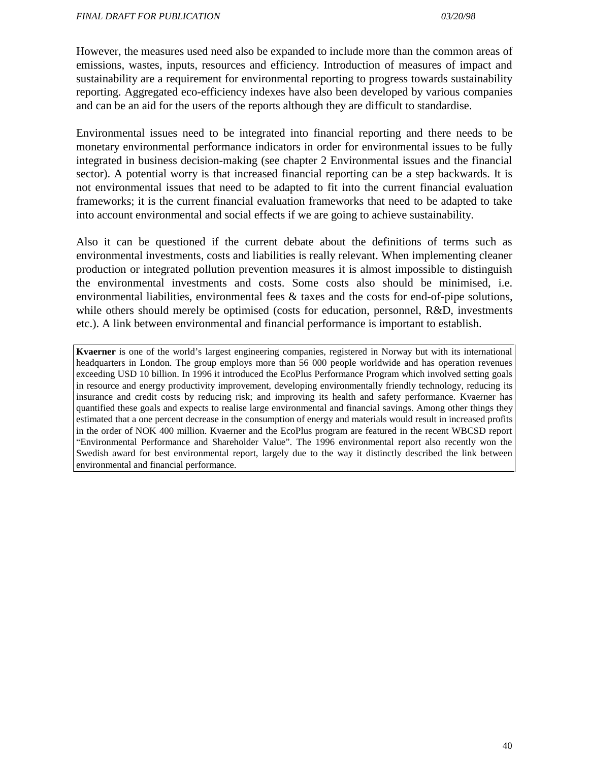However, the measures used need also be expanded to include more than the common areas of emissions, wastes, inputs, resources and efficiency. Introduction of measures of impact and sustainability are a requirement for environmental reporting to progress towards sustainability reporting. Aggregated eco-efficiency indexes have also been developed by various companies and can be an aid for the users of the reports although they are difficult to standardise.

Environmental issues need to be integrated into financial reporting and there needs to be monetary environmental performance indicators in order for environmental issues to be fully integrated in business decision-making (see chapter 2 Environmental issues and the financial sector). A potential worry is that increased financial reporting can be a step backwards. It is not environmental issues that need to be adapted to fit into the current financial evaluation frameworks; it is the current financial evaluation frameworks that need to be adapted to take into account environmental and social effects if we are going to achieve sustainability.

Also it can be questioned if the current debate about the definitions of terms such as environmental investments, costs and liabilities is really relevant. When implementing cleaner production or integrated pollution prevention measures it is almost impossible to distinguish the environmental investments and costs. Some costs also should be minimised, i.e. environmental liabilities, environmental fees & taxes and the costs for end-of-pipe solutions, while others should merely be optimised (costs for education, personnel, R&D, investments etc.). A link between environmental and financial performance is important to establish.

> **Kvaerner** is one of the world's largest engineering companies, registered in Norway but with its international headquarters in London. The group employs more than 56 000 people worldwide and has operation revenues exceeding USD 10 billion. In 1996 it introduced the EcoPlus Performance Program which involved setting goals in resource and energy productivity improvement, developing environmentally friendly technology, reducing its insurance and credit costs by reducing risk; and improving its health and safety performance. Kvaerner has quantified these goals and expects to realise large environmental and financial savings. Among other things they estimated that a one percent decrease in the consumption of energy and materials would result in increased profits in the order of NOK 400 million. Kvaerner and the EcoPlus program are featured in the recent WBCSD report "Environmental Performance and Shareholder Value". The 1996 environmental report also recently won the Swedish award for best environmental report, largely due to the way it distinctly described the link between environmental and financial performance.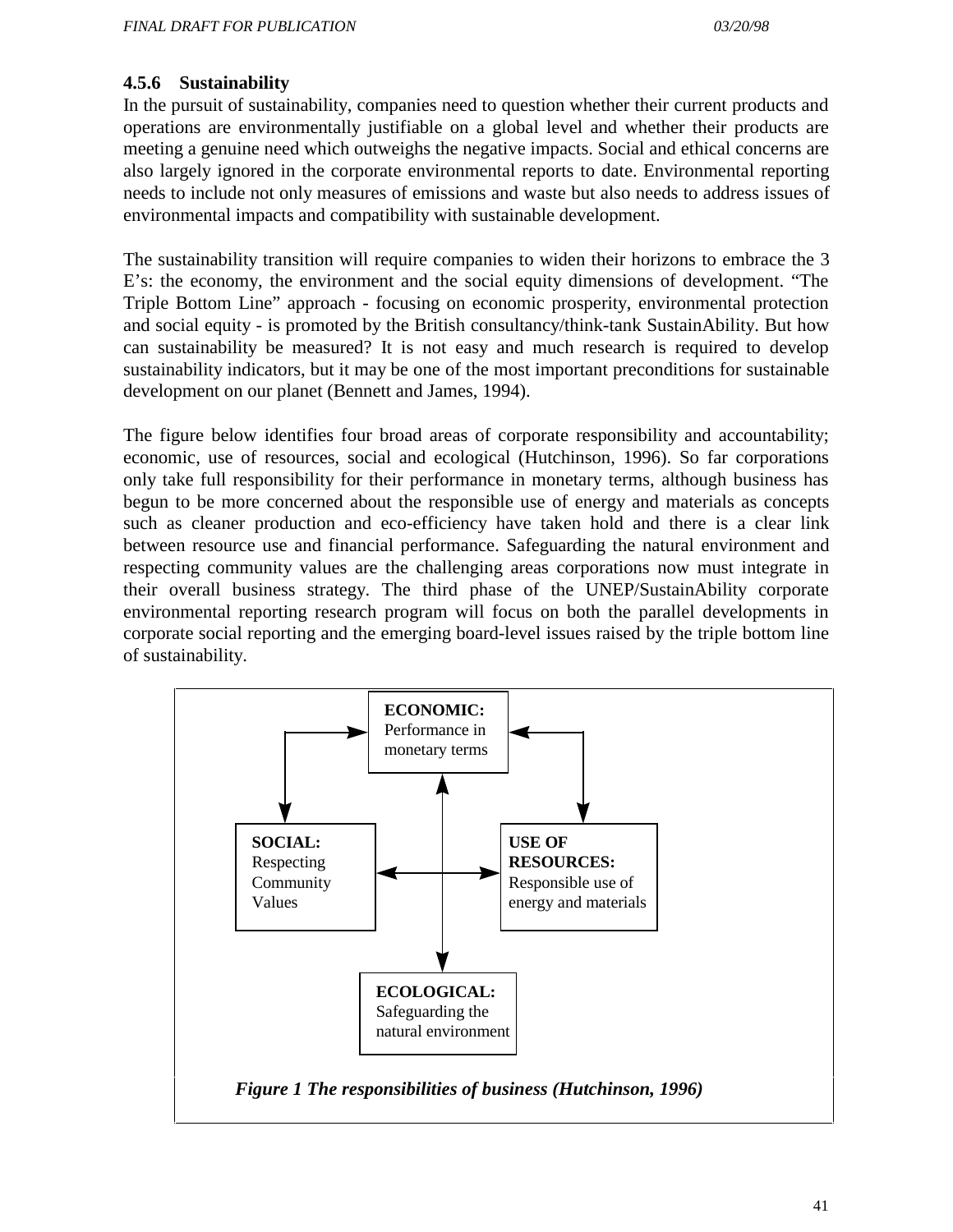### 4.5.6 Sustainability

In the pursuit of sustainability, companies need to question whether their current products and operations are environmentally justifiable on a global level and whether their products are meeting a genuine need which outweighs the negative impacts. Social and ethical concerns are also largely ignored in the corporate environmental reports to date. Environmental reporting needs to include not only measures of emissions and waste but also needs to address issues of environmental impacts and compatibility with sustainable development.

The sustainability transition will require companies to widen their horizons to embrace the 3 E's: the economy, the environment and the social equity dimensions of development. "The Triple Bottom Line" approach - focusing on economic prosperity, environmental protection and social equity - is promoted by the British consultancy/think-tank SustainAbility. But how can sustainability be measured? It is not easy and much research is required to develop sustainability indicators, but it may be one of the most important preconditions for sustainable development on our planet (Bennett and James, 1994).

The figure below identifies four broad areas of corporate responsibility and accountability; economic, use of resources, social and ecological (Hutchinson, 1996). So far corporations only take full responsibility for their performance in monetary terms, although business has begun to be more concerned about the responsible use of energy and materials as concepts such as cleaner production and eco-efficiency have taken hold and there is a clear link between resource use and financial performance. Safeguarding the natural environment and respecting community values are the challenging areas corporations now must integrate in their overall business strategy. The third phase of the UNEP/SustainAbility corporate environmental reporting research program will focus on both the parallel developments in corporate social reporting and the emerging board-level issues raised by the triple bottom line of sustainability.

**ECONOMIC:** Performance in monetary terms

**SOCIAL:** Respecting Community Values

**USE OF RESOURCES:** Responsible use of energy and materials

**ECOLOGICAL:** Safeguarding the natural environment

***Figure 1 The responsibilities of business (Hutchinson, 1996)***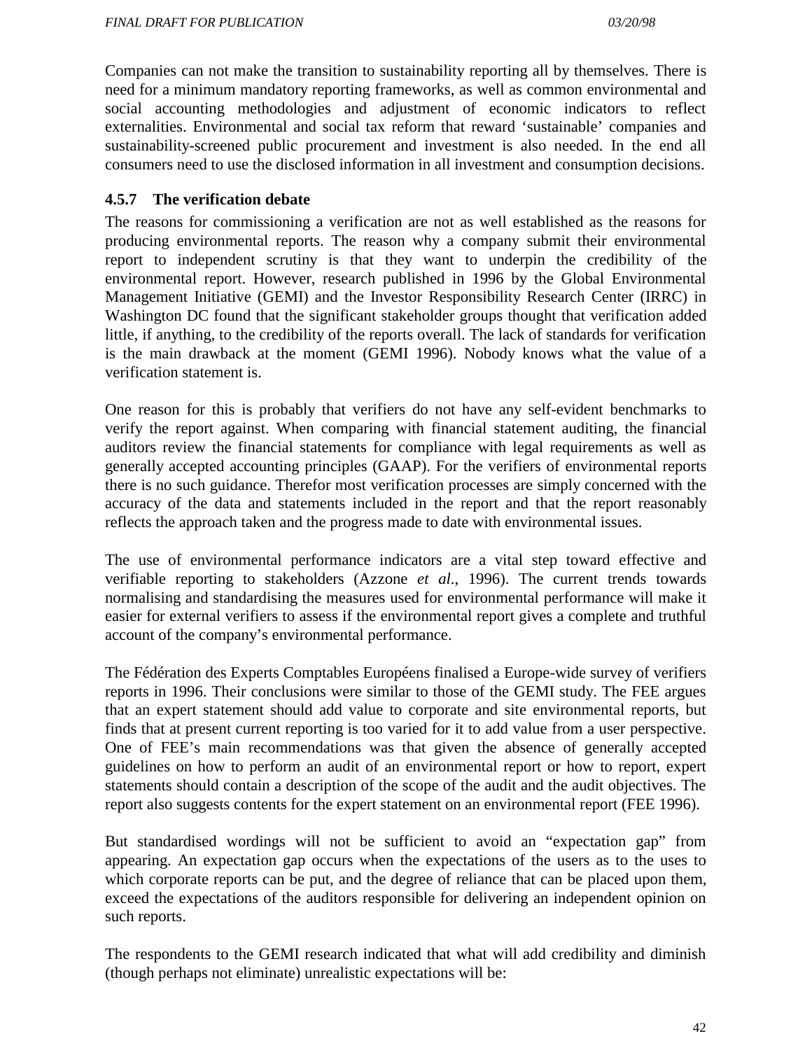Companies can not make the transition to sustainability reporting all by themselves. There is need for a minimum mandatory reporting frameworks, as well as common environmental and social accounting methodologies and adjustment of economic indicators to reflect externalities. Environmental and social tax reform that reward 'sustainable' companies and sustainability-screened public procurement and investment is also needed. In the end all consumers need to use the disclosed information in all investment and consumption decisions.

### 4.5.7 The verification debate

The reasons for commissioning a verification are not as well established as the reasons for producing environmental reports. The reason why a company submit their environmental report to independent scrutiny is that they want to underpin the credibility of the environmental report. However, research published in 1996 by the Global Environmental Management Initiative (GEMI) and the Investor Responsibility Research Center (IRRC) in Washington DC found that the significant stakeholder groups thought that verification added little, if anything, to the credibility of the reports overall. The lack of standards for verification is the main drawback at the moment (GEMI 1996). Nobody knows what the value of a verification statement is.

One reason for this is probably that verifiers do not have any self-evident benchmarks to verify the report against. When comparing with financial statement auditing, the financial auditors review the financial statements for compliance with legal requirements as well as generally accepted accounting principles (GAAP). For the verifiers of environmental reports there is no such guidance. Therefor most verification processes are simply concerned with the accuracy of the data and statements included in the report and that the report reasonably reflects the approach taken and the progress made to date with environmental issues.

The use of environmental performance indicators are a vital step toward effective and verifiable reporting to stakeholders (Azzone *et al*., 1996). The current trends towards normalising and standardising the measures used for environmental performance will make it easier for external verifiers to assess if the environmental report gives a complete and truthful account of the company's environmental performance.

The Fédération des Experts Comptables Européens finalised a Europe-wide survey of verifiers reports in 1996. Their conclusions were similar to those of the GEMI study. The FEE argues that an expert statement should add value to corporate and site environmental reports, but finds that at present current reporting is too varied for it to add value from a user perspective. One of FEE's main recommendations was that given the absence of generally accepted guidelines on how to perform an audit of an environmental report or how to report, expert statements should contain a description of the scope of the audit and the audit objectives. The report also suggests contents for the expert statement on an environmental report (FEE 1996).

But standardised wordings will not be sufficient to avoid an "expectation gap" from appearing. An expectation gap occurs when the expectations of the users as to the uses to which corporate reports can be put, and the degree of reliance that can be placed upon them, exceed the expectations of the auditors responsible for delivering an independent opinion on such reports.

The respondents to the GEMI research indicated that what will add credibility and diminish (though perhaps not eliminate) unrealistic expectations will be: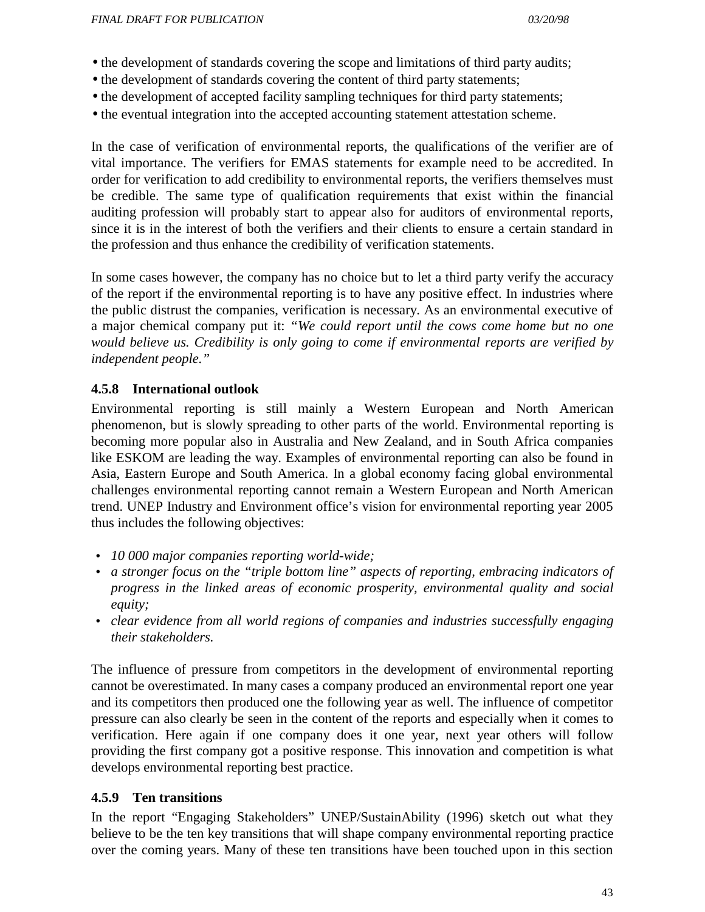- the development of standards covering the scope and limitations of third party audits;
- the development of standards covering the content of third party statements;
- the development of accepted facility sampling techniques for third party statements;
- the eventual integration into the accepted accounting statement attestation scheme.

In the case of verification of environmental reports, the qualifications of the verifier are of vital importance. The verifiers for EMAS statements for example need to be accredited. In order for verification to add credibility to environmental reports, the verifiers themselves must be credible. The same type of qualification requirements that exist within the financial auditing profession will probably start to appear also for auditors of environmental reports, since it is in the interest of both the verifiers and their clients to ensure a certain standard in the profession and thus enhance the credibility of verification statements.

In some cases however, the company has no choice but to let a third party verify the accuracy of the report if the environmental reporting is to have any positive effect. In industries where the public distrust the companies, verification is necessary. As an environmental executive of a major chemical company put it: *"We could report until the cows come home but no one would believe us. Credibility is only going to come if environmental reports are verified by independent people."*

### 4.5.8 International outlook

Environmental reporting is still mainly a Western European and North American phenomenon, but is slowly spreading to other parts of the world. Environmental reporting is becoming more popular also in Australia and New Zealand, and in South Africa companies like ESKOM are leading the way. Examples of environmental reporting can also be found in Asia, Eastern Europe and South America. In a global economy facing global environmental challenges environmental reporting cannot remain a Western European and North American trend. UNEP Industry and Environment office's vision for environmental reporting year 2005 thus includes the following objectives:

- *10 000 major companies reporting world-wide;*
- *a stronger focus on the "triple bottom line" aspects of reporting, embracing indicators of progress in the linked areas of economic prosperity, environmental quality and social equity;*
- *clear evidence from all world regions of companies and industries successfully engaging their stakeholders.*

The influence of pressure from competitors in the development of environmental reporting cannot be overestimated. In many cases a company produced an environmental report one year and its competitors then produced one the following year as well. The influence of competitor pressure can also clearly be seen in the content of the reports and especially when it comes to verification. Here again if one company does it one year, next year others will follow providing the first company got a positive response. This innovation and competition is what develops environmental reporting best practice.

### 4.5.9 Ten transitions

In the report "Engaging Stakeholders" UNEP/SustainAbility (1996) sketch out what they believe to be the ten key transitions that will shape company environmental reporting practice over the coming years. Many of these ten transitions have been touched upon in this section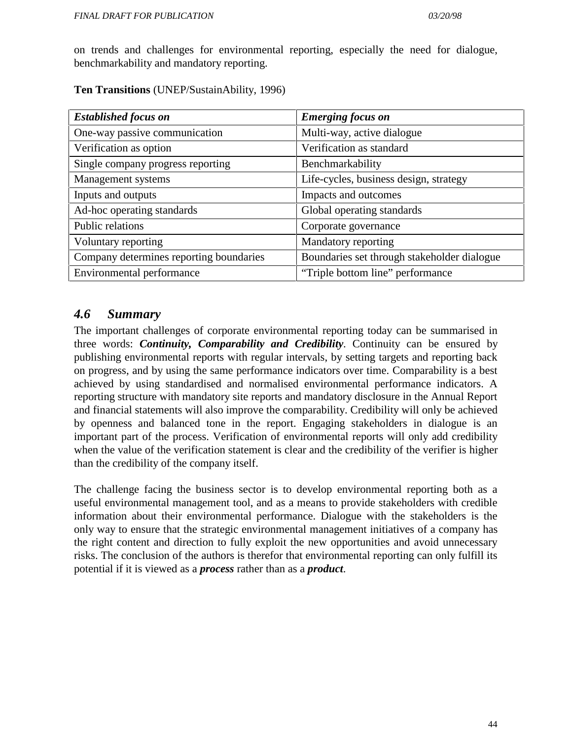on trends and challenges for environmental reporting, especially the need for dialogue, benchmarkability and mandatory reporting.

**Ten Transitions** (UNEP/SustainAbility, 1996)

| ***Established focus on*** | ***Emerging focus on*** |
|---|---|
| One-way passive communication | Multi-way, active dialogue |
| Verification as option | Verification as standard |
| Single company progress reporting | Benchmarkability |
| Management systems | Life-cycles, business design, strategy |
| Inputs and outputs | Impacts and outcomes |
| Ad-hoc operating standards | Global operating standards |
| Public relations | Corporate governance |
| Voluntary reporting | Mandatory reporting |
| Company determines reporting boundaries | Boundaries set through stakeholder dialogue |
| Environmental performance | "Triple bottom line" performance |

### *4.6 Summary*

The important challenges of corporate environmental reporting today can be summarised in three words: ***Continuity, Comparability and Credibility***. Continuity can be ensured by publishing environmental reports with regular intervals, by setting targets and reporting back on progress, and by using the same performance indicators over time. Comparability is a best achieved by using standardised and normalised environmental performance indicators. A reporting structure with mandatory site reports and mandatory disclosure in the Annual Report and financial statements will also improve the comparability. Credibility will only be achieved by openness and balanced tone in the report. Engaging stakeholders in dialogue is an important part of the process. Verification of environmental reports will only add credibility when the value of the verification statement is clear and the credibility of the verifier is higher than the credibility of the company itself.

The challenge facing the business sector is to develop environmental reporting both as a useful environmental management tool, and as a means to provide stakeholders with credible information about their environmental performance. Dialogue with the stakeholders is the only way to ensure that the strategic environmental management initiatives of a company has the right content and direction to fully exploit the new opportunities and avoid unnecessary risks. The conclusion of the authors is therefor that environmental reporting can only fulfill its potential if it is viewed as a ***process*** rather than as a ***product***.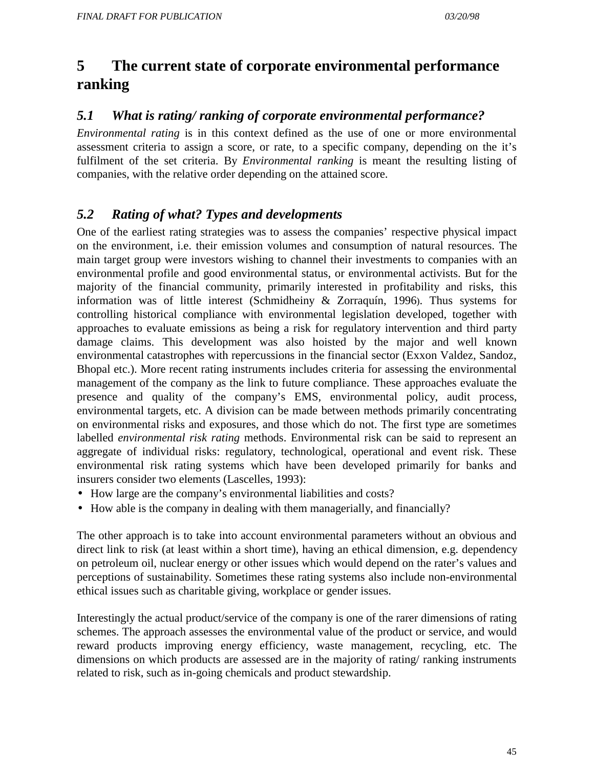# 5 The current state of corporate environmental performance ranking

## *5.1 What is rating/ ranking of corporate environmental performance?*

*Environmental rating* is in this context defined as the use of one or more environmental assessment criteria to assign a score, or rate, to a specific company, depending on the it's fulfilment of the set criteria. By *Environmental ranking* is meant the resulting listing of companies, with the relative order depending on the attained score.

## *5.2 Rating of what? Types and developments*

One of the earliest rating strategies was to assess the companies' respective physical impact on the environment, i.e. their emission volumes and consumption of natural resources. The main target group were investors wishing to channel their investments to companies with an environmental profile and good environmental status, or environmental activists. But for the majority of the financial community, primarily interested in profitability and risks, this information was of little interest (Schmidheiny & Zorraquín, 1996). Thus systems for controlling historical compliance with environmental legislation developed, together with approaches to evaluate emissions as being a risk for regulatory intervention and third party damage claims. This development was also hoisted by the major and well known environmental catastrophes with repercussions in the financial sector (Exxon Valdez, Sandoz, Bhopal etc.). More recent rating instruments includes criteria for assessing the environmental management of the company as the link to future compliance. These approaches evaluate the presence and quality of the company's EMS, environmental policy, audit process, environmental targets, etc. A division can be made between methods primarily concentrating on environmental risks and exposures, and those which do not. The first type are sometimes labelled *environmental risk rating* methods. Environmental risk can be said to represent an aggregate of individual risks: regulatory, technological, operational and event risk. These environmental risk rating systems which have been developed primarily for banks and insurers consider two elements (Lascelles, 1993):

- How large are the company's environmental liabilities and costs?
- How able is the company in dealing with them managerially, and financially?

The other approach is to take into account environmental parameters without an obvious and direct link to risk (at least within a short time), having an ethical dimension, e.g. dependency on petroleum oil, nuclear energy or other issues which would depend on the rater's values and perceptions of sustainability. Sometimes these rating systems also include non-environmental ethical issues such as charitable giving, workplace or gender issues.

Interestingly the actual product/service of the company is one of the rarer dimensions of rating schemes. The approach assesses the environmental value of the product or service, and would reward products improving energy efficiency, waste management, recycling, etc. The dimensions on which products are assessed are in the majority of rating/ ranking instruments related to risk, such as in-going chemicals and product stewardship.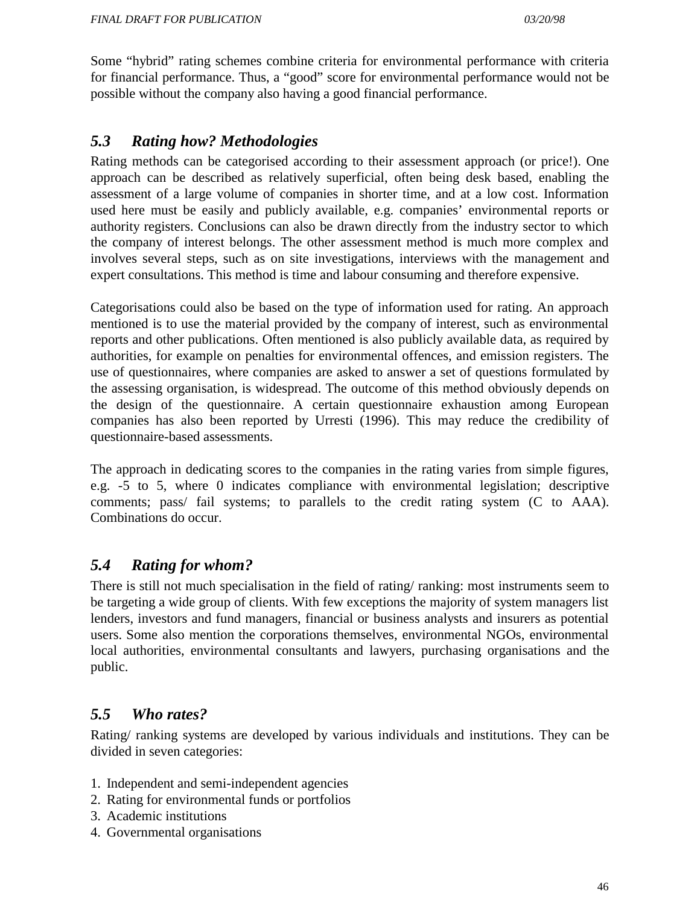Some “hybrid” rating schemes combine criteria for environmental performance with criteria for financial performance. Thus, a “good” score for environmental performance would not be possible without the company also having a good financial performance.

## *5.3 Rating how? Methodologies*

Rating methods can be categorised according to their assessment approach (or price!). One approach can be described as relatively superficial, often being desk based, enabling the assessment of a large volume of companies in shorter time, and at a low cost. Information used here must be easily and publicly available, e.g. companies’ environmental reports or authority registers. Conclusions can also be drawn directly from the industry sector to which the company of interest belongs. The other assessment method is much more complex and involves several steps, such as on site investigations, interviews with the management and expert consultations. This method is time and labour consuming and therefore expensive.

Categorisations could also be based on the type of information used for rating. An approach mentioned is to use the material provided by the company of interest, such as environmental reports and other publications. Often mentioned is also publicly available data, as required by authorities, for example on penalties for environmental offences, and emission registers. The use of questionnaires, where companies are asked to answer a set of questions formulated by the assessing organisation, is widespread. The outcome of this method obviously depends on the design of the questionnaire. A certain questionnaire exhaustion among European companies has also been reported by Urresti (1996). This may reduce the credibility of questionnaire-based assessments.

The approach in dedicating scores to the companies in the rating varies from simple figures, e.g. -5 to 5, where 0 indicates compliance with environmental legislation; descriptive comments; pass/ fail systems; to parallels to the credit rating system (C to AAA). Combinations do occur.

## *5.4 Rating for whom?*

There is still not much specialisation in the field of rating/ ranking: most instruments seem to be targeting a wide group of clients. With few exceptions the majority of system managers list lenders, investors and fund managers, financial or business analysts and insurers as potential users. Some also mention the corporations themselves, environmental NGOs, environmental local authorities, environmental consultants and lawyers, purchasing organisations and the public.

## *5.5 Who rates?*

Rating/ ranking systems are developed by various individuals and institutions. They can be divided in seven categories:

1. Independent and semi-independent agencies
2. Rating for environmental funds or portfolios
3. Academic institutions
4. Governmental organisations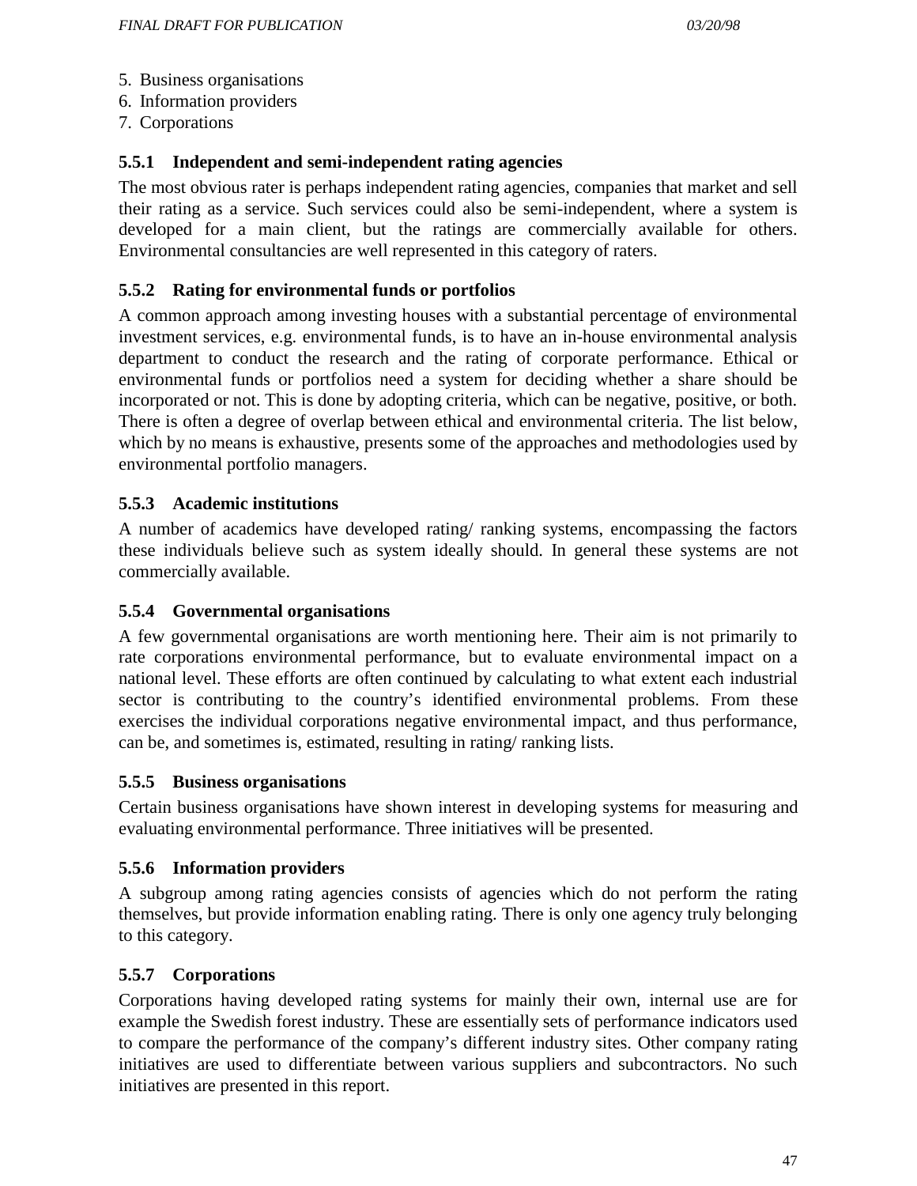5. Business organisations
6. Information providers
7. Corporations

### 5.5.1 Independent and semi-independent rating agencies

The most obvious rater is perhaps independent rating agencies, companies that market and sell their rating as a service. Such services could also be semi-independent, where a system is developed for a main client, but the ratings are commercially available for others. Environmental consultancies are well represented in this category of raters.

### 5.5.2 Rating for environmental funds or portfolios

A common approach among investing houses with a substantial percentage of environmental investment services, e.g. environmental funds, is to have an in-house environmental analysis department to conduct the research and the rating of corporate performance. Ethical or environmental funds or portfolios need a system for deciding whether a share should be incorporated or not. This is done by adopting criteria, which can be negative, positive, or both. There is often a degree of overlap between ethical and environmental criteria. The list below, which by no means is exhaustive, presents some of the approaches and methodologies used by environmental portfolio managers.

### 5.5.3 Academic institutions

A number of academics have developed rating/ ranking systems, encompassing the factors these individuals believe such as system ideally should. In general these systems are not commercially available.

### 5.5.4 Governmental organisations

A few governmental organisations are worth mentioning here. Their aim is not primarily to rate corporations environmental performance, but to evaluate environmental impact on a national level. These efforts are often continued by calculating to what extent each industrial sector is contributing to the country's identified environmental problems. From these exercises the individual corporations negative environmental impact, and thus performance, can be, and sometimes is, estimated, resulting in rating/ ranking lists.

### 5.5.5 Business organisations

Certain business organisations have shown interest in developing systems for measuring and evaluating environmental performance. Three initiatives will be presented.

### 5.5.6 Information providers

A subgroup among rating agencies consists of agencies which do not perform the rating themselves, but provide information enabling rating. There is only one agency truly belonging to this category.

### 5.5.7 Corporations

Corporations having developed rating systems for mainly their own, internal use are for example the Swedish forest industry. These are essentially sets of performance indicators used to compare the performance of the company's different industry sites. Other company rating initiatives are used to differentiate between various suppliers and subcontractors. No such initiatives are presented in this report.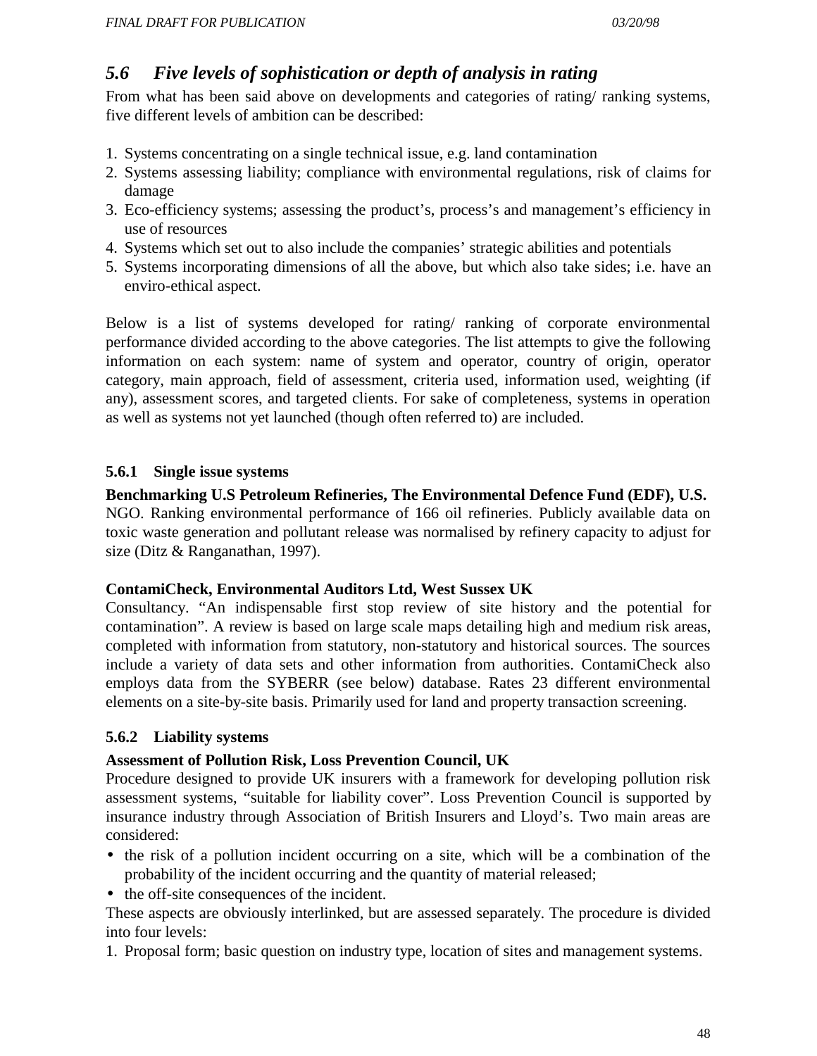## 5.6 *Five levels of sophistication or depth of analysis in rating*

From what has been said above on developments and categories of rating/ ranking systems, five different levels of ambition can be described:

1. Systems concentrating on a single technical issue, e.g. land contamination
2. Systems assessing liability; compliance with environmental regulations, risk of claims for damage
3. Eco-efficiency systems; assessing the product's, process's and management's efficiency in use of resources
4. Systems which set out to also include the companies' strategic abilities and potentials
5. Systems incorporating dimensions of all the above, but which also take sides; i.e. have an enviro-ethical aspect.

Below is a list of systems developed for rating/ ranking of corporate environmental performance divided according to the above categories. The list attempts to give the following information on each system: name of system and operator, country of origin, operator category, main approach, field of assessment, criteria used, information used, weighting (if any), assessment scores, and targeted clients. For sake of completeness, systems in operation as well as systems not yet launched (though often referred to) are included.

### 5.6.1 Single issue systems

**Benchmarking U.S Petroleum Refineries, The Environmental Defence Fund (EDF), U.S.**
NGO. Ranking environmental performance of 166 oil refineries. Publicly available data on toxic waste generation and pollutant release was normalised by refinery capacity to adjust for size (Ditz & Ranganathan, 1997).

**ContamiCheck, Environmental Auditors Ltd, West Sussex UK**
Consultancy. "An indispensable first stop review of site history and the potential for contamination". A review is based on large scale maps detailing high and medium risk areas, completed with information from statutory, non-statutory and historical sources. The sources include a variety of data sets and other information from authorities. ContamiCheck also employs data from the SYBERR (see below) database. Rates 23 different environmental elements on a site-by-site basis. Primarily used for land and property transaction screening.

### 5.6.2 Liability systems

**Assessment of Pollution Risk, Loss Prevention Council, UK**
Procedure designed to provide UK insurers with a framework for developing pollution risk assessment systems, "suitable for liability cover". Loss Prevention Council is supported by insurance industry through Association of British Insurers and Lloyd's. Two main areas are considered:

- the risk of a pollution incident occurring on a site, which will be a combination of the probability of the incident occurring and the quantity of material released;
- the off-site consequences of the incident.

These aspects are obviously interlinked, but are assessed separately. The procedure is divided into four levels:

1. Proposal form; basic question on industry type, location of sites and management systems.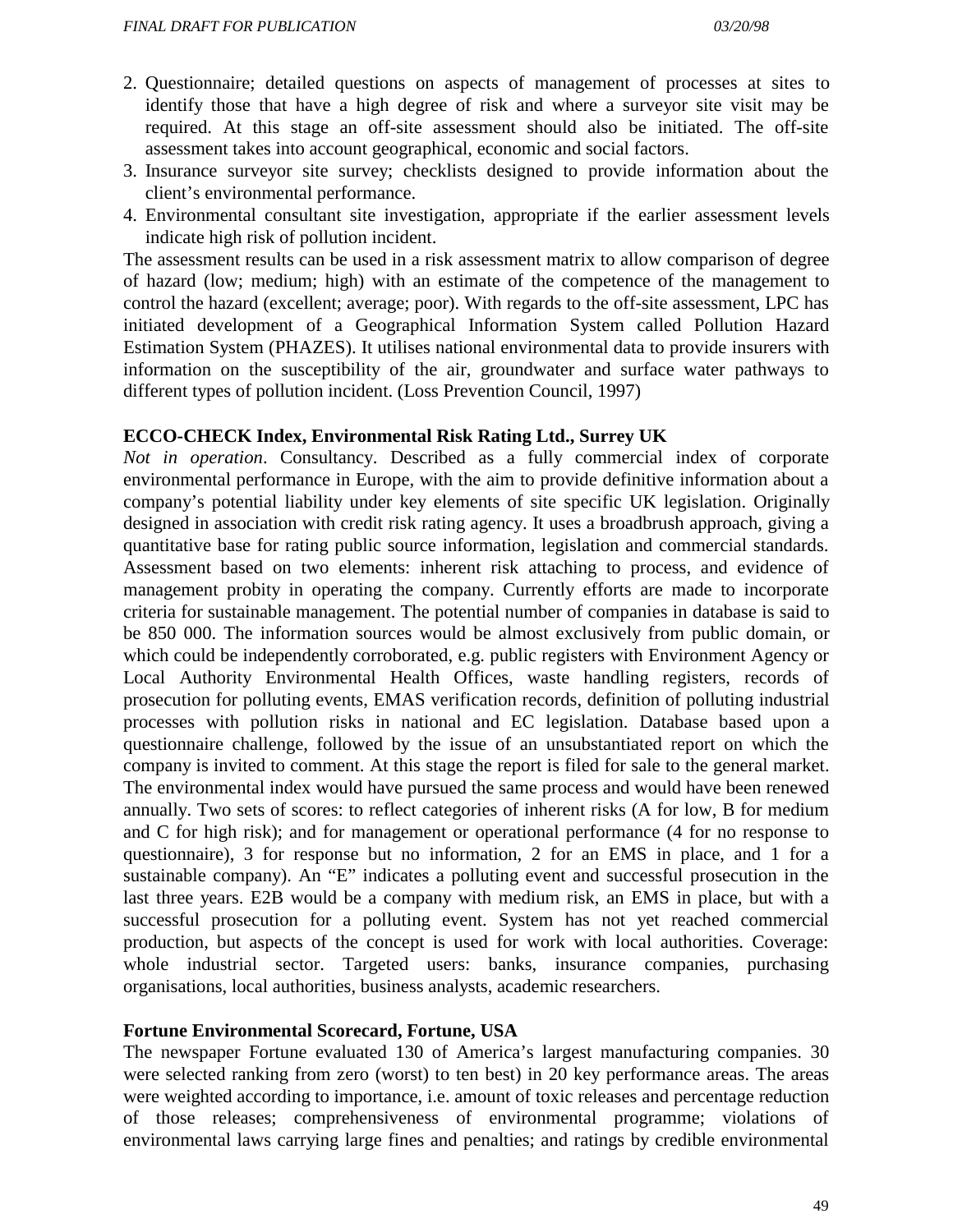2. Questionnaire; detailed questions on aspects of management of processes at sites to identify those that have a high degree of risk and where a surveyor site visit may be required. At this stage an off-site assessment should also be initiated. The off-site assessment takes into account geographical, economic and social factors.
3. Insurance surveyor site survey; checklists designed to provide information about the client's environmental performance.
4. Environmental consultant site investigation, appropriate if the earlier assessment levels indicate high risk of pollution incident.

The assessment results can be used in a risk assessment matrix to allow comparison of degree of hazard (low; medium; high) with an estimate of the competence of the management to control the hazard (excellent; average; poor). With regards to the off-site assessment, LPC has initiated development of a Geographical Information System called Pollution Hazard Estimation System (PHAZES). It utilises national environmental data to provide insurers with information on the susceptibility of the air, groundwater and surface water pathways to different types of pollution incident. (Loss Prevention Council, 1997)

**ECCO-CHECK Index, Environmental Risk Rating Ltd., Surrey UK**

*Not in operation*. Consultancy. Described as a fully commercial index of corporate environmental performance in Europe, with the aim to provide definitive information about a company's potential liability under key elements of site specific UK legislation. Originally designed in association with credit risk rating agency. It uses a broadbrush approach, giving a quantitative base for rating public source information, legislation and commercial standards. Assessment based on two elements: inherent risk attaching to process, and evidence of management probity in operating the company. Currently efforts are made to incorporate criteria for sustainable management. The potential number of companies in database is said to be 850 000. The information sources would be almost exclusively from public domain, or which could be independently corroborated, e.g. public registers with Environment Agency or Local Authority Environmental Health Offices, waste handling registers, records of prosecution for polluting events, EMAS verification records, definition of polluting industrial processes with pollution risks in national and EC legislation. Database based upon a questionnaire challenge, followed by the issue of an unsubstantiated report on which the company is invited to comment. At this stage the report is filed for sale to the general market. The environmental index would have pursued the same process and would have been renewed annually. Two sets of scores: to reflect categories of inherent risks (A for low, B for medium and C for high risk); and for management or operational performance (4 for no response to questionnaire), 3 for response but no information, 2 for an EMS in place, and 1 for a sustainable company). An "E" indicates a polluting event and successful prosecution in the last three years. E2B would be a company with medium risk, an EMS in place, but with a successful prosecution for a polluting event. System has not yet reached commercial production, but aspects of the concept is used for work with local authorities. Coverage: whole industrial sector. Targeted users: banks, insurance companies, purchasing organisations, local authorities, business analysts, academic researchers.

**Fortune Environmental Scorecard, Fortune, USA**

The newspaper Fortune evaluated 130 of America's largest manufacturing companies. 30 were selected ranking from zero (worst) to ten best) in 20 key performance areas. The areas were weighted according to importance, i.e. amount of toxic releases and percentage reduction of those releases; comprehensiveness of environmental programme; violations of environmental laws carrying large fines and penalties; and ratings by credible environmental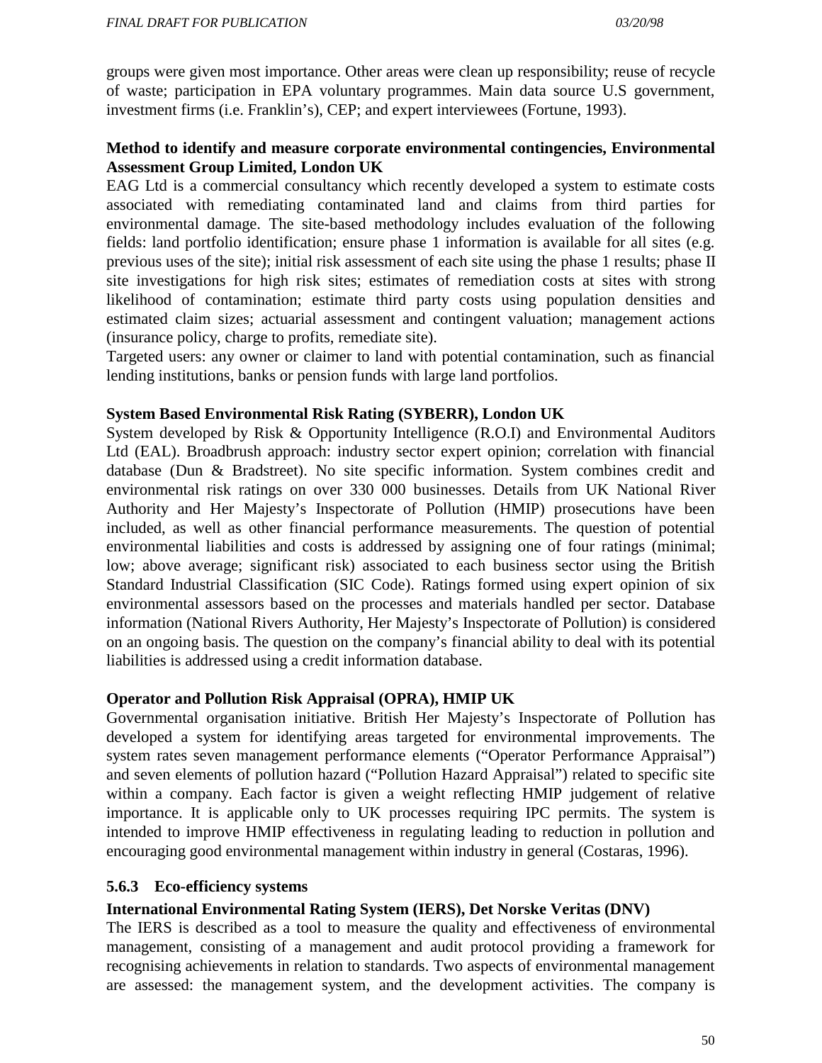groups were given most importance. Other areas were clean up responsibility; reuse of recycle of waste; participation in EPA voluntary programmes. Main data source U.S government, investment firms (i.e. Franklin's), CEP; and expert interviewees (Fortune, 1993).

**Method to identify and measure corporate environmental contingencies, Environmental Assessment Group Limited, London UK**

EAG Ltd is a commercial consultancy which recently developed a system to estimate costs associated with remediating contaminated land and claims from third parties for environmental damage. The site-based methodology includes evaluation of the following fields: land portfolio identification; ensure phase 1 information is available for all sites (e.g. previous uses of the site); initial risk assessment of each site using the phase 1 results; phase II site investigations for high risk sites; estimates of remediation costs at sites with strong likelihood of contamination; estimate third party costs using population densities and estimated claim sizes; actuarial assessment and contingent valuation; management actions (insurance policy, charge to profits, remediate site).

Targeted users: any owner or claimer to land with potential contamination, such as financial lending institutions, banks or pension funds with large land portfolios.

**System Based Environmental Risk Rating (SYBERR), London UK**

System developed by Risk & Opportunity Intelligence (R.O.I) and Environmental Auditors Ltd (EAL). Broadbrush approach: industry sector expert opinion; correlation with financial database (Dun & Bradstreet). No site specific information. System combines credit and environmental risk ratings on over 330 000 businesses. Details from UK National River Authority and Her Majesty's Inspectorate of Pollution (HMIP) prosecutions have been included, as well as other financial performance measurements. The question of potential environmental liabilities and costs is addressed by assigning one of four ratings (minimal; low; above average; significant risk) associated to each business sector using the British Standard Industrial Classification (SIC Code). Ratings formed using expert opinion of six environmental assessors based on the processes and materials handled per sector. Database information (National Rivers Authority, Her Majesty's Inspectorate of Pollution) is considered on an ongoing basis. The question on the company's financial ability to deal with its potential liabilities is addressed using a credit information database.

**Operator and Pollution Risk Appraisal (OPRA), HMIP UK**

Governmental organisation initiative. British Her Majesty's Inspectorate of Pollution has developed a system for identifying areas targeted for environmental improvements. The system rates seven management performance elements ("Operator Performance Appraisal") and seven elements of pollution hazard ("Pollution Hazard Appraisal") related to specific site within a company. Each factor is given a weight reflecting HMIP judgement of relative importance. It is applicable only to UK processes requiring IPC permits. The system is intended to improve HMIP effectiveness in regulating leading to reduction in pollution and encouraging good environmental management within industry in general (Costaras, 1996).

### 5.6.3 Eco-efficiency systems

**International Environmental Rating System (IERS), Det Norske Veritas (DNV)**

The IERS is described as a tool to measure the quality and effectiveness of environmental management, consisting of a management and audit protocol providing a framework for recognising achievements in relation to standards. Two aspects of environmental management are assessed: the management system, and the development activities. The company is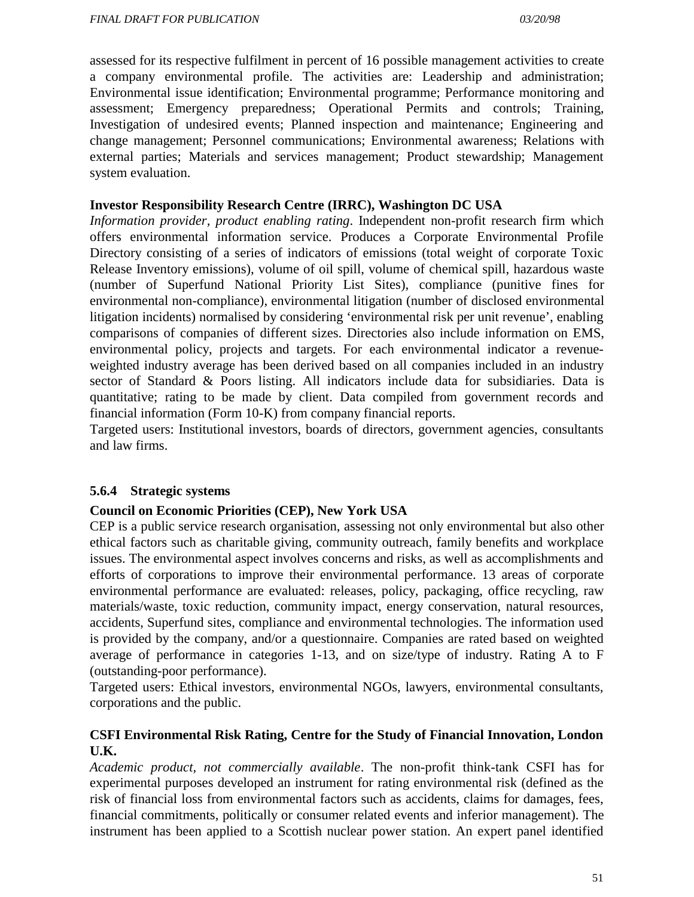assessed for its respective fulfilment in percent of 16 possible management activities to create a company environmental profile. The activities are: Leadership and administration; Environmental issue identification; Environmental programme; Performance monitoring and assessment; Emergency preparedness; Operational Permits and controls; Training, Investigation of undesired events; Planned inspection and maintenance; Engineering and change management; Personnel communications; Environmental awareness; Relations with external parties; Materials and services management; Product stewardship; Management system evaluation.

**Investor Responsibility Research Centre (IRRC), Washington DC USA**

*Information provider, product enabling rating*. Independent non-profit research firm which offers environmental information service. Produces a Corporate Environmental Profile Directory consisting of a series of indicators of emissions (total weight of corporate Toxic Release Inventory emissions), volume of oil spill, volume of chemical spill, hazardous waste (number of Superfund National Priority List Sites), compliance (punitive fines for environmental non-compliance), environmental litigation (number of disclosed environmental litigation incidents) normalised by considering 'environmental risk per unit revenue', enabling comparisons of companies of different sizes. Directories also include information on EMS, environmental policy, projects and targets. For each environmental indicator a revenue-weighted industry average has been derived based on all companies included in an industry sector of Standard & Poors listing. All indicators include data for subsidiaries. Data is quantitative; rating to be made by client. Data compiled from government records and financial information (Form 10-K) from company financial reports.

Targeted users: Institutional investors, boards of directors, government agencies, consultants and law firms.

### 5.6.4 Strategic systems

**Council on Economic Priorities (CEP), New York USA**

CEP is a public service research organisation, assessing not only environmental but also other ethical factors such as charitable giving, community outreach, family benefits and workplace issues. The environmental aspect involves concerns and risks, as well as accomplishments and efforts of corporations to improve their environmental performance. 13 areas of corporate environmental performance are evaluated: releases, policy, packaging, office recycling, raw materials/waste, toxic reduction, community impact, energy conservation, natural resources, accidents, Superfund sites, compliance and environmental technologies. The information used is provided by the company, and/or a questionnaire. Companies are rated based on weighted average of performance in categories 1-13, and on size/type of industry. Rating A to F (outstanding-poor performance).

Targeted users: Ethical investors, environmental NGOs, lawyers, environmental consultants, corporations and the public.

**CSFI Environmental Risk Rating, Centre for the Study of Financial Innovation, London U.K.**

*Academic product, not commercially available*. The non-profit think-tank CSFI has for experimental purposes developed an instrument for rating environmental risk (defined as the risk of financial loss from environmental factors such as accidents, claims for damages, fees, financial commitments, politically or consumer related events and inferior management). The instrument has been applied to a Scottish nuclear power station. An expert panel identified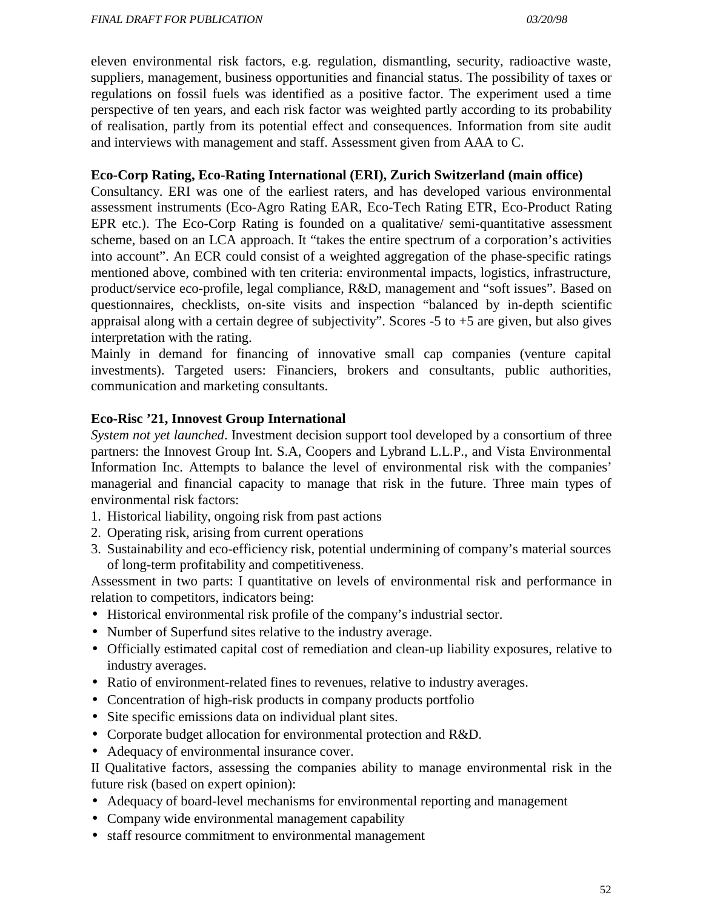eleven environmental risk factors, e.g. regulation, dismantling, security, radioactive waste, suppliers, management, business opportunities and financial status. The possibility of taxes or regulations on fossil fuels was identified as a positive factor. The experiment used a time perspective of ten years, and each risk factor was weighted partly according to its probability of realisation, partly from its potential effect and consequences. Information from site audit and interviews with management and staff. Assessment given from AAA to C.

**Eco-Corp Rating, Eco-Rating International (ERI), Zurich Switzerland (main office)**

Consultancy. ERI was one of the earliest raters, and has developed various environmental assessment instruments (Eco-Agro Rating EAR, Eco-Tech Rating ETR, Eco-Product Rating EPR etc.). The Eco-Corp Rating is founded on a qualitative/ semi-quantitative assessment scheme, based on an LCA approach. It "takes the entire spectrum of a corporation's activities into account". An ECR could consist of a weighted aggregation of the phase-specific ratings mentioned above, combined with ten criteria: environmental impacts, logistics, infrastructure, product/service eco-profile, legal compliance, R&D, management and "soft issues". Based on questionnaires, checklists, on-site visits and inspection "balanced by in-depth scientific appraisal along with a certain degree of subjectivity". Scores -5 to +5 are given, but also gives interpretation with the rating.

Mainly in demand for financing of innovative small cap companies (venture capital investments). Targeted users: Financiers, brokers and consultants, public authorities, communication and marketing consultants.

**Eco-Risc '21, Innovest Group International**

*System not yet launched*. Investment decision support tool developed by a consortium of three partners: the Innovest Group Int. S.A, Coopers and Lybrand L.L.P., and Vista Environmental Information Inc. Attempts to balance the level of environmental risk with the companies' managerial and financial capacity to manage that risk in the future. Three main types of environmental risk factors:

1. Historical liability, ongoing risk from past actions
2. Operating risk, arising from current operations
3. Sustainability and eco-efficiency risk, potential undermining of company's material sources of long-term profitability and competitiveness.

Assessment in two parts: I quantitative on levels of environmental risk and performance in relation to competitors, indicators being:

- Historical environmental risk profile of the company's industrial sector.
- Number of Superfund sites relative to the industry average.
- Officially estimated capital cost of remediation and clean-up liability exposures, relative to industry averages.
- Ratio of environment-related fines to revenues, relative to industry averages.
- Concentration of high-risk products in company products portfolio
- Site specific emissions data on individual plant sites.
- Corporate budget allocation for environmental protection and R&D.
- Adequacy of environmental insurance cover.

II Qualitative factors, assessing the companies ability to manage environmental risk in the future risk (based on expert opinion):

- Adequacy of board-level mechanisms for environmental reporting and management
- Company wide environmental management capability
- staff resource commitment to environmental management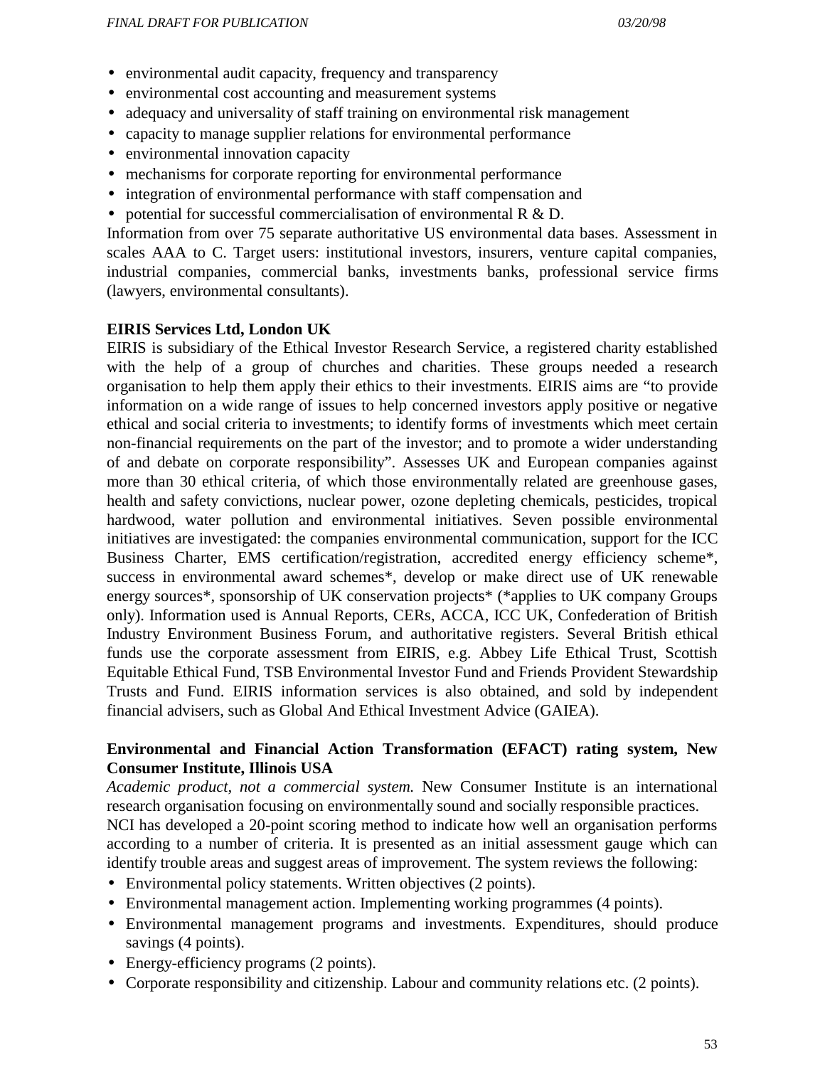- environmental audit capacity, frequency and transparency
- environmental cost accounting and measurement systems
- adequacy and universality of staff training on environmental risk management
- capacity to manage supplier relations for environmental performance
- environmental innovation capacity
- mechanisms for corporate reporting for environmental performance
- integration of environmental performance with staff compensation and
- potential for successful commercialisation of environmental R & D.

Information from over 75 separate authoritative US environmental data bases. Assessment in scales AAA to C. Target users: institutional investors, insurers, venture capital companies, industrial companies, commercial banks, investments banks, professional service firms (lawyers, environmental consultants).

**EIRIS Services Ltd, London UK**

EIRIS is subsidiary of the Ethical Investor Research Service, a registered charity established with the help of a group of churches and charities. These groups needed a research organisation to help them apply their ethics to their investments. EIRIS aims are "to provide information on a wide range of issues to help concerned investors apply positive or negative ethical and social criteria to investments; to identify forms of investments which meet certain non-financial requirements on the part of the investor; and to promote a wider understanding of and debate on corporate responsibility". Assesses UK and European companies against more than 30 ethical criteria, of which those environmentally related are greenhouse gases, health and safety convictions, nuclear power, ozone depleting chemicals, pesticides, tropical hardwood, water pollution and environmental initiatives. Seven possible environmental initiatives are investigated: the companies environmental communication, support for the ICC Business Charter, EMS certification/registration, accredited energy efficiency scheme*, success in environmental award schemes*, develop or make direct use of UK renewable energy sources*, sponsorship of UK conservation projects* (*applies to UK company Groups only). Information used is Annual Reports, CERs, ACCA, ICC UK, Confederation of British Industry Environment Business Forum, and authoritative registers. Several British ethical funds use the corporate assessment from EIRIS, e.g. Abbey Life Ethical Trust, Scottish Equitable Ethical Fund, TSB Environmental Investor Fund and Friends Provident Stewardship Trusts and Fund. EIRIS information services is also obtained, and sold by independent financial advisers, such as Global And Ethical Investment Advice (GAIEA).

**Environmental and Financial Action Transformation (EFACT) rating system, New Consumer Institute, Illinois USA**

*Academic product, not a commercial system.* New Consumer Institute is an international research organisation focusing on environmentally sound and socially responsible practices.

NCI has developed a 20-point scoring method to indicate how well an organisation performs according to a number of criteria. It is presented as an initial assessment gauge which can identify trouble areas and suggest areas of improvement. The system reviews the following:

- Environmental policy statements. Written objectives (2 points).
- Environmental management action. Implementing working programmes (4 points).
- Environmental management programs and investments. Expenditures, should produce savings (4 points).
- Energy-efficiency programs (2 points).
- Corporate responsibility and citizenship. Labour and community relations etc. (2 points).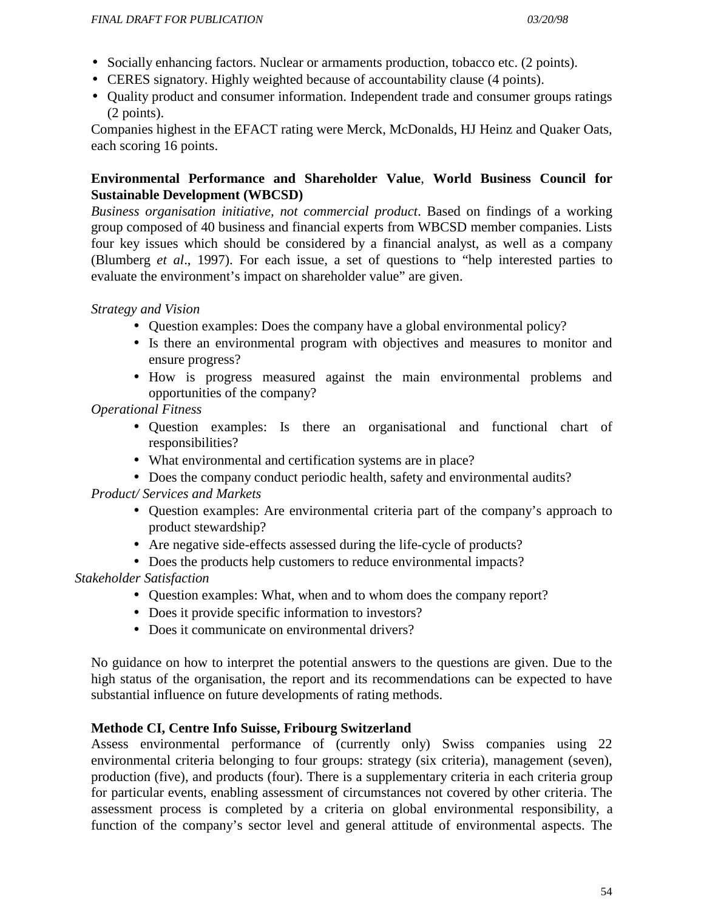- Socially enhancing factors. Nuclear or armaments production, tobacco etc. (2 points).
- CERES signatory. Highly weighted because of accountability clause (4 points).
- Quality product and consumer information. Independent trade and consumer groups ratings (2 points).

Companies highest in the EFACT rating were Merck, McDonalds, HJ Heinz and Quaker Oats, each scoring 16 points.

**Environmental Performance and Shareholder Value**, **World Business Council for Sustainable Development (WBCSD)**

*Business organisation initiative, not commercial product*. Based on findings of a working group composed of 40 business and financial experts from WBCSD member companies. Lists four key issues which should be considered by a financial analyst, as well as a company (Blumberg *et al*., 1997). For each issue, a set of questions to "help interested parties to evaluate the environment's impact on shareholder value" are given.

*Strategy and Vision*

- Question examples: Does the company have a global environmental policy?
- Is there an environmental program with objectives and measures to monitor and ensure progress?
- How is progress measured against the main environmental problems and opportunities of the company?

*Operational Fitness*

- Question examples: Is there an organisational and functional chart of responsibilities?
- What environmental and certification systems are in place?
- Does the company conduct periodic health, safety and environmental audits?

*Product/ Services and Markets*

- Question examples: Are environmental criteria part of the company's approach to product stewardship?
- Are negative side-effects assessed during the life-cycle of products?
- Does the products help customers to reduce environmental impacts?

*Stakeholder Satisfaction*

- Question examples: What, when and to whom does the company report?
- Does it provide specific information to investors?
- Does it communicate on environmental drivers?

No guidance on how to interpret the potential answers to the questions are given. Due to the high status of the organisation, the report and its recommendations can be expected to have substantial influence on future developments of rating methods.

**Methode CI, Centre Info Suisse, Fribourg Switzerland**

Assess environmental performance of (currently only) Swiss companies using 22 environmental criteria belonging to four groups: strategy (six criteria), management (seven), production (five), and products (four). There is a supplementary criteria in each criteria group for particular events, enabling assessment of circumstances not covered by other criteria. The assessment process is completed by a criteria on global environmental responsibility, a function of the company's sector level and general attitude of environmental aspects. The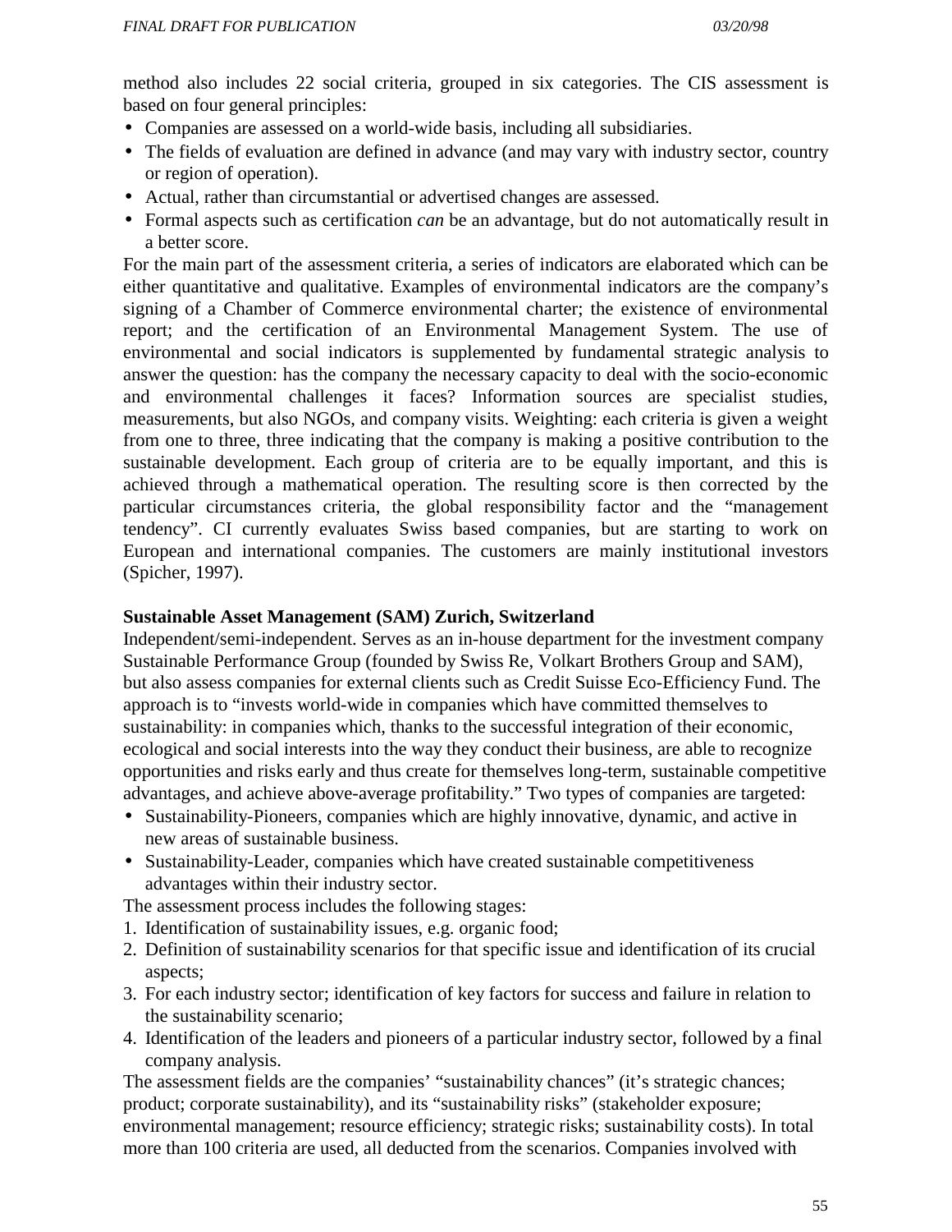method also includes 22 social criteria, grouped in six categories. The CIS assessment is based on four general principles:

- Companies are assessed on a world-wide basis, including all subsidiaries.
- The fields of evaluation are defined in advance (and may vary with industry sector, country or region of operation).
- Actual, rather than circumstantial or advertised changes are assessed.
- Formal aspects such as certification *can* be an advantage, but do not automatically result in a better score.

For the main part of the assessment criteria, a series of indicators are elaborated which can be either quantitative and qualitative. Examples of environmental indicators are the company's signing of a Chamber of Commerce environmental charter; the existence of environmental report; and the certification of an Environmental Management System. The use of environmental and social indicators is supplemented by fundamental strategic analysis to answer the question: has the company the necessary capacity to deal with the socio-economic and environmental challenges it faces? Information sources are specialist studies, measurements, but also NGOs, and company visits. Weighting: each criteria is given a weight from one to three, three indicating that the company is making a positive contribution to the sustainable development. Each group of criteria are to be equally important, and this is achieved through a mathematical operation. The resulting score is then corrected by the particular circumstances criteria, the global responsibility factor and the "management tendency". CI currently evaluates Swiss based companies, but are starting to work on European and international companies. The customers are mainly institutional investors (Spicher, 1997).

**Sustainable Asset Management (SAM) Zurich, Switzerland**

Independent/semi-independent. Serves as an in-house department for the investment company Sustainable Performance Group (founded by Swiss Re, Volkart Brothers Group and SAM), but also assess companies for external clients such as Credit Suisse Eco-Efficiency Fund. The approach is to "invests world-wide in companies which have committed themselves to sustainability: in companies which, thanks to the successful integration of their economic, ecological and social interests into the way they conduct their business, are able to recognize opportunities and risks early and thus create for themselves long-term, sustainable competitive advantages, and achieve above-average profitability." Two types of companies are targeted:

- Sustainability-Pioneers, companies which are highly innovative, dynamic, and active in new areas of sustainable business.
- Sustainability-Leader, companies which have created sustainable competitiveness advantages within their industry sector.

The assessment process includes the following stages:

1. Identification of sustainability issues, e.g. organic food;
2. Definition of sustainability scenarios for that specific issue and identification of its crucial aspects;
3. For each industry sector; identification of key factors for success and failure in relation to the sustainability scenario;
4. Identification of the leaders and pioneers of a particular industry sector, followed by a final company analysis.

The assessment fields are the companies' "sustainability chances" (it's strategic chances; product; corporate sustainability), and its "sustainability risks" (stakeholder exposure; environmental management; resource efficiency; strategic risks; sustainability costs). In total more than 100 criteria are used, all deducted from the scenarios. Companies involved with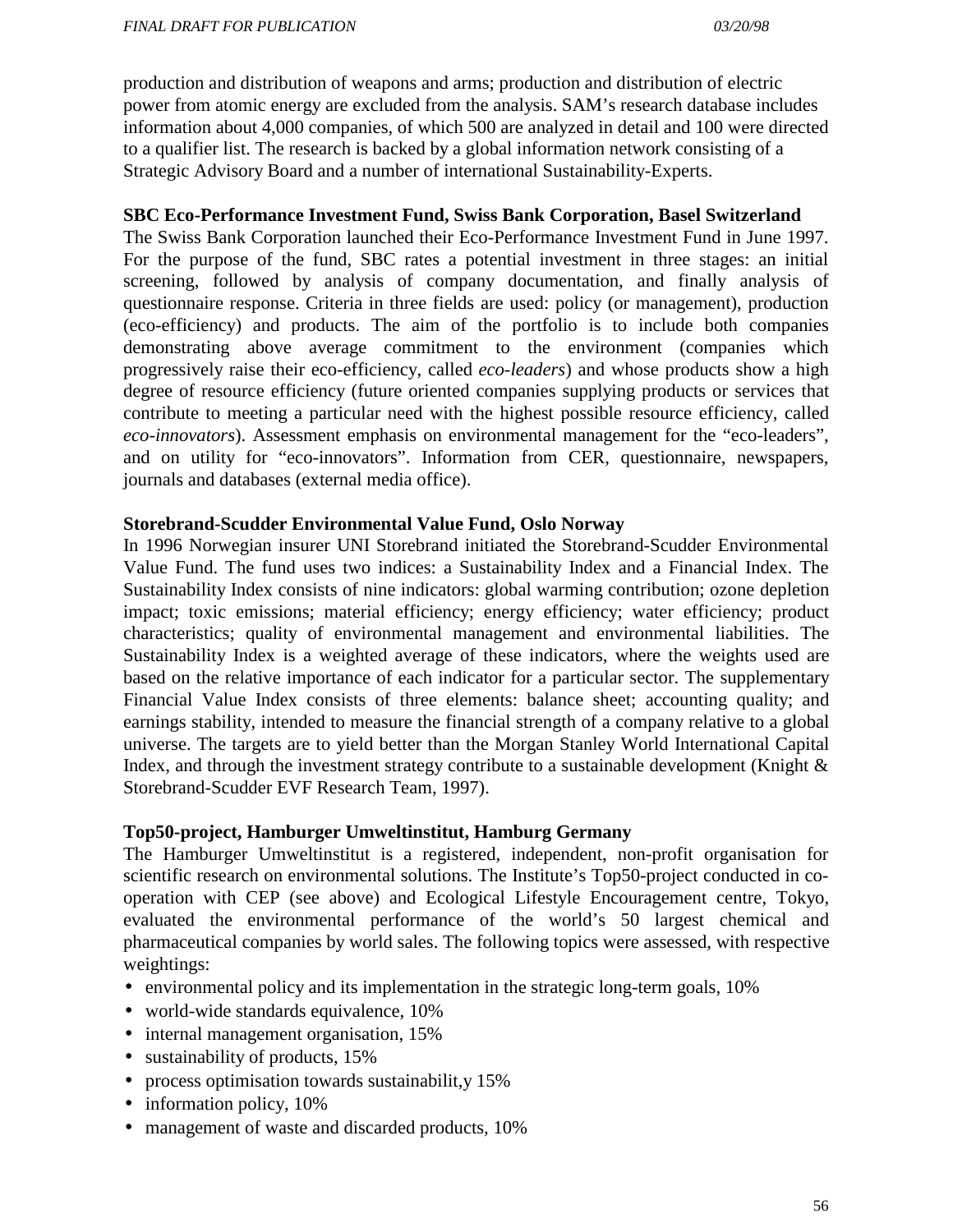production and distribution of weapons and arms; production and distribution of electric power from atomic energy are excluded from the analysis. SAM's research database includes information about 4,000 companies, of which 500 are analyzed in detail and 100 were directed to a qualifier list. The research is backed by a global information network consisting of a Strategic Advisory Board and a number of international Sustainability-Experts.

**SBC Eco-Performance Investment Fund, Swiss Bank Corporation, Basel Switzerland**

The Swiss Bank Corporation launched their Eco-Performance Investment Fund in June 1997. For the purpose of the fund, SBC rates a potential investment in three stages: an initial screening, followed by analysis of company documentation, and finally analysis of questionnaire response. Criteria in three fields are used: policy (or management), production (eco-efficiency) and products. The aim of the portfolio is to include both companies demonstrating above average commitment to the environment (companies which progressively raise their eco-efficiency, called *eco-leaders*) and whose products show a high degree of resource efficiency (future oriented companies supplying products or services that contribute to meeting a particular need with the highest possible resource efficiency, called *eco-innovators*). Assessment emphasis on environmental management for the "eco-leaders", and on utility for "eco-innovators". Information from CER, questionnaire, newspapers, journals and databases (external media office).

**Storebrand-Scudder Environmental Value Fund, Oslo Norway**

In 1996 Norwegian insurer UNI Storebrand initiated the Storebrand-Scudder Environmental Value Fund. The fund uses two indices: a Sustainability Index and a Financial Index. The Sustainability Index consists of nine indicators: global warming contribution; ozone depletion impact; toxic emissions; material efficiency; energy efficiency; water efficiency; product characteristics; quality of environmental management and environmental liabilities. The Sustainability Index is a weighted average of these indicators, where the weights used are based on the relative importance of each indicator for a particular sector. The supplementary Financial Value Index consists of three elements: balance sheet; accounting quality; and earnings stability, intended to measure the financial strength of a company relative to a global universe. The targets are to yield better than the Morgan Stanley World International Capital Index, and through the investment strategy contribute to a sustainable development (Knight & Storebrand-Scudder EVF Research Team, 1997).

**Top50-project, Hamburger Umweltinstitut, Hamburg Germany**

The Hamburger Umweltinstitut is a registered, independent, non-profit organisation for scientific research on environmental solutions. The Institute's Top50-project conducted in co-operation with CEP (see above) and Ecological Lifestyle Encouragement centre, Tokyo, evaluated the environmental performance of the world's 50 largest chemical and pharmaceutical companies by world sales. The following topics were assessed, with respective weightings:

- environmental policy and its implementation in the strategic long-term goals, 10%
- world-wide standards equivalence, 10%
- internal management organisation, 15%
- sustainability of products, 15%
- process optimisation towards sustainabilit,y 15%
- information policy, 10%
- management of waste and discarded products, 10%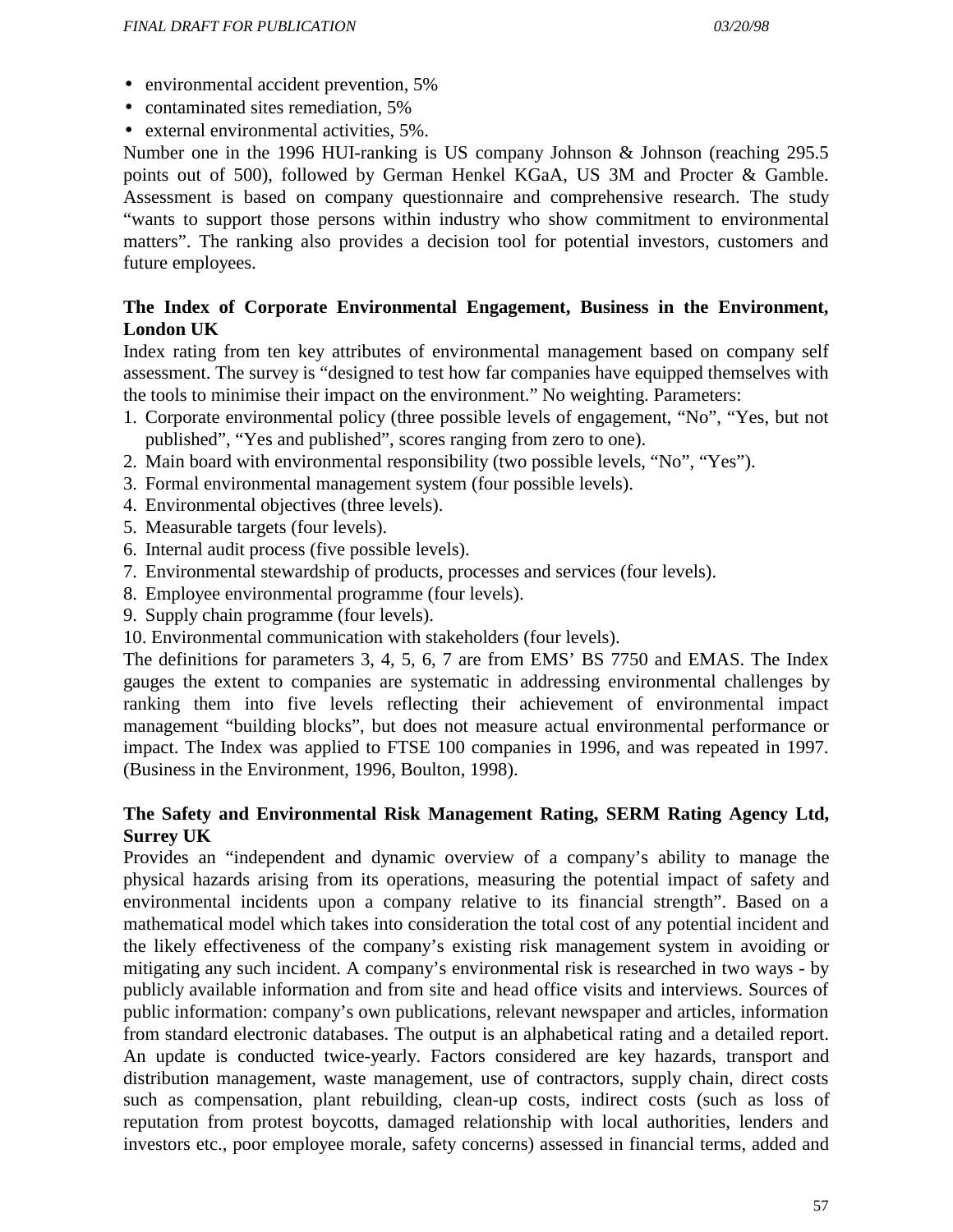- environmental accident prevention, 5%
- contaminated sites remediation, 5%
- external environmental activities, 5%.

Number one in the 1996 HUI-ranking is US company Johnson & Johnson (reaching 295.5 points out of 500), followed by German Henkel KGaA, US 3M and Procter & Gamble. Assessment is based on company questionnaire and comprehensive research. The study "wants to support those persons within industry who show commitment to environmental matters". The ranking also provides a decision tool for potential investors, customers and future employees.

**The Index of Corporate Environmental Engagement, Business in the Environment, London UK**

Index rating from ten key attributes of environmental management based on company self assessment. The survey is "designed to test how far companies have equipped themselves with the tools to minimise their impact on the environment." No weighting. Parameters:

1. Corporate environmental policy (three possible levels of engagement, "No", "Yes, but not published", "Yes and published", scores ranging from zero to one).
2. Main board with environmental responsibility (two possible levels, "No", "Yes").
3. Formal environmental management system (four possible levels).
4. Environmental objectives (three levels).
5. Measurable targets (four levels).
6. Internal audit process (five possible levels).
7. Environmental stewardship of products, processes and services (four levels).
8. Employee environmental programme (four levels).
9. Supply chain programme (four levels).
10. Environmental communication with stakeholders (four levels).

The definitions for parameters 3, 4, 5, 6, 7 are from EMS' BS 7750 and EMAS. The Index gauges the extent to companies are systematic in addressing environmental challenges by ranking them into five levels reflecting their achievement of environmental impact management "building blocks", but does not measure actual environmental performance or impact. The Index was applied to FTSE 100 companies in 1996, and was repeated in 1997. (Business in the Environment, 1996, Boulton, 1998).

**The Safety and Environmental Risk Management Rating, SERM Rating Agency Ltd, Surrey UK**

Provides an "independent and dynamic overview of a company's ability to manage the physical hazards arising from its operations, measuring the potential impact of safety and environmental incidents upon a company relative to its financial strength". Based on a mathematical model which takes into consideration the total cost of any potential incident and the likely effectiveness of the company's existing risk management system in avoiding or mitigating any such incident. A company's environmental risk is researched in two ways - by publicly available information and from site and head office visits and interviews. Sources of public information: company's own publications, relevant newspaper and articles, information from standard electronic databases. The output is an alphabetical rating and a detailed report. An update is conducted twice-yearly. Factors considered are key hazards, transport and distribution management, waste management, use of contractors, supply chain, direct costs such as compensation, plant rebuilding, clean-up costs, indirect costs (such as loss of reputation from protest boycotts, damaged relationship with local authorities, lenders and investors etc., poor employee morale, safety concerns) assessed in financial terms, added and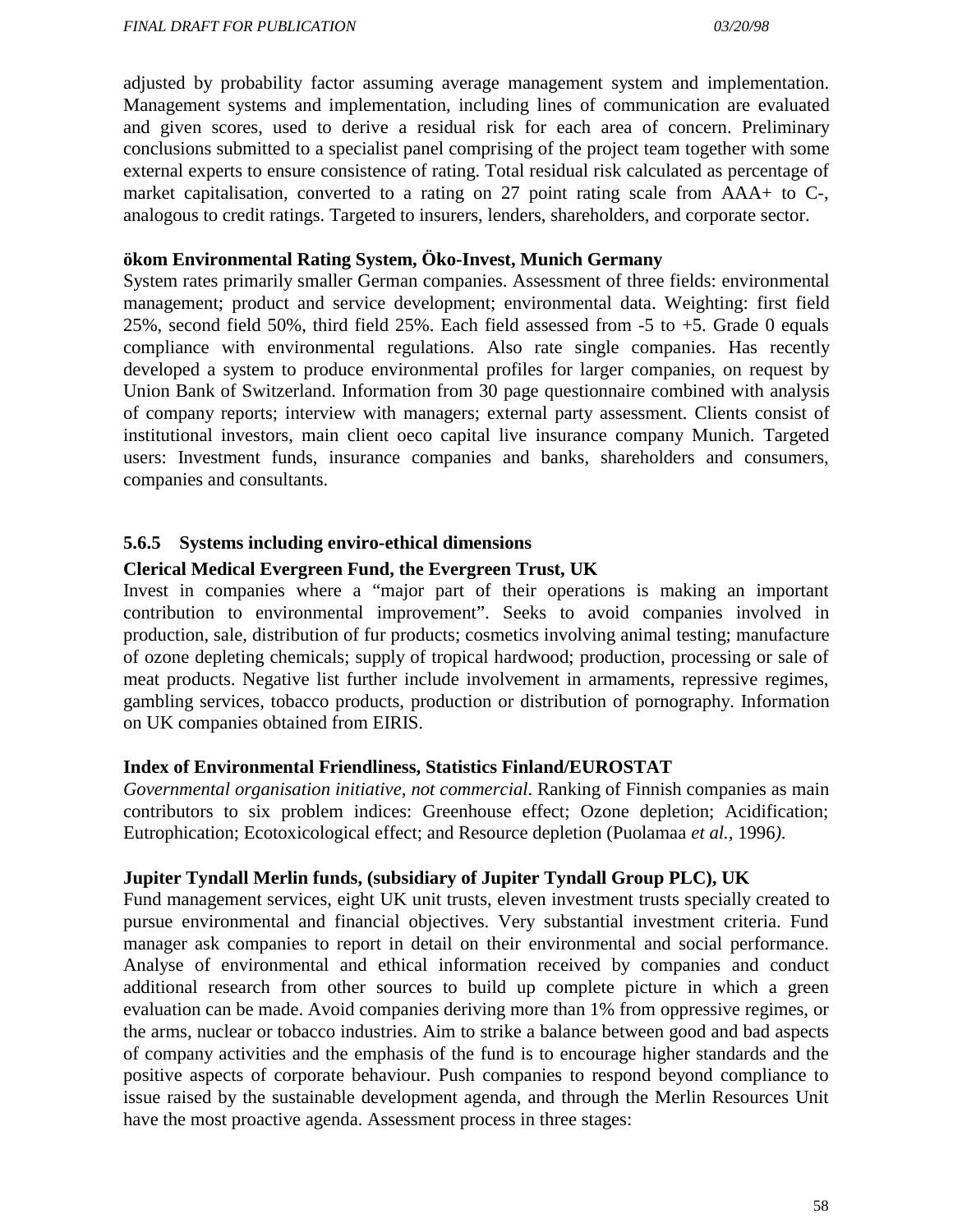adjusted by probability factor assuming average management system and implementation. Management systems and implementation, including lines of communication are evaluated and given scores, used to derive a residual risk for each area of concern. Preliminary conclusions submitted to a specialist panel comprising of the project team together with some external experts to ensure consistence of rating. Total residual risk calculated as percentage of market capitalisation, converted to a rating on 27 point rating scale from AAA+ to C-, analogous to credit ratings. Targeted to insurers, lenders, shareholders, and corporate sector.

**ökom Environmental Rating System, Öko-Invest, Munich Germany**

System rates primarily smaller German companies. Assessment of three fields: environmental management; product and service development; environmental data. Weighting: first field 25%, second field 50%, third field 25%. Each field assessed from -5 to +5. Grade 0 equals compliance with environmental regulations. Also rate single companies. Has recently developed a system to produce environmental profiles for larger companies, on request by Union Bank of Switzerland. Information from 30 page questionnaire combined with analysis of company reports; interview with managers; external party assessment. Clients consist of institutional investors, main client oeco capital live insurance company Munich. Targeted users: Investment funds, insurance companies and banks, shareholders and consumers, companies and consultants.

### 5.6.5 Systems including enviro-ethical dimensions

**Clerical Medical Evergreen Fund, the Evergreen Trust, UK**

Invest in companies where a “major part of their operations is making an important contribution to environmental improvement”. Seeks to avoid companies involved in production, sale, distribution of fur products; cosmetics involving animal testing; manufacture of ozone depleting chemicals; supply of tropical hardwood; production, processing or sale of meat products. Negative list further include involvement in armaments, repressive regimes, gambling services, tobacco products, production or distribution of pornography. Information on UK companies obtained from EIRIS.

**Index of Environmental Friendliness, Statistics Finland/EUROSTAT**

*Governmental organisation initiative, not commercial.* Ranking of Finnish companies as main contributors to six problem indices: Greenhouse effect; Ozone depletion; Acidification; Eutrophication; Ecotoxicological effect; and Resource depletion (Puolamaa *et al.*, 1996).

**Jupiter Tyndall Merlin funds, (subsidiary of Jupiter Tyndall Group PLC), UK**

Fund management services, eight UK unit trusts, eleven investment trusts specially created to pursue environmental and financial objectives. Very substantial investment criteria. Fund manager ask companies to report in detail on their environmental and social performance. Analyse of environmental and ethical information received by companies and conduct additional research from other sources to build up complete picture in which a green evaluation can be made. Avoid companies deriving more than 1% from oppressive regimes, or the arms, nuclear or tobacco industries. Aim to strike a balance between good and bad aspects of company activities and the emphasis of the fund is to encourage higher standards and the positive aspects of corporate behaviour. Push companies to respond beyond compliance to issue raised by the sustainable development agenda, and through the Merlin Resources Unit have the most proactive agenda. Assessment process in three stages: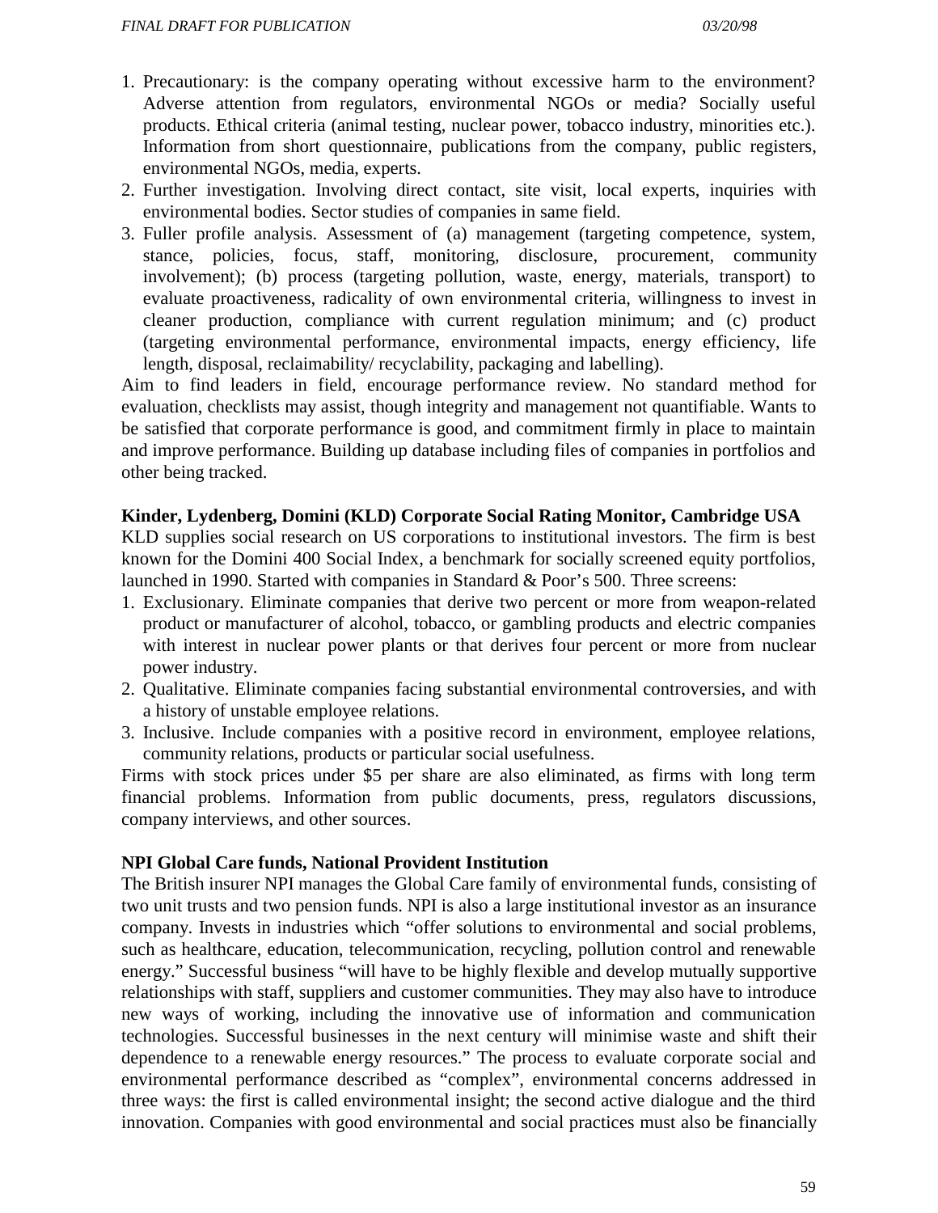1. Precautionary: is the company operating without excessive harm to the environment? Adverse attention from regulators, environmental NGOs or media? Socially useful products. Ethical criteria (animal testing, nuclear power, tobacco industry, minorities etc.). Information from short questionnaire, publications from the company, public registers, environmental NGOs, media, experts.
2. Further investigation. Involving direct contact, site visit, local experts, inquiries with environmental bodies. Sector studies of companies in same field.
3. Fuller profile analysis. Assessment of (a) management (targeting competence, system, stance, policies, focus, staff, monitoring, disclosure, procurement, community involvement); (b) process (targeting pollution, waste, energy, materials, transport) to evaluate proactiveness, radicality of own environmental criteria, willingness to invest in cleaner production, compliance with current regulation minimum; and (c) product (targeting environmental performance, environmental impacts, energy efficiency, life length, disposal, reclaimability/ recyclability, packaging and labelling).

Aim to find leaders in field, encourage performance review. No standard method for evaluation, checklists may assist, though integrity and management not quantifiable. Wants to be satisfied that corporate performance is good, and commitment firmly in place to maintain and improve performance. Building up database including files of companies in portfolios and other being tracked.

**Kinder, Lydenberg, Domini (KLD) Corporate Social Rating Monitor, Cambridge USA**

KLD supplies social research on US corporations to institutional investors. The firm is best known for the Domini 400 Social Index, a benchmark for socially screened equity portfolios, launched in 1990. Started with companies in Standard & Poor's 500. Three screens:

1. Exclusionary. Eliminate companies that derive two percent or more from weapon-related product or manufacturer of alcohol, tobacco, or gambling products and electric companies with interest in nuclear power plants or that derives four percent or more from nuclear power industry.
2. Qualitative. Eliminate companies facing substantial environmental controversies, and with a history of unstable employee relations.
3. Inclusive. Include companies with a positive record in environment, employee relations, community relations, products or particular social usefulness.

Firms with stock prices under $5 per share are also eliminated, as firms with long term financial problems. Information from public documents, press, regulators discussions, company interviews, and other sources.

**NPI Global Care funds, National Provident Institution**

The British insurer NPI manages the Global Care family of environmental funds, consisting of two unit trusts and two pension funds. NPI is also a large institutional investor as an insurance company. Invests in industries which "offer solutions to environmental and social problems, such as healthcare, education, telecommunication, recycling, pollution control and renewable energy." Successful business "will have to be highly flexible and develop mutually supportive relationships with staff, suppliers and customer communities. They may also have to introduce new ways of working, including the innovative use of information and communication technologies. Successful businesses in the next century will minimise waste and shift their dependence to a renewable energy resources." The process to evaluate corporate social and environmental performance described as "complex", environmental concerns addressed in three ways: the first is called environmental insight; the second active dialogue and the third innovation. Companies with good environmental and social practices must also be financially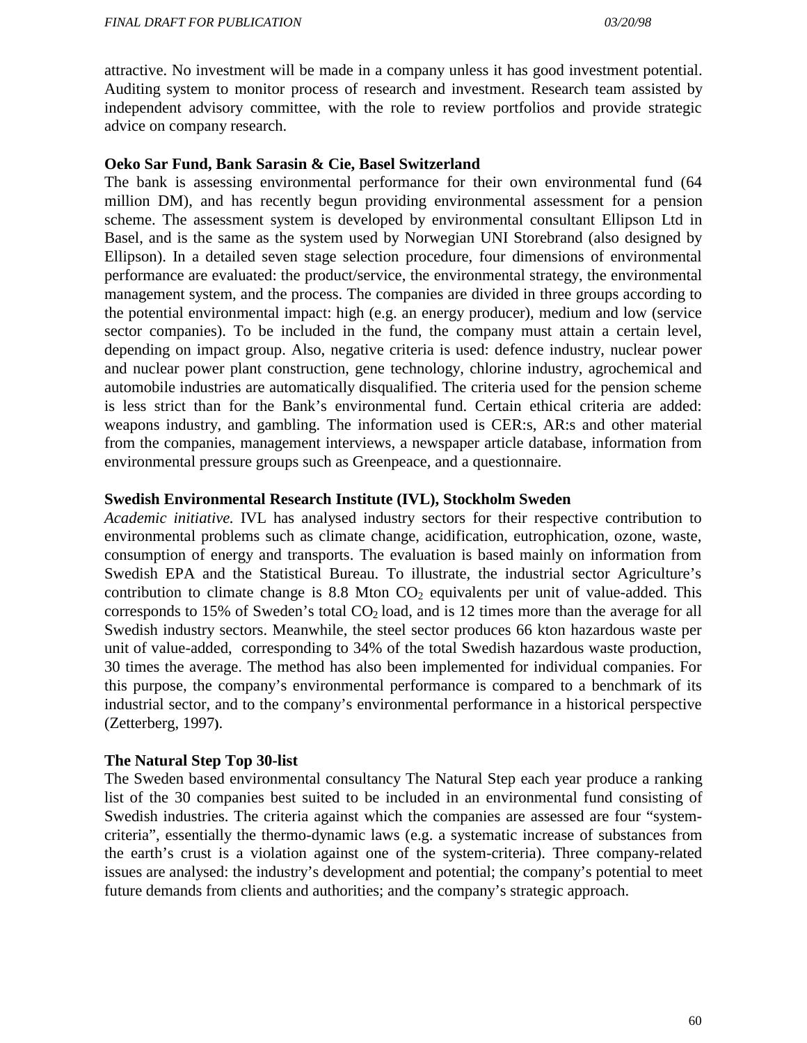attractive. No investment will be made in a company unless it has good investment potential. Auditing system to monitor process of research and investment. Research team assisted by independent advisory committee, with the role to review portfolios and provide strategic advice on company research.

**Oeko Sar Fund, Bank Sarasin & Cie, Basel Switzerland**

The bank is assessing environmental performance for their own environmental fund (64 million DM), and has recently begun providing environmental assessment for a pension scheme. The assessment system is developed by environmental consultant Ellipson Ltd in Basel, and is the same as the system used by Norwegian UNI Storebrand (also designed by Ellipson). In a detailed seven stage selection procedure, four dimensions of environmental performance are evaluated: the product/service, the environmental strategy, the environmental management system, and the process. The companies are divided in three groups according to the potential environmental impact: high (e.g. an energy producer), medium and low (service sector companies). To be included in the fund, the company must attain a certain level, depending on impact group. Also, negative criteria is used: defence industry, nuclear power and nuclear power plant construction, gene technology, chlorine industry, agrochemical and automobile industries are automatically disqualified. The criteria used for the pension scheme is less strict than for the Bank's environmental fund. Certain ethical criteria are added: weapons industry, and gambling. The information used is CER:s, AR:s and other material from the companies, management interviews, a newspaper article database, information from environmental pressure groups such as Greenpeace, and a questionnaire.

**Swedish Environmental Research Institute (IVL), Stockholm Sweden**

*Academic initiative.* IVL has analysed industry sectors for their respective contribution to environmental problems such as climate change, acidification, eutrophication, ozone, waste, consumption of energy and transports. The evaluation is based mainly on information from Swedish EPA and the Statistical Bureau. To illustrate, the industrial sector Agriculture's contribution to climate change is 8.8 Mton $CO_2$ equivalents per unit of value-added. This corresponds to 15% of Sweden's total $CO_2$ load, and is 12 times more than the average for all Swedish industry sectors. Meanwhile, the steel sector produces 66 kton hazardous waste per unit of value-added, corresponding to 34% of the total Swedish hazardous waste production, 30 times the average. The method has also been implemented for individual companies. For this purpose, the company's environmental performance is compared to a benchmark of its industrial sector, and to the company's environmental performance in a historical perspective (Zetterberg, 1997).

**The Natural Step Top 30-list**

The Sweden based environmental consultancy The Natural Step each year produce a ranking list of the 30 companies best suited to be included in an environmental fund consisting of Swedish industries. The criteria against which the companies are assessed are four "system-criteria", essentially the thermo-dynamic laws (e.g. a systematic increase of substances from the earth's crust is a violation against one of the system-criteria). Three company-related issues are analysed: the industry's development and potential; the company's potential to meet future demands from clients and authorities; and the company's strategic approach.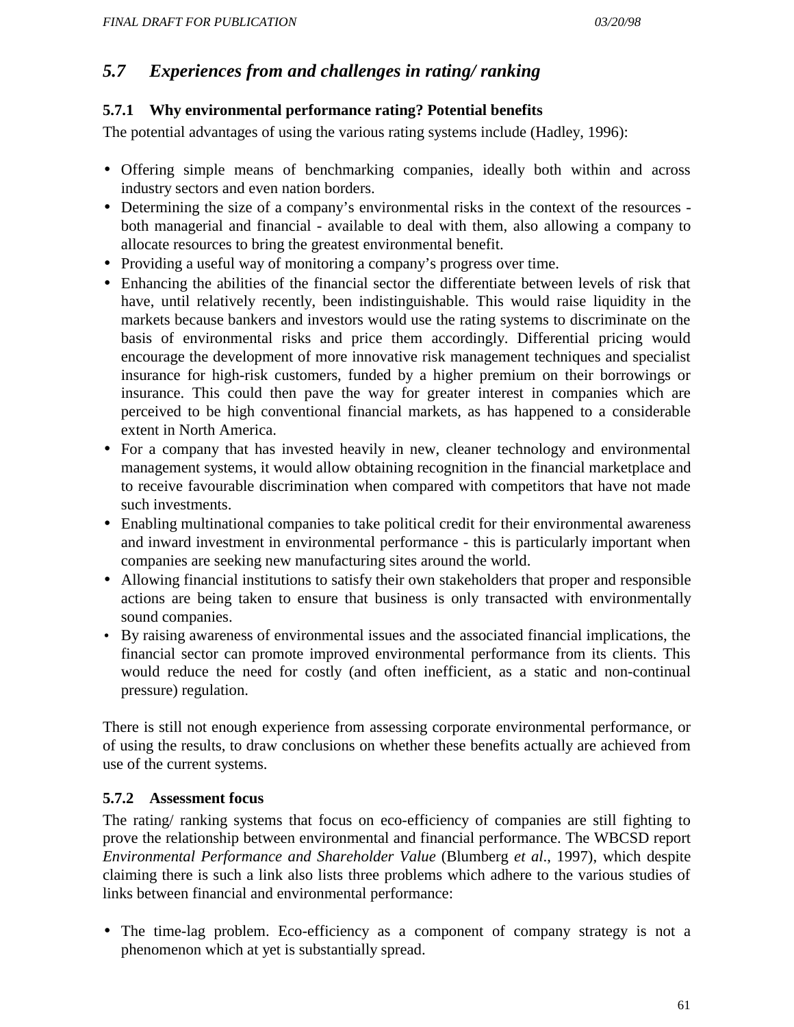## 5.7 Experiences from and challenges in rating/ ranking

### 5.7.1 Why environmental performance rating? Potential benefits

The potential advantages of using the various rating systems include (Hadley, 1996):

- Offering simple means of benchmarking companies, ideally both within and across industry sectors and even nation borders.
- Determining the size of a company's environmental risks in the context of the resources - both managerial and financial - available to deal with them, also allowing a company to allocate resources to bring the greatest environmental benefit.
- Providing a useful way of monitoring a company's progress over time.
- Enhancing the abilities of the financial sector the differentiate between levels of risk that have, until relatively recently, been indistinguishable. This would raise liquidity in the markets because bankers and investors would use the rating systems to discriminate on the basis of environmental risks and price them accordingly. Differential pricing would encourage the development of more innovative risk management techniques and specialist insurance for high-risk customers, funded by a higher premium on their borrowings or insurance. This could then pave the way for greater interest in companies which are perceived to be high conventional financial markets, as has happened to a considerable extent in North America.
- For a company that has invested heavily in new, cleaner technology and environmental management systems, it would allow obtaining recognition in the financial marketplace and to receive favourable discrimination when compared with competitors that have not made such investments.
- Enabling multinational companies to take political credit for their environmental awareness and inward investment in environmental performance - this is particularly important when companies are seeking new manufacturing sites around the world.
- Allowing financial institutions to satisfy their own stakeholders that proper and responsible actions are being taken to ensure that business is only transacted with environmentally sound companies.
- By raising awareness of environmental issues and the associated financial implications, the financial sector can promote improved environmental performance from its clients. This would reduce the need for costly (and often inefficient, as a static and non-continual pressure) regulation.

There is still not enough experience from assessing corporate environmental performance, or of using the results, to draw conclusions on whether these benefits actually are achieved from use of the current systems.

### 5.7.2 Assessment focus

The rating/ ranking systems that focus on eco-efficiency of companies are still fighting to prove the relationship between environmental and financial performance. The WBCSD report *Environmental Performance and Shareholder Value* (Blumberg *et al*., 1997), which despite claiming there is such a link also lists three problems which adhere to the various studies of links between financial and environmental performance:

- The time-lag problem. Eco-efficiency as a component of company strategy is not a phenomenon which at yet is substantially spread.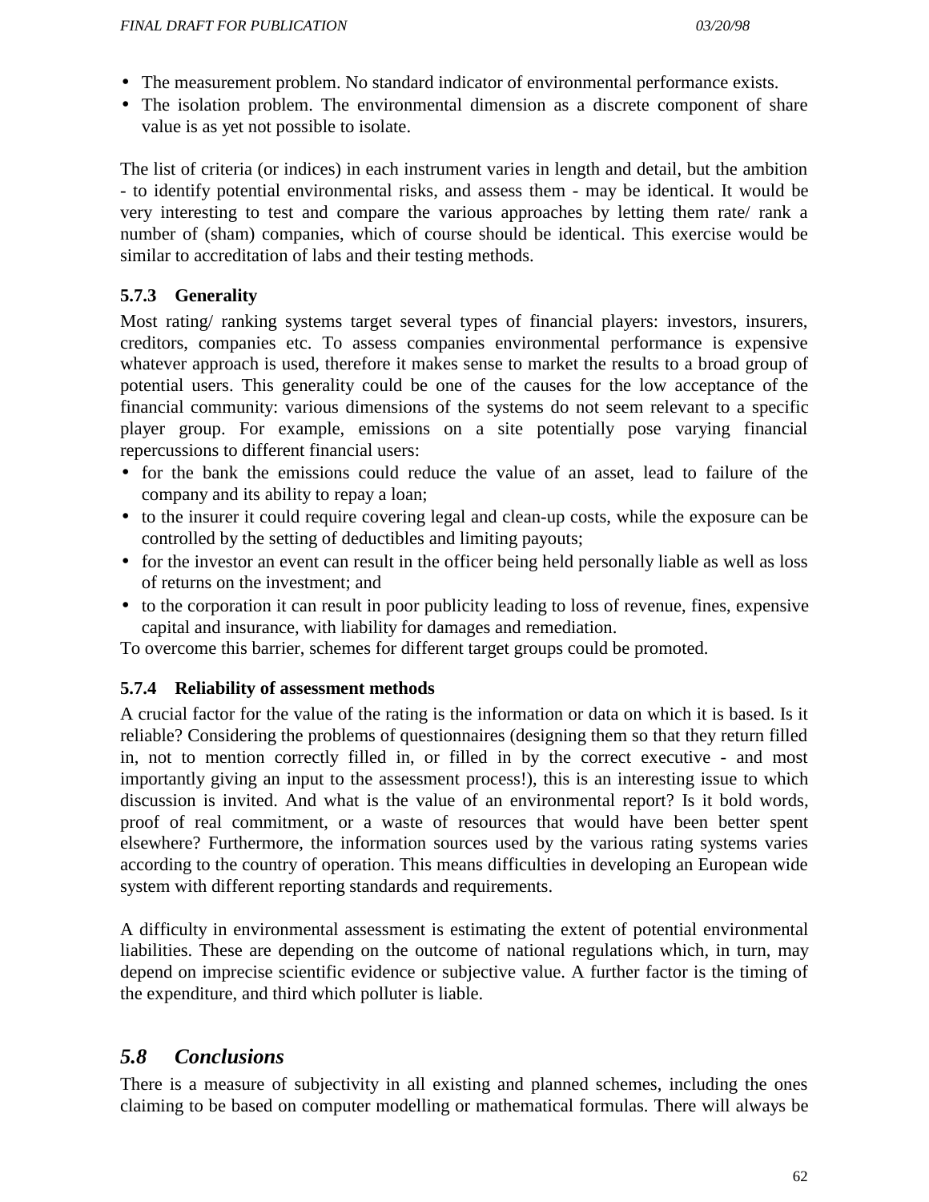- The measurement problem. No standard indicator of environmental performance exists.
- The isolation problem. The environmental dimension as a discrete component of share value is as yet not possible to isolate.

The list of criteria (or indices) in each instrument varies in length and detail, but the ambition - to identify potential environmental risks, and assess them - may be identical. It would be very interesting to test and compare the various approaches by letting them rate/ rank a number of (sham) companies, which of course should be identical. This exercise would be similar to accreditation of labs and their testing methods.

### 5.7.3 Generality

Most rating/ ranking systems target several types of financial players: investors, insurers, creditors, companies etc. To assess companies environmental performance is expensive whatever approach is used, therefore it makes sense to market the results to a broad group of potential users. This generality could be one of the causes for the low acceptance of the financial community: various dimensions of the systems do not seem relevant to a specific player group. For example, emissions on a site potentially pose varying financial repercussions to different financial users:

- for the bank the emissions could reduce the value of an asset, lead to failure of the company and its ability to repay a loan;
- to the insurer it could require covering legal and clean-up costs, while the exposure can be controlled by the setting of deductibles and limiting payouts;
- for the investor an event can result in the officer being held personally liable as well as loss of returns on the investment; and
- to the corporation it can result in poor publicity leading to loss of revenue, fines, expensive capital and insurance, with liability for damages and remediation.

To overcome this barrier, schemes for different target groups could be promoted.

### 5.7.4 Reliability of assessment methods

A crucial factor for the value of the rating is the information or data on which it is based. Is it reliable? Considering the problems of questionnaires (designing them so that they return filled in, not to mention correctly filled in, or filled in by the correct executive - and most importantly giving an input to the assessment process!), this is an interesting issue to which discussion is invited. And what is the value of an environmental report? Is it bold words, proof of real commitment, or a waste of resources that would have been better spent elsewhere? Furthermore, the information sources used by the various rating systems varies according to the country of operation. This means difficulties in developing an European wide system with different reporting standards and requirements.

A difficulty in environmental assessment is estimating the extent of potential environmental liabilities. These are depending on the outcome of national regulations which, in turn, may depend on imprecise scientific evidence or subjective value. A further factor is the timing of the expenditure, and third which polluter is liable.

## *5.8 Conclusions*

There is a measure of subjectivity in all existing and planned schemes, including the ones claiming to be based on computer modelling or mathematical formulas. There will always be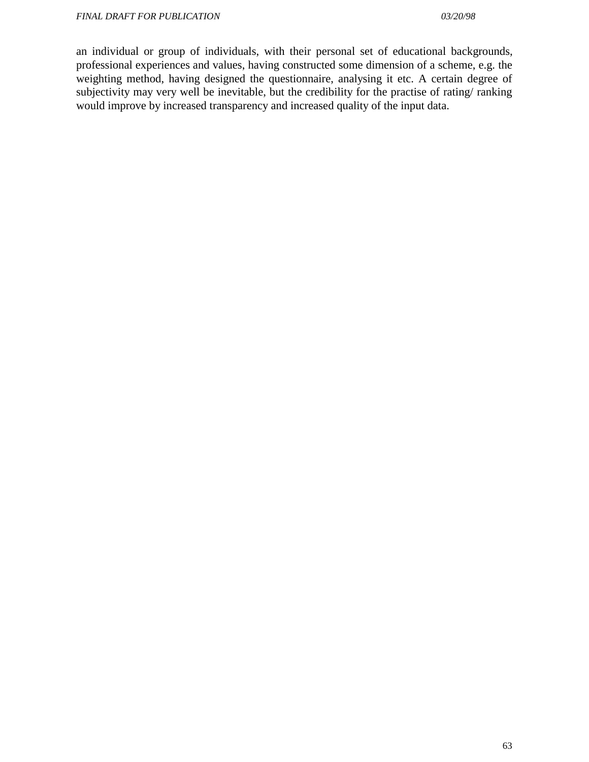an individual or group of individuals, with their personal set of educational backgrounds, professional experiences and values, having constructed some dimension of a scheme, e.g. the weighting method, having designed the questionnaire, analysing it etc. A certain degree of subjectivity may very well be inevitable, but the credibility for the practise of rating/ ranking would improve by increased transparency and increased quality of the input data.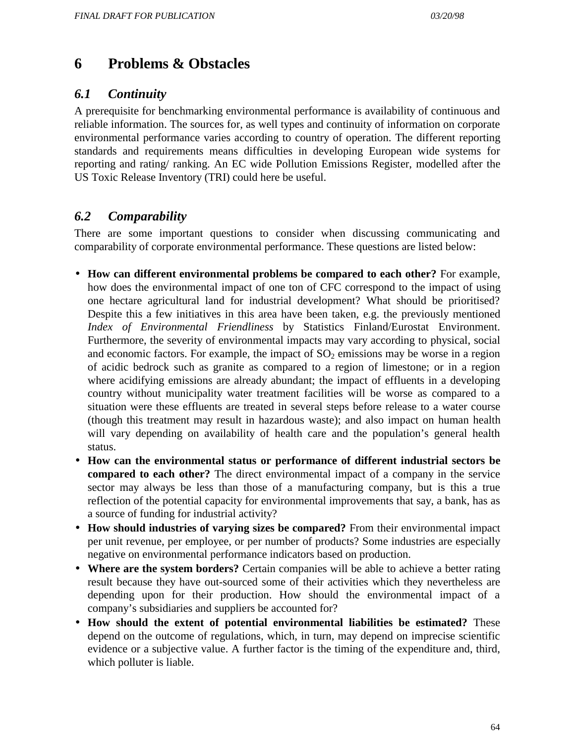# 6 Problems & Obstacles

## 6.1 Continuity

A prerequisite for benchmarking environmental performance is availability of continuous and reliable information. The sources for, as well types and continuity of information on corporate environmental performance varies according to country of operation. The different reporting standards and requirements means difficulties in developing European wide systems for reporting and rating/ ranking. An EC wide Pollution Emissions Register, modelled after the US Toxic Release Inventory (TRI) could here be useful.

## 6.2 Comparability

There are some important questions to consider when discussing communicating and comparability of corporate environmental performance. These questions are listed below:

- **How can different environmental problems be compared to each other?** For example, how does the environmental impact of one ton of CFC correspond to the impact of using one hectare agricultural land for industrial development? What should be prioritised? Despite this a few initiatives in this area have been taken, e.g. the previously mentioned *Index of Environmental Friendliness* by Statistics Finland/Eurostat Environment. Furthermore, the severity of environmental impacts may vary according to physical, social and economic factors. For example, the impact of $SO_2$ emissions may be worse in a region of acidic bedrock such as granite as compared to a region of limestone; or in a region where acidifying emissions are already abundant; the impact of effluents in a developing country without municipality water treatment facilities will be worse as compared to a situation were these effluents are treated in several steps before release to a water course (though this treatment may result in hazardous waste); and also impact on human health will vary depending on availability of health care and the population's general health status.
- **How can the environmental status or performance of different industrial sectors be compared to each other?** The direct environmental impact of a company in the service sector may always be less than those of a manufacturing company, but is this a true reflection of the potential capacity for environmental improvements that say, a bank, has as a source of funding for industrial activity?
- **How should industries of varying sizes be compared?** From their environmental impact per unit revenue, per employee, or per number of products? Some industries are especially negative on environmental performance indicators based on production.
- **Where are the system borders?** Certain companies will be able to achieve a better rating result because they have out-sourced some of their activities which they nevertheless are depending upon for their production. How should the environmental impact of a company's subsidiaries and suppliers be accounted for?
- **How should the extent of potential environmental liabilities be estimated?** These depend on the outcome of regulations, which, in turn, may depend on imprecise scientific evidence or a subjective value. A further factor is the timing of the expenditure and, third, which polluter is liable.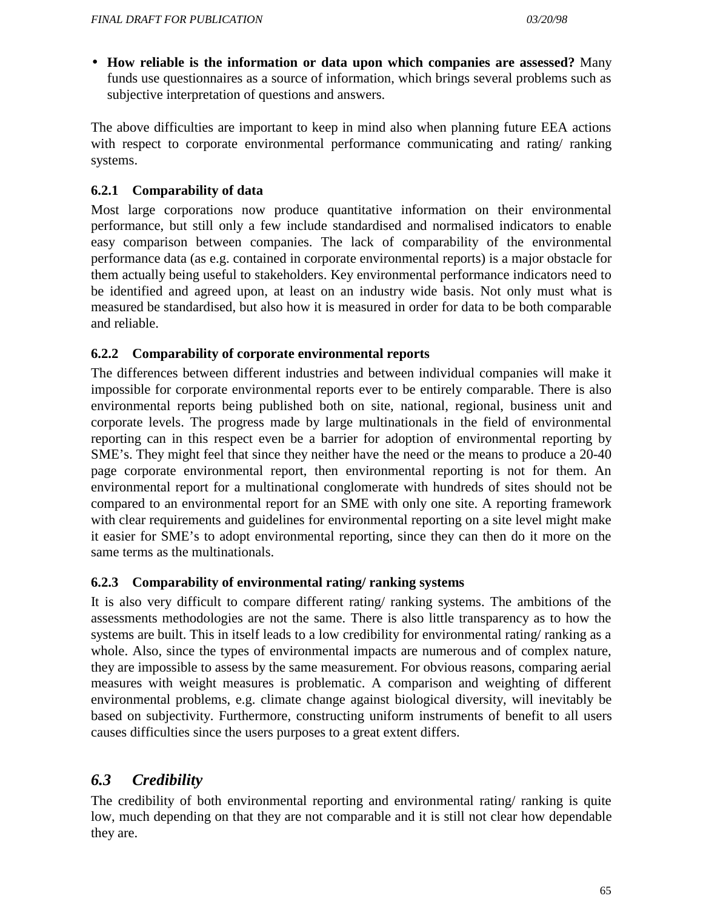- **How reliable is the information or data upon which companies are assessed?** Many funds use questionnaires as a source of information, which brings several problems such as subjective interpretation of questions and answers.

The above difficulties are important to keep in mind also when planning future EEA actions with respect to corporate environmental performance communicating and rating/ ranking systems.

### 6.2.1 Comparability of data

Most large corporations now produce quantitative information on their environmental performance, but still only a few include standardised and normalised indicators to enable easy comparison between companies. The lack of comparability of the environmental performance data (as e.g. contained in corporate environmental reports) is a major obstacle for them actually being useful to stakeholders. Key environmental performance indicators need to be identified and agreed upon, at least on an industry wide basis. Not only must what is measured be standardised, but also how it is measured in order for data to be both comparable and reliable.

### 6.2.2 Comparability of corporate environmental reports

The differences between different industries and between individual companies will make it impossible for corporate environmental reports ever to be entirely comparable. There is also environmental reports being published both on site, national, regional, business unit and corporate levels. The progress made by large multinationals in the field of environmental reporting can in this respect even be a barrier for adoption of environmental reporting by SME's. They might feel that since they neither have the need or the means to produce a 20-40 page corporate environmental report, then environmental reporting is not for them. An environmental report for a multinational conglomerate with hundreds of sites should not be compared to an environmental report for an SME with only one site. A reporting framework with clear requirements and guidelines for environmental reporting on a site level might make it easier for SME's to adopt environmental reporting, since they can then do it more on the same terms as the multinationals.

### 6.2.3 Comparability of environmental rating/ ranking systems

It is also very difficult to compare different rating/ ranking systems. The ambitions of the assessments methodologies are not the same. There is also little transparency as to how the systems are built. This in itself leads to a low credibility for environmental rating/ ranking as a whole. Also, since the types of environmental impacts are numerous and of complex nature, they are impossible to assess by the same measurement. For obvious reasons, comparing aerial measures with weight measures is problematic. A comparison and weighting of different environmental problems, e.g. climate change against biological diversity, will inevitably be based on subjectivity. Furthermore, constructing uniform instruments of benefit to all users causes difficulties since the users purposes to a great extent differs.

## *6.3 Credibility*

The credibility of both environmental reporting and environmental rating/ ranking is quite low, much depending on that they are not comparable and it is still not clear how dependable they are.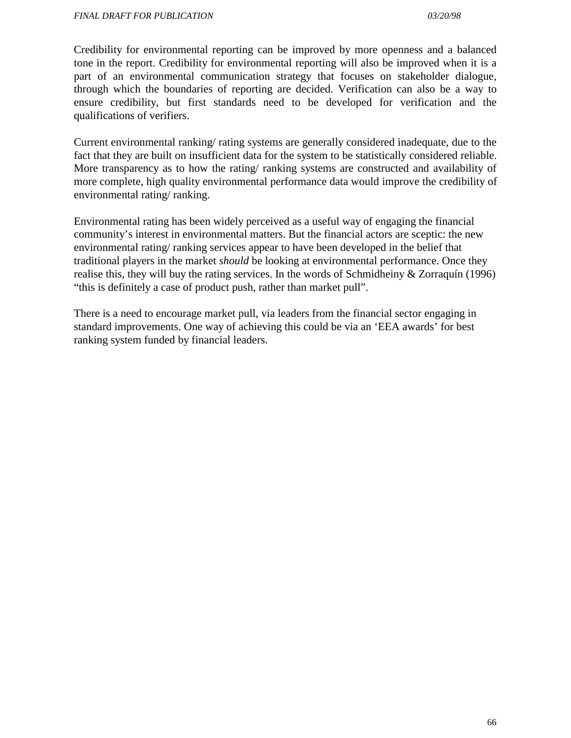Credibility for environmental reporting can be improved by more openness and a balanced tone in the report. Credibility for environmental reporting will also be improved when it is a part of an environmental communication strategy that focuses on stakeholder dialogue, through which the boundaries of reporting are decided. Verification can also be a way to ensure credibility, but first standards need to be developed for verification and the qualifications of verifiers.

Current environmental ranking/ rating systems are generally considered inadequate, due to the fact that they are built on insufficient data for the system to be statistically considered reliable. More transparency as to how the rating/ ranking systems are constructed and availability of more complete, high quality environmental performance data would improve the credibility of environmental rating/ ranking.

Environmental rating has been widely perceived as a useful way of engaging the financial community's interest in environmental matters. But the financial actors are sceptic: the new environmental rating/ ranking services appear to have been developed in the belief that traditional players in the market *should* be looking at environmental performance. Once they realise this, they will buy the rating services. In the words of Schmidheiny & Zorraquín (1996) "this is definitely a case of product push, rather than market pull".

There is a need to encourage market pull, via leaders from the financial sector engaging in standard improvements. One way of achieving this could be via an 'EEA awards' for best ranking system funded by financial leaders.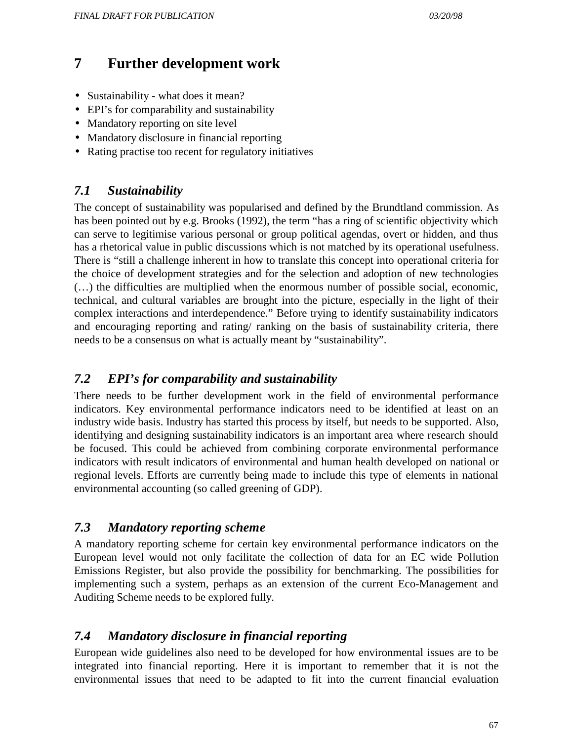# 7 Further development work

- Sustainability - what does it mean?
- EPI's for comparability and sustainability
- Mandatory reporting on site level
- Mandatory disclosure in financial reporting
- Rating practise too recent for regulatory initiatives

## *7.1 Sustainability*

The concept of sustainability was popularised and defined by the Brundtland commission. As has been pointed out by e.g. Brooks (1992), the term "has a ring of scientific objectivity which can serve to legitimise various personal or group political agendas, overt or hidden, and thus has a rhetorical value in public discussions which is not matched by its operational usefulness. There is "still a challenge inherent in how to translate this concept into operational criteria for the choice of development strategies and for the selection and adoption of new technologies (…) the difficulties are multiplied when the enormous number of possible social, economic, technical, and cultural variables are brought into the picture, especially in the light of their complex interactions and interdependence." Before trying to identify sustainability indicators and encouraging reporting and rating/ ranking on the basis of sustainability criteria, there needs to be a consensus on what is actually meant by "sustainability".

## *7.2 EPI's for comparability and sustainability*

There needs to be further development work in the field of environmental performance indicators. Key environmental performance indicators need to be identified at least on an industry wide basis. Industry has started this process by itself, but needs to be supported. Also, identifying and designing sustainability indicators is an important area where research should be focused. This could be achieved from combining corporate environmental performance indicators with result indicators of environmental and human health developed on national or regional levels. Efforts are currently being made to include this type of elements in national environmental accounting (so called greening of GDP).

## *7.3 Mandatory reporting scheme*

A mandatory reporting scheme for certain key environmental performance indicators on the European level would not only facilitate the collection of data for an EC wide Pollution Emissions Register, but also provide the possibility for benchmarking. The possibilities for implementing such a system, perhaps as an extension of the current Eco-Management and Auditing Scheme needs to be explored fully.

## *7.4 Mandatory disclosure in financial reporting*

European wide guidelines also need to be developed for how environmental issues are to be integrated into financial reporting. Here it is important to remember that it is not the environmental issues that need to be adapted to fit into the current financial evaluation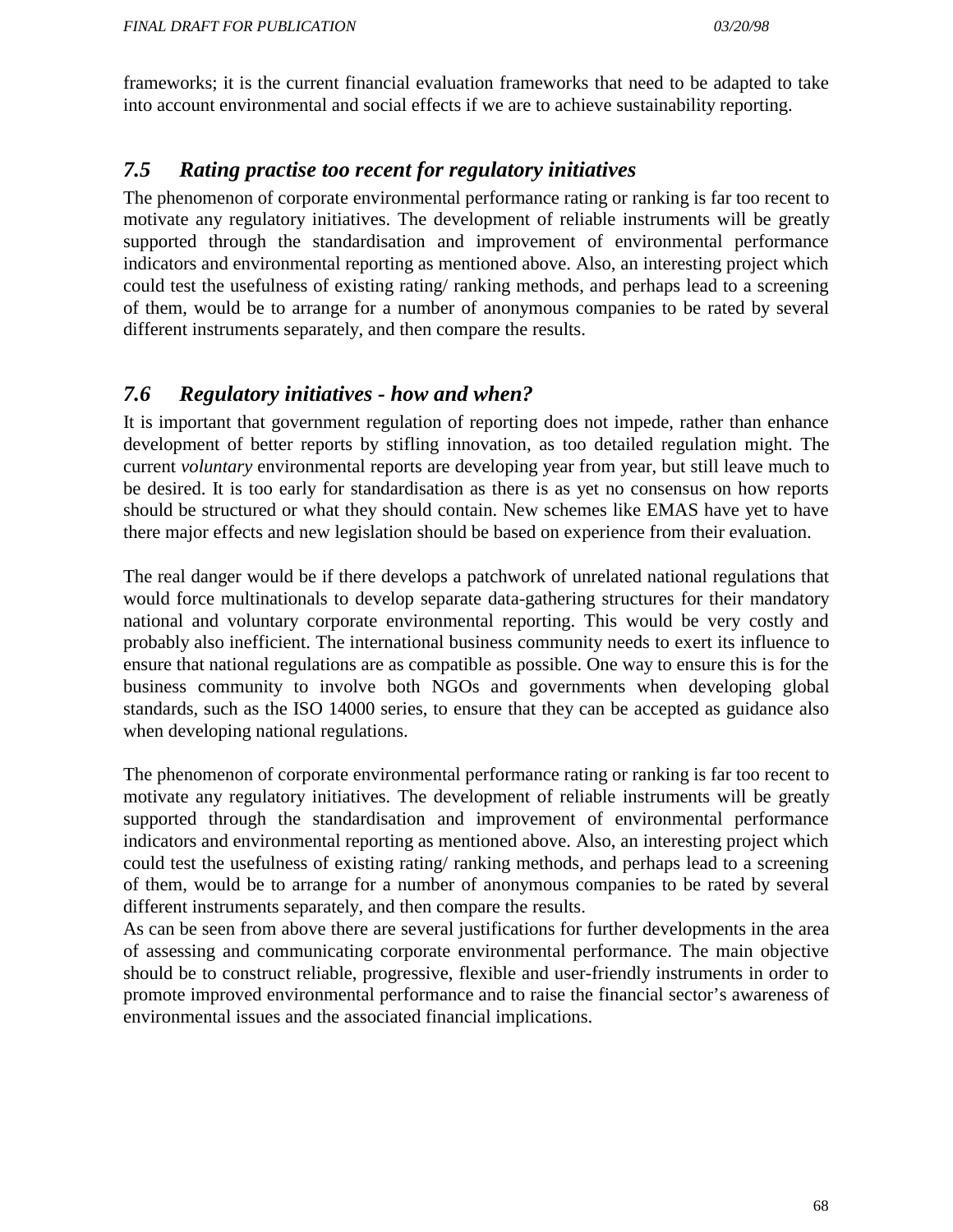frameworks; it is the current financial evaluation frameworks that need to be adapted to take into account environmental and social effects if we are to achieve sustainability reporting.

## *7.5 Rating practise too recent for regulatory initiatives*

The phenomenon of corporate environmental performance rating or ranking is far too recent to motivate any regulatory initiatives. The development of reliable instruments will be greatly supported through the standardisation and improvement of environmental performance indicators and environmental reporting as mentioned above. Also, an interesting project which could test the usefulness of existing rating/ ranking methods, and perhaps lead to a screening of them, would be to arrange for a number of anonymous companies to be rated by several different instruments separately, and then compare the results.

## *7.6 Regulatory initiatives - how and when?*

It is important that government regulation of reporting does not impede, rather than enhance development of better reports by stifling innovation, as too detailed regulation might. The current *voluntary* environmental reports are developing year from year, but still leave much to be desired. It is too early for standardisation as there is as yet no consensus on how reports should be structured or what they should contain. New schemes like EMAS have yet to have there major effects and new legislation should be based on experience from their evaluation.

The real danger would be if there develops a patchwork of unrelated national regulations that would force multinationals to develop separate data-gathering structures for their mandatory national and voluntary corporate environmental reporting. This would be very costly and probably also inefficient. The international business community needs to exert its influence to ensure that national regulations are as compatible as possible. One way to ensure this is for the business community to involve both NGOs and governments when developing global standards, such as the ISO 14000 series, to ensure that they can be accepted as guidance also when developing national regulations.

The phenomenon of corporate environmental performance rating or ranking is far too recent to motivate any regulatory initiatives. The development of reliable instruments will be greatly supported through the standardisation and improvement of environmental performance indicators and environmental reporting as mentioned above. Also, an interesting project which could test the usefulness of existing rating/ ranking methods, and perhaps lead to a screening of them, would be to arrange for a number of anonymous companies to be rated by several different instruments separately, and then compare the results.
As can be seen from above there are several justifications for further developments in the area of assessing and communicating corporate environmental performance. The main objective should be to construct reliable, progressive, flexible and user-friendly instruments in order to promote improved environmental performance and to raise the financial sector's awareness of environmental issues and the associated financial implications.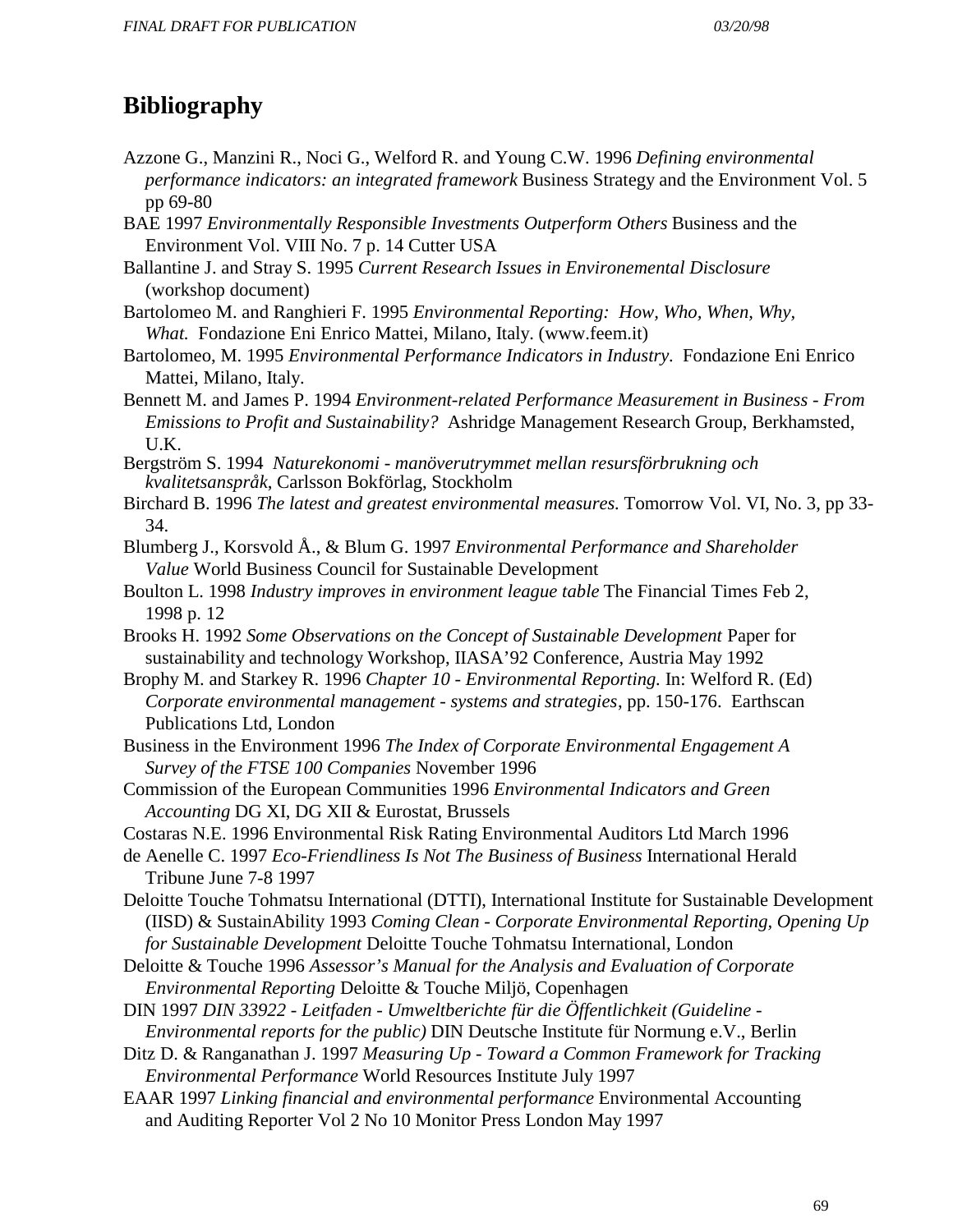# Bibliography

Azzone G., Manzini R., Noci G., Welford R. and Young C.W. 1996 *Defining environmental performance indicators: an integrated framework* Business Strategy and the Environment Vol. 5 pp 69-80

BAE 1997 *Environmentally Responsible Investments Outperform Others* Business and the Environment Vol. VIII No. 7 p. 14 Cutter USA

Ballantine J. and Stray S. 1995 *Current Research Issues in Environemental Disclosure* (workshop document)

Bartolomeo M. and Ranghieri F. 1995 *Environmental Reporting: How, Who, When, Why, What.* Fondazione Eni Enrico Mattei, Milano, Italy. (www.feem.it)

Bartolomeo, M. 1995 *Environmental Performance Indicators in Industry.* Fondazione Eni Enrico Mattei, Milano, Italy.

Bennett M. and James P. 1994 *Environment-related Performance Measurement in Business - From Emissions to Profit and Sustainability?* Ashridge Management Research Group, Berkhamsted, U.K.

Bergström S. 1994 *Naturekonomi - manöverutrymmet mellan resursförbrukning och kvalitetsanspråk*, Carlsson Bokförlag, Stockholm

Birchard B. 1996 *The latest and greatest environmental measures.* Tomorrow Vol. VI, No. 3, pp 33-34.

Blumberg J., Korsvold Å., & Blum G. 1997 *Environmental Performance and Shareholder Value* World Business Council for Sustainable Development

Boulton L. 1998 *Industry improves in environment league table* The Financial Times Feb 2, 1998 p. 12

Brooks H. 1992 *Some Observations on the Concept of Sustainable Development* Paper for sustainability and technology Workshop, IIASA'92 Conference, Austria May 1992

Brophy M. and Starkey R. 1996 *Chapter 10 - Environmental Reporting.* In: Welford R. (Ed) *Corporate environmental management - systems and strategies*, pp. 150-176. Earthscan Publications Ltd, London

Business in the Environment 1996 *The Index of Corporate Environmental Engagement A Survey of the FTSE 100 Companies* November 1996

Commission of the European Communities 1996 *Environmental Indicators and Green Accounting* DG XI, DG XII & Eurostat, Brussels

Costaras N.E. 1996 Environmental Risk Rating Environmental Auditors Ltd March 1996

de Aenelle C. 1997 *Eco-Friendliness Is Not The Business of Business* International Herald Tribune June 7-8 1997

Deloitte Touche Tohmatsu International (DTTI), International Institute for Sustainable Development (IISD) & SustainAbility 1993 *Coming Clean - Corporate Environmental Reporting, Opening Up for Sustainable Development* Deloitte Touche Tohmatsu International, London

Deloitte & Touche 1996 *Assessor's Manual for the Analysis and Evaluation of Corporate Environmental Reporting* Deloitte & Touche Miljö, Copenhagen

DIN 1997 *DIN 33922 - Leitfaden - Umweltberichte für die Öffentlichkeit (Guideline - Environmental reports for the public)* DIN Deutsche Institute für Normung e.V., Berlin

Ditz D. & Ranganathan J. 1997 *Measuring Up - Toward a Common Framework for Tracking Environmental Performance* World Resources Institute July 1997

EAAR 1997 *Linking financial and environmental performance* Environmental Accounting and Auditing Reporter Vol 2 No 10 Monitor Press London May 1997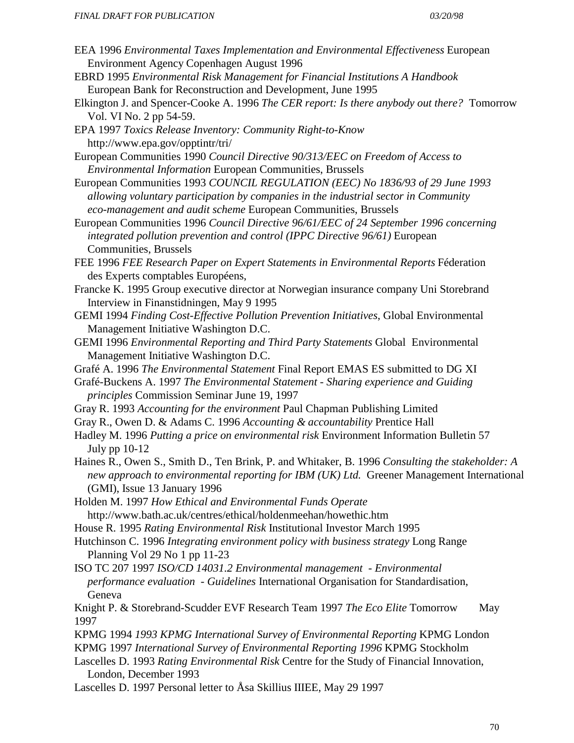EEA 1996 *Environmental Taxes Implementation and Environmental Effectiveness* European Environment Agency Copenhagen August 1996

EBRD 1995 *Environmental Risk Management for Financial Institutions A Handbook* European Bank for Reconstruction and Development, June 1995

Elkington J. and Spencer-Cooke A. 1996 *The CER report: Is there anybody out there?* Tomorrow Vol. VI No. 2 pp 54-59.

EPA 1997 *Toxics Release Inventory: Community Right-to-Know* http://www.epa.gov/opptintr/tri/

European Communities 1990 *Council Directive 90/313/EEC on Freedom of Access to Environmental Information* European Communities, Brussels

European Communities 1993 *COUNCIL REGULATION (EEC) No 1836/93 of 29 June 1993 allowing voluntary participation by companies in the industrial sector in Community eco-management and audit scheme* European Communities, Brussels

European Communities 1996 *Council Directive 96/61/EEC of 24 September 1996 concerning integrated pollution prevention and control (IPPC Directive 96/61)* European Communities, Brussels

FEE 1996 *FEE Research Paper on Expert Statements in Environmental Reports* Féderation des Experts comptables Européens,

Francke K. 1995 Group executive director at Norwegian insurance company Uni Storebrand Interview in Finanstidningen, May 9 1995

GEMI 1994 *Finding Cost-Effective Pollution Prevention Initiatives*, Global Environmental Management Initiative Washington D.C.

GEMI 1996 *Environmental Reporting and Third Party Statements* Global Environmental Management Initiative Washington D.C.

Grafé A. 1996 *The Environmental Statement* Final Report EMAS ES submitted to DG XI

Grafé-Buckens A. 1997 *The Environmental Statement - Sharing experience and Guiding principles* Commission Seminar June 19, 1997

Gray R. 1993 *Accounting for the environment* Paul Chapman Publishing Limited

Gray R., Owen D. & Adams C. 1996 *Accounting & accountability* Prentice Hall

Hadley M. 1996 *Putting a price on environmental risk* Environment Information Bulletin 57 July pp 10-12

Haines R., Owen S., Smith D., Ten Brink, P. and Whitaker, B. 1996 *Consulting the stakeholder: A new approach to environmental reporting for IBM (UK) Ltd.* Greener Management International (GMI), Issue 13 January 1996

Holden M. 1997 *How Ethical and Environmental Funds Operate* http://www.bath.ac.uk/centres/ethical/holdenmeehan/howethic.htm

House R. 1995 *Rating Environmental Risk* Institutional Investor March 1995

Hutchinson C. 1996 *Integrating environment policy with business strategy* Long Range Planning Vol 29 No 1 pp 11-23

ISO TC 207 1997 *ISO/CD 14031.2 Environmental management - Environmental performance evaluation - Guidelines* International Organisation for Standardisation, Geneva

Knight P. & Storebrand-Scudder EVF Research Team 1997 *The Eco Elite* Tomorrow May 1997

KPMG 1994 *1993 KPMG International Survey of Environmental Reporting* KPMG London

KPMG 1997 *International Survey of Environmental Reporting 1996* KPMG Stockholm

Lascelles D. 1993 *Rating Environmental Risk* Centre for the Study of Financial Innovation, London, December 1993

Lascelles D. 1997 Personal letter to Åsa Skillius IIIEE, May 29 1997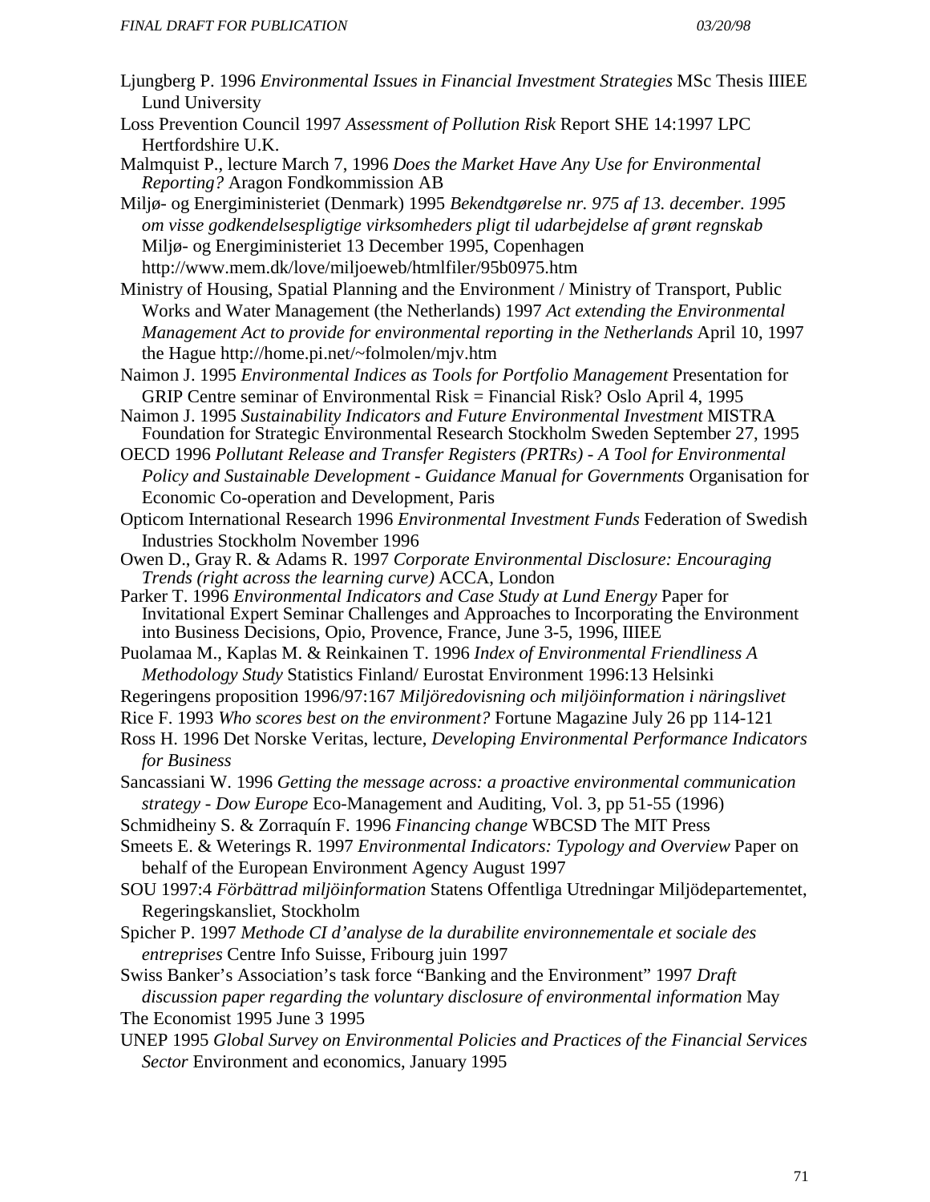Ljungberg P. 1996 *Environmental Issues in Financial Investment Strategies* MSc Thesis IIIEE Lund University

Loss Prevention Council 1997 *Assessment of Pollution Risk* Report SHE 14:1997 LPC Hertfordshire U.K.

Malmquist P., lecture March 7, 1996 *Does the Market Have Any Use for Environmental Reporting?* Aragon Fondkommission AB

Miljø- og Energiministeriet (Denmark) 1995 *Bekendtgørelse nr. 975 af 13. december. 1995 om visse godkendelsespligtige virksomheders pligt til udarbejdelse af grønt regnskab* Miljø- og Energiministeriet 13 December 1995, Copenhagen http://www.mem.dk/love/miljoeweb/htmlfiler/95b0975.htm

Ministry of Housing, Spatial Planning and the Environment / Ministry of Transport, Public Works and Water Management (the Netherlands) 1997 *Act extending the Environmental Management Act to provide for environmental reporting in the Netherlands* April 10, 1997 the Hague http://home.pi.net/~folmolen/mjv.htm

Naimon J. 1995 *Environmental Indices as Tools for Portfolio Management* Presentation for GRIP Centre seminar of Environmental Risk = Financial Risk? Oslo April 4, 1995

Naimon J. 1995 *Sustainability Indicators and Future Environmental Investment* MISTRA Foundation for Strategic Environmental Research Stockholm Sweden September 27, 1995

OECD 1996 *Pollutant Release and Transfer Registers (PRTRs) - A Tool for Environmental Policy and Sustainable Development - Guidance Manual for Governments* Organisation for Economic Co-operation and Development, Paris

Opticom International Research 1996 *Environmental Investment Funds* Federation of Swedish Industries Stockholm November 1996

Owen D., Gray R. & Adams R. 1997 *Corporate Environmental Disclosure: Encouraging Trends (right across the learning curve)* ACCA, London

Parker T. 1996 *Environmental Indicators and Case Study at Lund Energy* Paper for Invitational Expert Seminar Challenges and Approaches to Incorporating the Environment into Business Decisions, Opio, Provence, France, June 3-5, 1996, IIIEE

Puolamaa M., Kaplas M. & Reinkainen T. 1996 *Index of Environmental Friendliness A Methodology Study* Statistics Finland/ Eurostat Environment 1996:13 Helsinki

Regeringens proposition 1996/97:167 *Miljöredovisning och miljöinformation i näringslivet*

Rice F. 1993 *Who scores best on the environment?* Fortune Magazine July 26 pp 114-121

Ross H. 1996 Det Norske Veritas, lecture, *Developing Environmental Performance Indicators for Business*

Sancassiani W. 1996 *Getting the message across: a proactive environmental communication strategy - Dow Europe* Eco-Management and Auditing, Vol. 3, pp 51-55 (1996)

Schmidheiny S. & Zorraquín F. 1996 *Financing change* WBCSD The MIT Press

Smeets E. & Weterings R. 1997 *Environmental Indicators: Typology and Overview* Paper on behalf of the European Environment Agency August 1997

SOU 1997:4 *Förbättrad miljöinformation* Statens Offentliga Utredningar Miljödepartementet, Regeringskansliet, Stockholm

Spicher P. 1997 *Methode CI d'analyse de la durabilite environnementale et sociale des entreprises* Centre Info Suisse, Fribourg juin 1997

Swiss Banker's Association's task force "Banking and the Environment" 1997 *Draft discussion paper regarding the voluntary disclosure of environmental information* May

The Economist 1995 June 3 1995

UNEP 1995 *Global Survey on Environmental Policies and Practices of the Financial Services Sector* Environment and economics, January 1995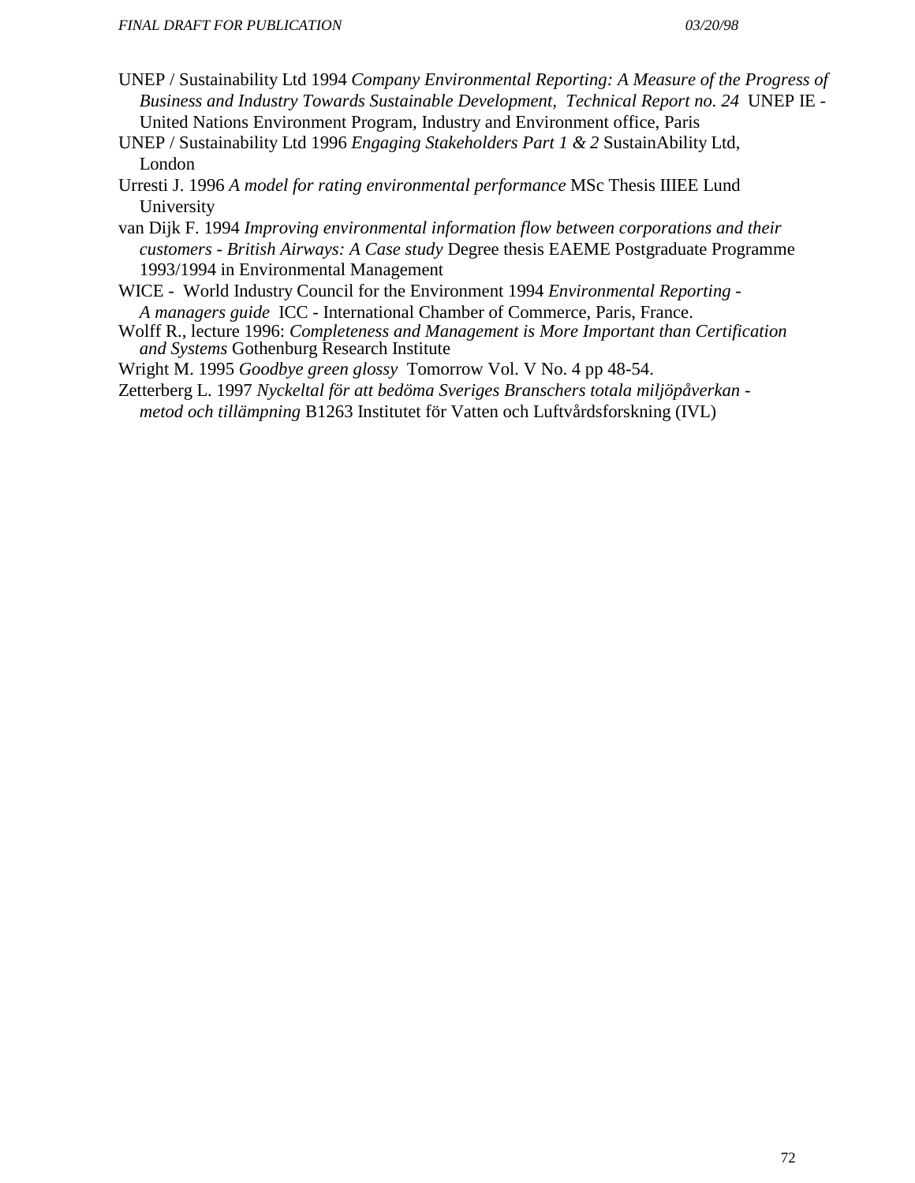UNEP / Sustainability Ltd 1994 *Company Environmental Reporting: A Measure of the Progress of Business and Industry Towards Sustainable Development, Technical Report no. 24* UNEP IE - United Nations Environment Program, Industry and Environment office, Paris

UNEP / Sustainability Ltd 1996 *Engaging Stakeholders Part 1 & 2* SustainAbility Ltd, London

Urresti J. 1996 *A model for rating environmental performance* MSc Thesis IIIEE Lund University

van Dijk F. 1994 *Improving environmental information flow between corporations and their customers - British Airways: A Case study* Degree thesis EAEME Postgraduate Programme 1993/1994 in Environmental Management

WICE - World Industry Council for the Environment 1994 *Environmental Reporting - A managers guide* ICC - International Chamber of Commerce, Paris, France.

Wolff R., lecture 1996: *Completeness and Management is More Important than Certification and Systems* Gothenburg Research Institute

Wright M. 1995 *Goodbye green glossy* Tomorrow Vol. V No. 4 pp 48-54.

Zetterberg L. 1997 *Nyckeltal för att bedöma Sveriges Branschers totala miljöpåverkan - metod och tillämpning* B1263 Institutet för Vatten och Luftvårdsforskning (IVL)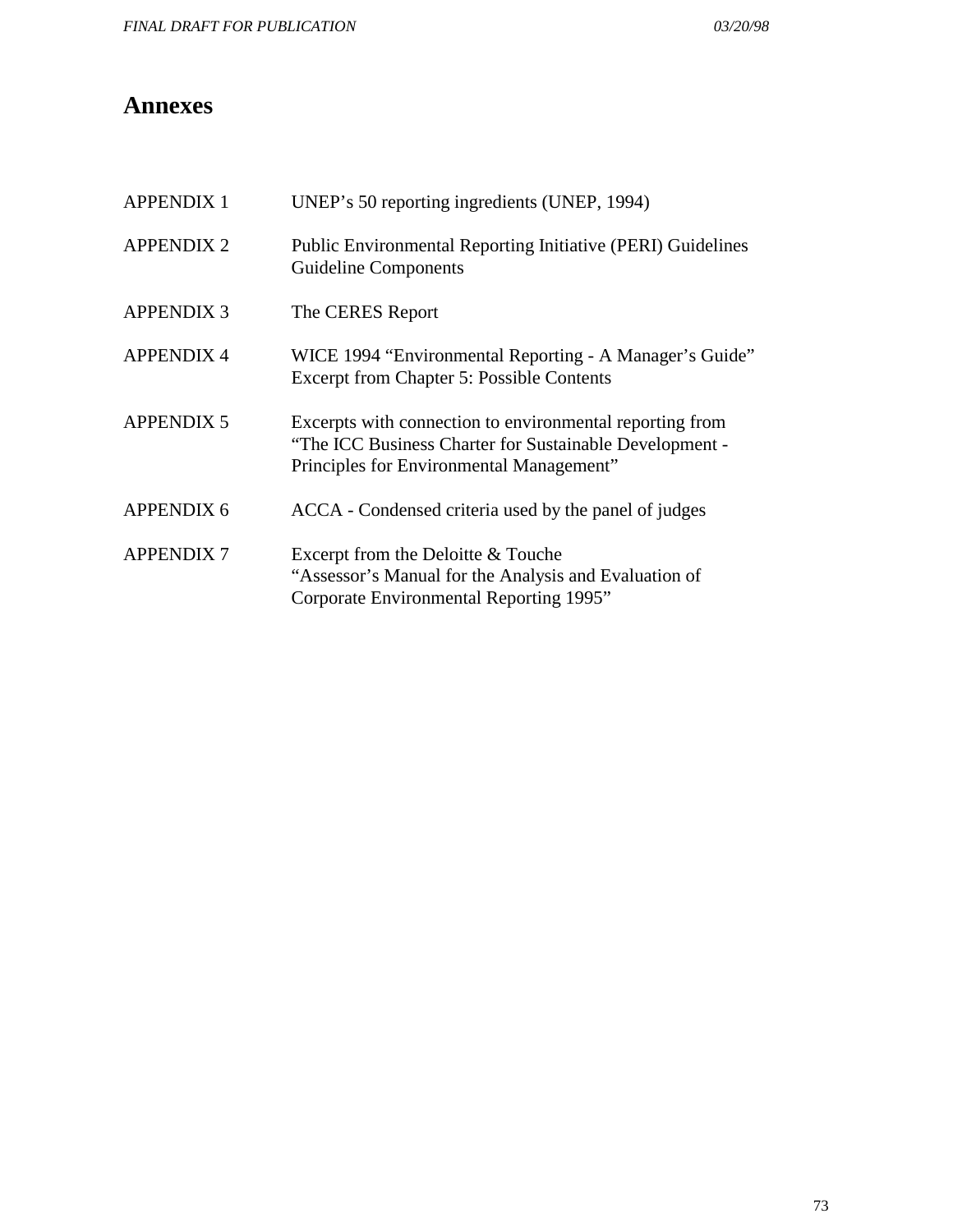# Annexes

| | |
|---|---|
| APPENDIX 1 | UNEP's 50 reporting ingredients (UNEP, 1994) |
| APPENDIX 2 | Public Environmental Reporting Initiative (PERI) Guidelines Guideline Components |
| APPENDIX 3 | The CERES Report |
| APPENDIX 4 | WICE 1994 "Environmental Reporting - A Manager's Guide" Excerpt from Chapter 5: Possible Contents |
| APPENDIX 5 | Excerpts with connection to environmental reporting from "The ICC Business Charter for Sustainable Development - Principles for Environmental Management" |
| APPENDIX 6 | ACCA - Condensed criteria used by the panel of judges |
| APPENDIX 7 | Excerpt from the Deloitte & Touche "Assessor's Manual for the Analysis and Evaluation of Corporate Environmental Reporting 1995" |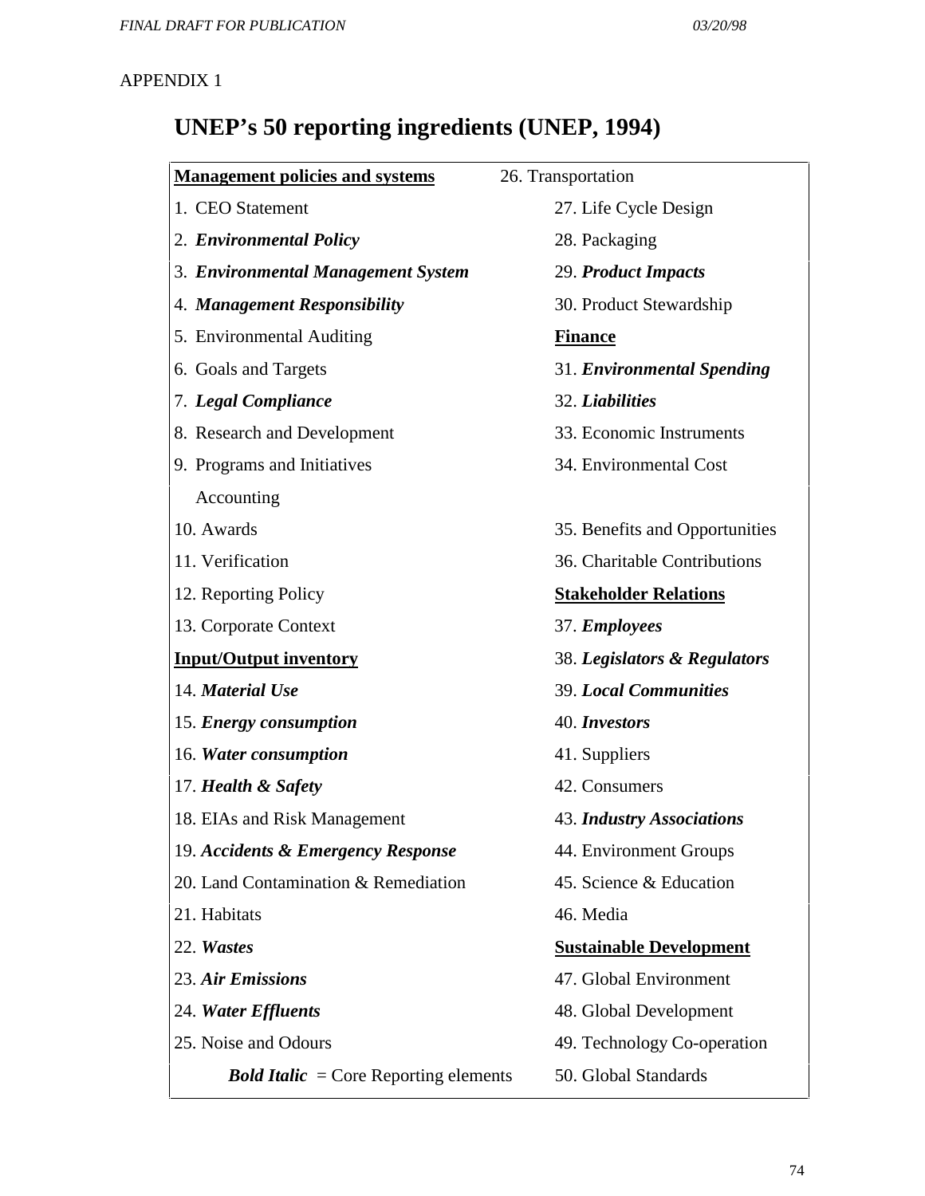APPENDIX 1

# UNEP's 50 reporting ingredients (UNEP, 1994)

**Management policies and systems**

1. CEO Statement
2. ***Environmental Policy***
3. ***Environmental Management System***
4. ***Management Responsibility***
5. Environmental Auditing
6. Goals and Targets
7. ***Legal Compliance***
8. Research and Development
9. Programs and Initiatives
10. Awards
11. Verification
12. Reporting Policy
13. Corporate Context

**Input/Output inventory**

14. ***Material Use***
15. ***Energy consumption***
16. ***Water consumption***
17. ***Health & Safety***
18. EIAs and Risk Management
19. ***Accidents & Emergency Response***
20. Land Contamination & Remediation
21. Habitats
22. ***Wastes***
23. ***Air Emissions***
24. ***Water Effluents***
25. Noise and Odours
26. Transportation
27. Life Cycle Design
28. Packaging
29. ***Product Impacts***
30. Product Stewardship

**Finance**

31. ***Environmental Spending***
32. ***Liabilities***
33. Economic Instruments
34. Environmental Cost Accounting
35. Benefits and Opportunities
36. Charitable Contributions

**Stakeholder Relations**

37. ***Employees***
38. ***Legislators & Regulators***
39. ***Local Communities***
40. ***Investors***
41. Suppliers
42. Consumers
43. ***Industry Associations***
44. Environment Groups
45. Science & Education
46. Media

**Sustainable Development**

47. Global Environment
48. Global Development
49. Technology Co-operation
50. Global Standards

***Bold Italic*** = Core Reporting elements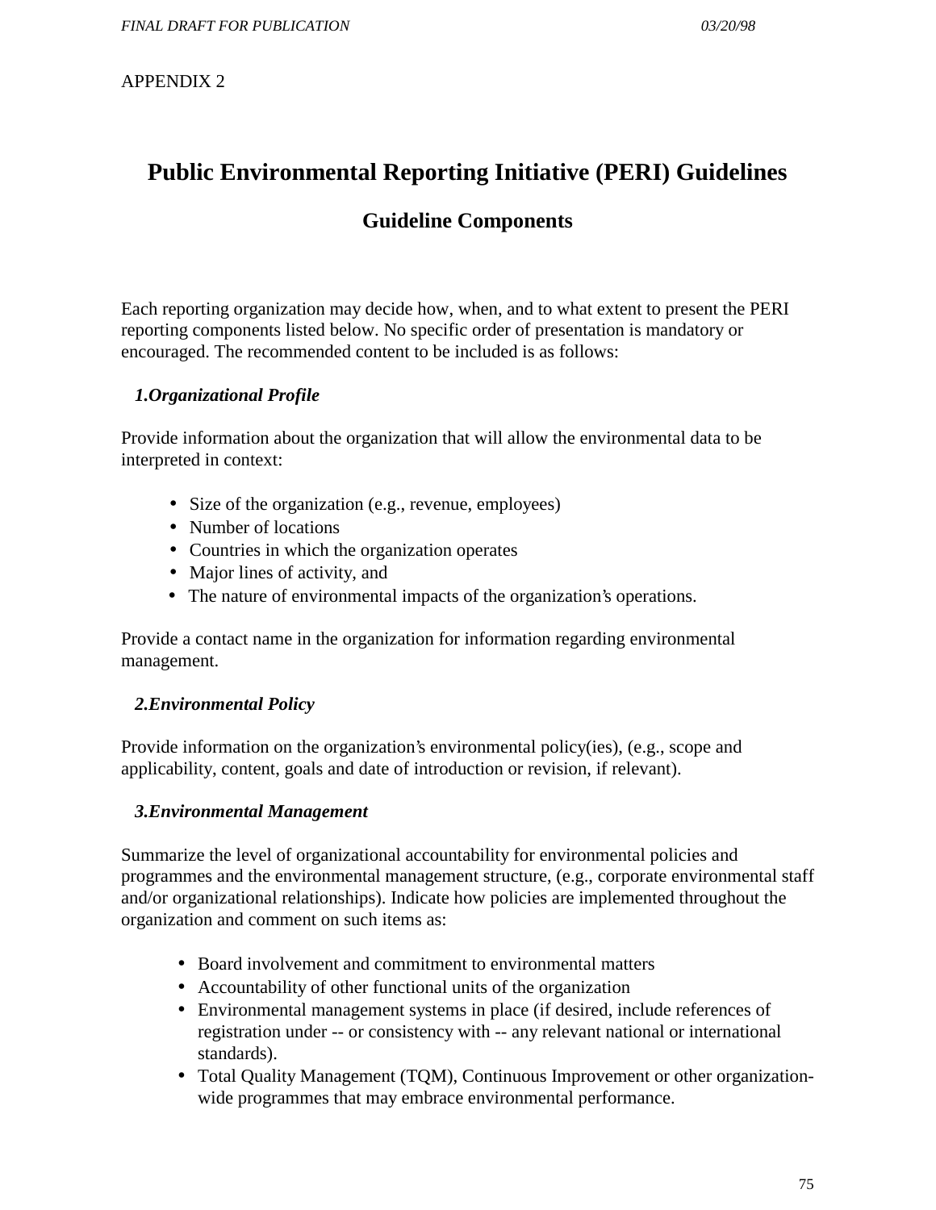APPENDIX 2

# Public Environmental Reporting Initiative (PERI) Guidelines

## Guideline Components

Each reporting organization may decide how, when, and to what extent to present the PERI reporting components listed below. No specific order of presentation is mandatory or encouraged. The recommended content to be included is as follows:

### *1.Organizational Profile*

Provide information about the organization that will allow the environmental data to be interpreted in context:

- Size of the organization (e.g., revenue, employees)
- Number of locations
- Countries in which the organization operates
- Major lines of activity, and
- The nature of environmental impacts of the organization's operations.

Provide a contact name in the organization for information regarding environmental management.

### *2.Environmental Policy*

Provide information on the organization's environmental policy(ies), (e.g., scope and applicability, content, goals and date of introduction or revision, if relevant).

### *3.Environmental Management*

Summarize the level of organizational accountability for environmental policies and programmes and the environmental management structure, (e.g., corporate environmental staff and/or organizational relationships). Indicate how policies are implemented throughout the organization and comment on such items as:

- Board involvement and commitment to environmental matters
- Accountability of other functional units of the organization
- Environmental management systems in place (if desired, include references of registration under -- or consistency with -- any relevant national or international standards).
- Total Quality Management (TQM), Continuous Improvement or other organization-wide programmes that may embrace environmental performance.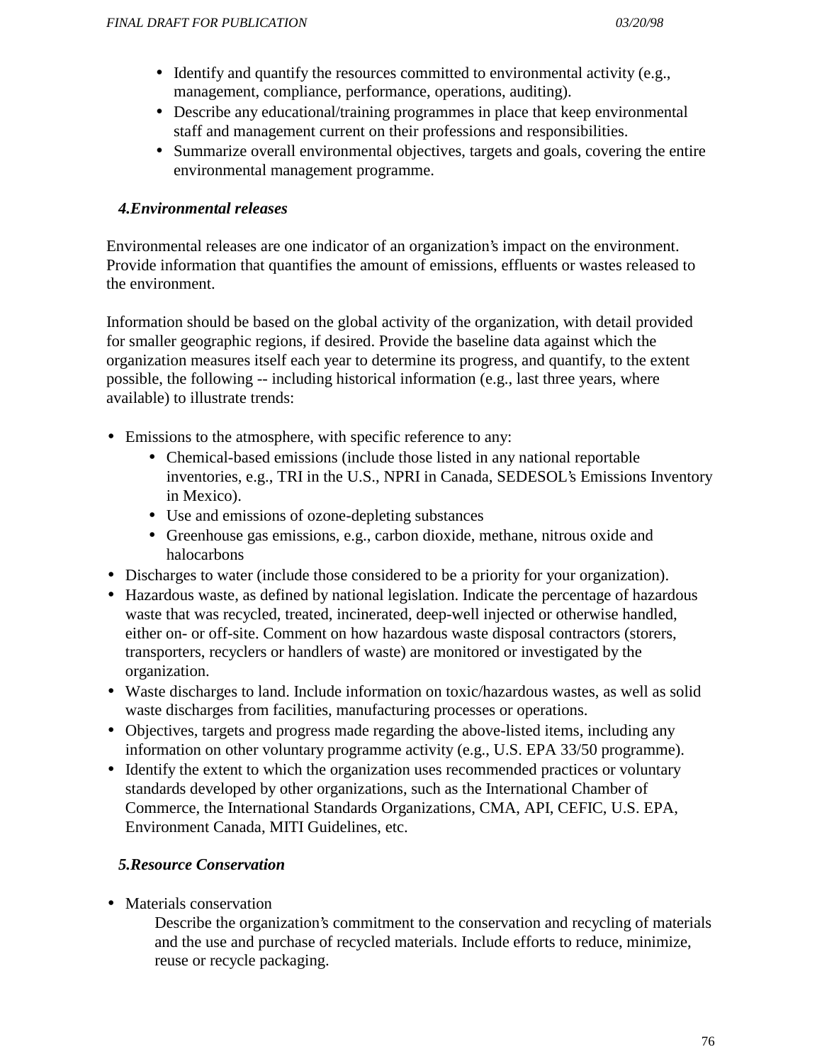- Identify and quantify the resources committed to environmental activity (e.g., management, compliance, performance, operations, auditing).
- Describe any educational/training programmes in place that keep environmental staff and management current on their professions and responsibilities.
- Summarize overall environmental objectives, targets and goals, covering the entire environmental management programme.

### *4.Environmental releases*

Environmental releases are one indicator of an organization's impact on the environment. Provide information that quantifies the amount of emissions, effluents or wastes released to the environment.

Information should be based on the global activity of the organization, with detail provided for smaller geographic regions, if desired. Provide the baseline data against which the organization measures itself each year to determine its progress, and quantify, to the extent possible, the following -- including historical information (e.g., last three years, where available) to illustrate trends:

- Emissions to the atmosphere, with specific reference to any:
  - Chemical-based emissions (include those listed in any national reportable inventories, e.g., TRI in the U.S., NPRI in Canada, SEDESOL's Emissions Inventory in Mexico).
  - Use and emissions of ozone-depleting substances
  - Greenhouse gas emissions, e.g., carbon dioxide, methane, nitrous oxide and halocarbons
- Discharges to water (include those considered to be a priority for your organization).
- Hazardous waste, as defined by national legislation. Indicate the percentage of hazardous waste that was recycled, treated, incinerated, deep-well injected or otherwise handled, either on- or off-site. Comment on how hazardous waste disposal contractors (storers, transporters, recyclers or handlers of waste) are monitored or investigated by the organization.
- Waste discharges to land. Include information on toxic/hazardous wastes, as well as solid waste discharges from facilities, manufacturing processes or operations.
- Objectives, targets and progress made regarding the above-listed items, including any information on other voluntary programme activity (e.g., U.S. EPA 33/50 programme).
- Identify the extent to which the organization uses recommended practices or voluntary standards developed by other organizations, such as the International Chamber of Commerce, the International Standards Organizations, CMA, API, CEFIC, U.S. EPA, Environment Canada, MITI Guidelines, etc.

### *5.Resource Conservation*

- Materials conservation

  Describe the organization's commitment to the conservation and recycling of materials and the use and purchase of recycled materials. Include efforts to reduce, minimize, reuse or recycle packaging.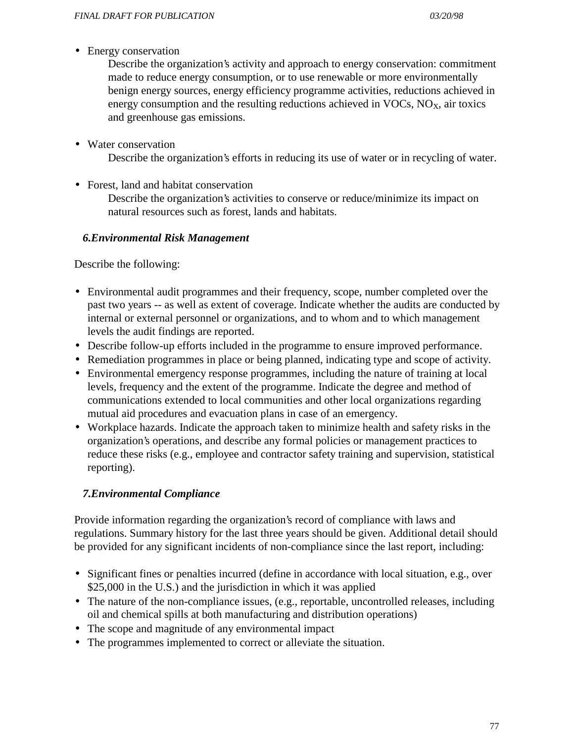- Energy conservation

  Describe the organization's activity and approach to energy conservation: commitment made to reduce energy consumption, or to use renewable or more environmentally benign energy sources, energy efficiency programme activities, reductions achieved in energy consumption and the resulting reductions achieved in VOCs, $NO_X$, air toxics and greenhouse gas emissions.

- Water conservation

  Describe the organization's efforts in reducing its use of water or in recycling of water.

- Forest, land and habitat conservation

  Describe the organization's activities to conserve or reduce/minimize its impact on natural resources such as forest, lands and habitats.

### *6. Environmental Risk Management*

Describe the following:

- Environmental audit programmes and their frequency, scope, number completed over the past two years -- as well as extent of coverage. Indicate whether the audits are conducted by internal or external personnel or organizations, and to whom and to which management levels the audit findings are reported.
- Describe follow-up efforts included in the programme to ensure improved performance.
- Remediation programmes in place or being planned, indicating type and scope of activity.
- Environmental emergency response programmes, including the nature of training at local levels, frequency and the extent of the programme. Indicate the degree and method of communications extended to local communities and other local organizations regarding mutual aid procedures and evacuation plans in case of an emergency.
- Workplace hazards. Indicate the approach taken to minimize health and safety risks in the organization's operations, and describe any formal policies or management practices to reduce these risks (e.g., employee and contractor safety training and supervision, statistical reporting).

### *7. Environmental Compliance*

Provide information regarding the organization's record of compliance with laws and regulations. Summary history for the last three years should be given. Additional detail should be provided for any significant incidents of non-compliance since the last report, including:

- Significant fines or penalties incurred (define in accordance with local situation, e.g., over $25,000 in the U.S.) and the jurisdiction in which it was applied
- The nature of the non-compliance issues, (e.g., reportable, uncontrolled releases, including oil and chemical spills at both manufacturing and distribution operations)
- The scope and magnitude of any environmental impact
- The programmes implemented to correct or alleviate the situation.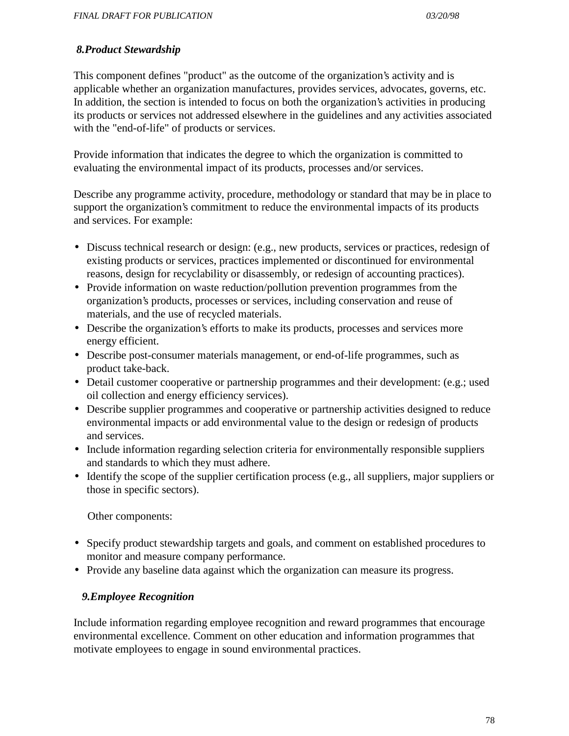### 8. Product Stewardship

This component defines "product" as the outcome of the organization's activity and is applicable whether an organization manufactures, provides services, advocates, governs, etc. In addition, the section is intended to focus on both the organization's activities in producing its products or services not addressed elsewhere in the guidelines and any activities associated with the "end-of-life" of products or services.

Provide information that indicates the degree to which the organization is committed to evaluating the environmental impact of its products, processes and/or services.

Describe any programme activity, procedure, methodology or standard that may be in place to support the organization's commitment to reduce the environmental impacts of its products and services. For example:

- Discuss technical research or design: (e.g., new products, services or practices, redesign of existing products or services, practices implemented or discontinued for environmental reasons, design for recyclability or disassembly, or redesign of accounting practices).
- Provide information on waste reduction/pollution prevention programmes from the organization's products, processes or services, including conservation and reuse of materials, and the use of recycled materials.
- Describe the organization's efforts to make its products, processes and services more energy efficient.
- Describe post-consumer materials management, or end-of-life programmes, such as product take-back.
- Detail customer cooperative or partnership programmes and their development: (e.g.; used oil collection and energy efficiency services).
- Describe supplier programmes and cooperative or partnership activities designed to reduce environmental impacts or add environmental value to the design or redesign of products and services.
- Include information regarding selection criteria for environmentally responsible suppliers and standards to which they must adhere.
- Identify the scope of the supplier certification process (e.g., all suppliers, major suppliers or those in specific sectors).

Other components:

- Specify product stewardship targets and goals, and comment on established procedures to monitor and measure company performance.
- Provide any baseline data against which the organization can measure its progress.

### 9. Employee Recognition

Include information regarding employee recognition and reward programmes that encourage environmental excellence. Comment on other education and information programmes that motivate employees to engage in sound environmental practices.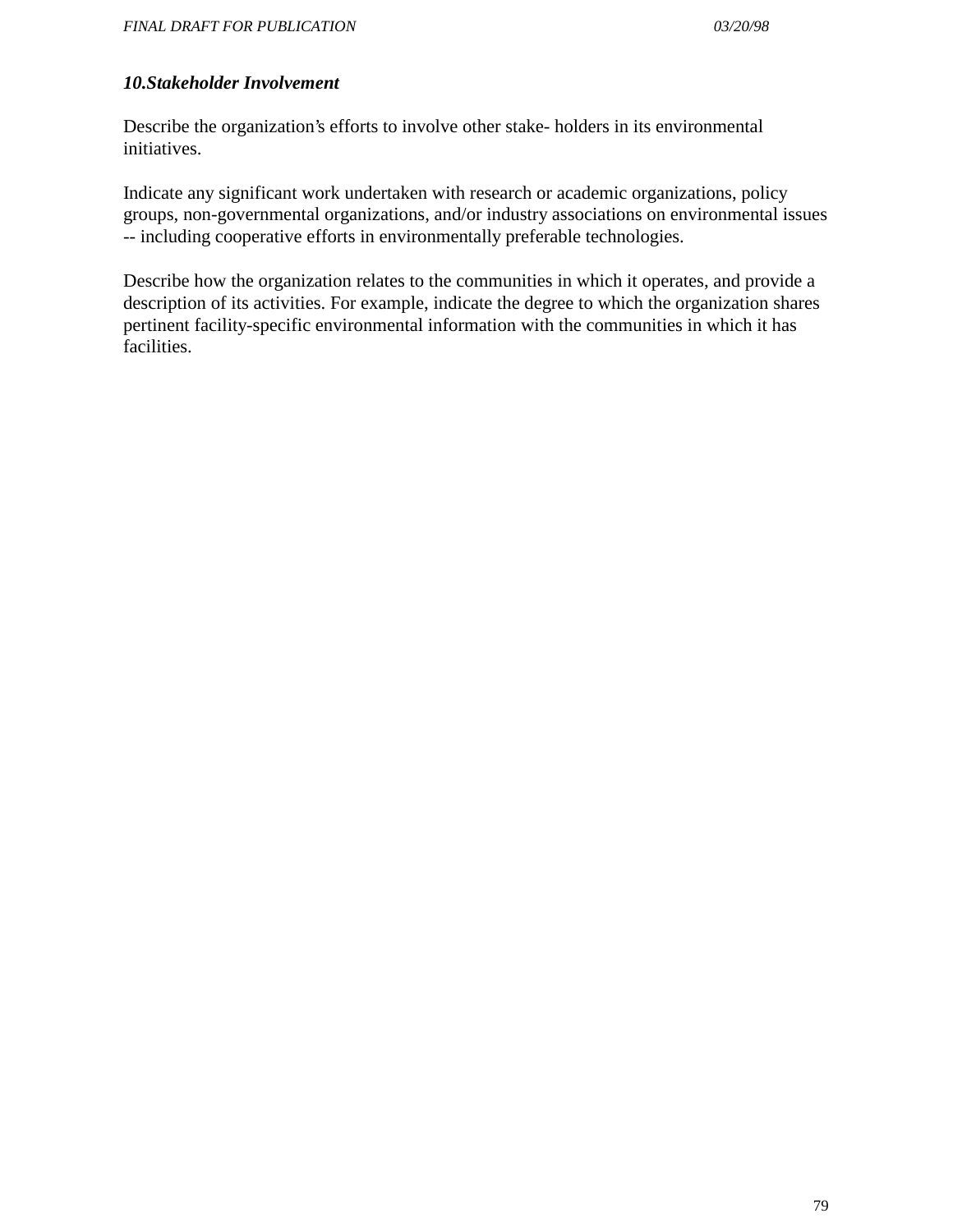### *10.Stakeholder Involvement*

Describe the organization's efforts to involve other stake- holders in its environmental initiatives.

Indicate any significant work undertaken with research or academic organizations, policy groups, non-governmental organizations, and/or industry associations on environmental issues -- including cooperative efforts in environmentally preferable technologies.

Describe how the organization relates to the communities in which it operates, and provide a description of its activities. For example, indicate the degree to which the organization shares pertinent facility-specific environmental information with the communities in which it has facilities.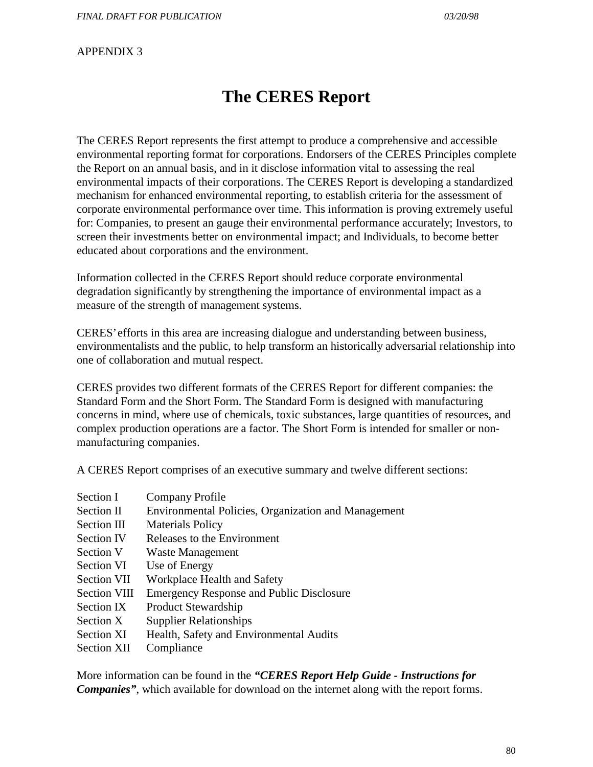APPENDIX 3

# The CERES Report

The CERES Report represents the first attempt to produce a comprehensive and accessible environmental reporting format for corporations. Endorsers of the CERES Principles complete the Report on an annual basis, and in it disclose information vital to assessing the real environmental impacts of their corporations. The CERES Report is developing a standardized mechanism for enhanced environmental reporting, to establish criteria for the assessment of corporate environmental performance over time. This information is proving extremely useful for: Companies, to present an gauge their environmental performance accurately; Investors, to screen their investments better on environmental impact; and Individuals, to become better educated about corporations and the environment.

Information collected in the CERES Report should reduce corporate environmental degradation significantly by strengthening the importance of environmental impact as a measure of the strength of management systems.

CERES' efforts in this area are increasing dialogue and understanding between business, environmentalists and the public, to help transform an historically adversarial relationship into one of collaboration and mutual respect.

CERES provides two different formats of the CERES Report for different companies: the Standard Form and the Short Form. The Standard Form is designed with manufacturing concerns in mind, where use of chemicals, toxic substances, large quantities of resources, and complex production operations are a factor. The Short Form is intended for smaller or non-manufacturing companies.

A CERES Report comprises of an executive summary and twelve different sections:

| | |
|---|---|
| Section I | Company Profile |
| Section II | Environmental Policies, Organization and Management |
| Section III | Materials Policy |
| Section IV | Releases to the Environment |
| Section V | Waste Management |
| Section VI | Use of Energy |
| Section VII | Workplace Health and Safety |
| Section VIII | Emergency Response and Public Disclosure |
| Section IX | Product Stewardship |
| Section X | Supplier Relationships |
| Section XI | Health, Safety and Environmental Audits |
| Section XII | Compliance |

More information can be found in the ***"CERES Report Help Guide - Instructions for Companies"***, which available for download on the internet along with the report forms.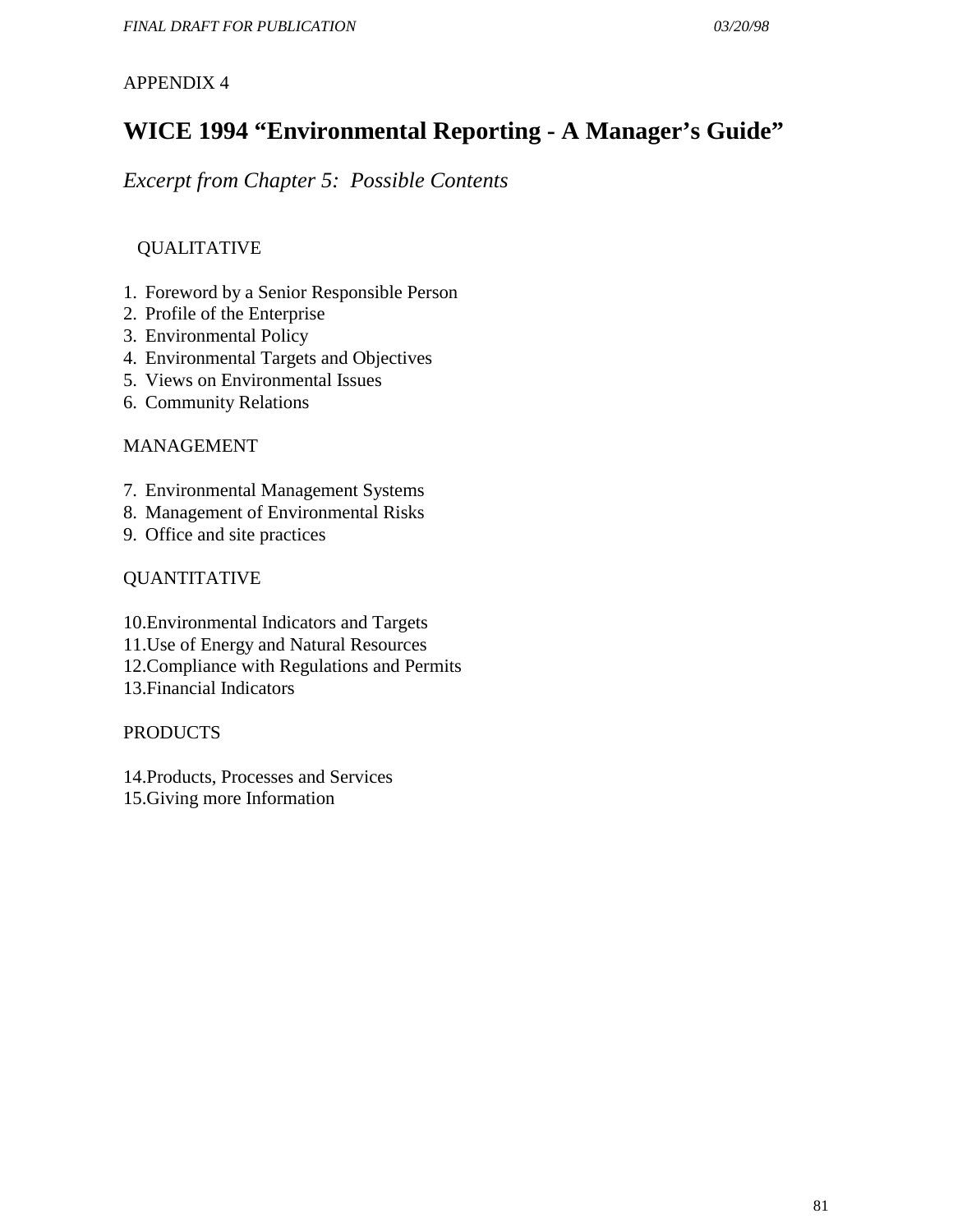APPENDIX 4

# WICE 1994 “Environmental Reporting - A Manager’s Guide”

*Excerpt from Chapter 5: Possible Contents*

QUALITATIVE

1. Foreword by a Senior Responsible Person
2. Profile of the Enterprise
3. Environmental Policy
4. Environmental Targets and Objectives
5. Views on Environmental Issues
6. Community Relations

MANAGEMENT

7. Environmental Management Systems
8. Management of Environmental Risks
9. Office and site practices

QUANTITATIVE

10. Environmental Indicators and Targets
11. Use of Energy and Natural Resources
12. Compliance with Regulations and Permits
13. Financial Indicators

PRODUCTS

14. Products, Processes and Services
15. Giving more Information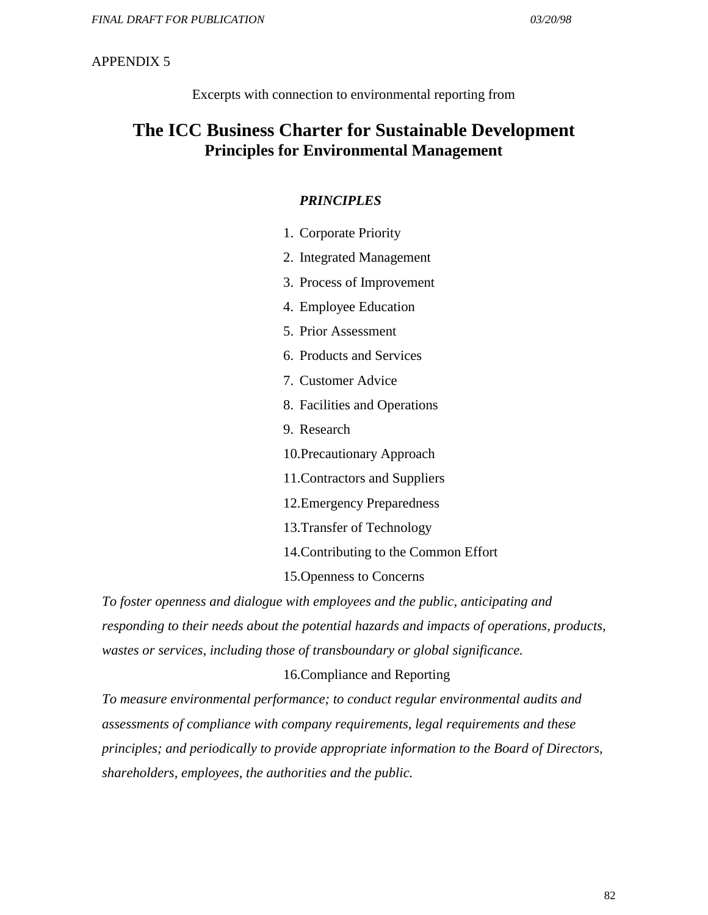APPENDIX 5

Excerpts with connection to environmental reporting from

# The ICC Business Charter for Sustainable Development
## Principles for Environmental Management

***PRINCIPLES***

1. Corporate Priority
2. Integrated Management
3. Process of Improvement
4. Employee Education
5. Prior Assessment
6. Products and Services
7. Customer Advice
8. Facilities and Operations
9. Research
10. Precautionary Approach
11. Contractors and Suppliers
12. Emergency Preparedness
13. Transfer of Technology
14. Contributing to the Common Effort
15. Openness to Concerns

*To foster openness and dialogue with employees and the public, anticipating and responding to their needs about the potential hazards and impacts of operations, products, wastes or services, including those of transboundary or global significance.*

16. Compliance and Reporting

*To measure environmental performance; to conduct regular environmental audits and assessments of compliance with company requirements, legal requirements and these principles; and periodically to provide appropriate information to the Board of Directors, shareholders, employees, the authorities and the public.*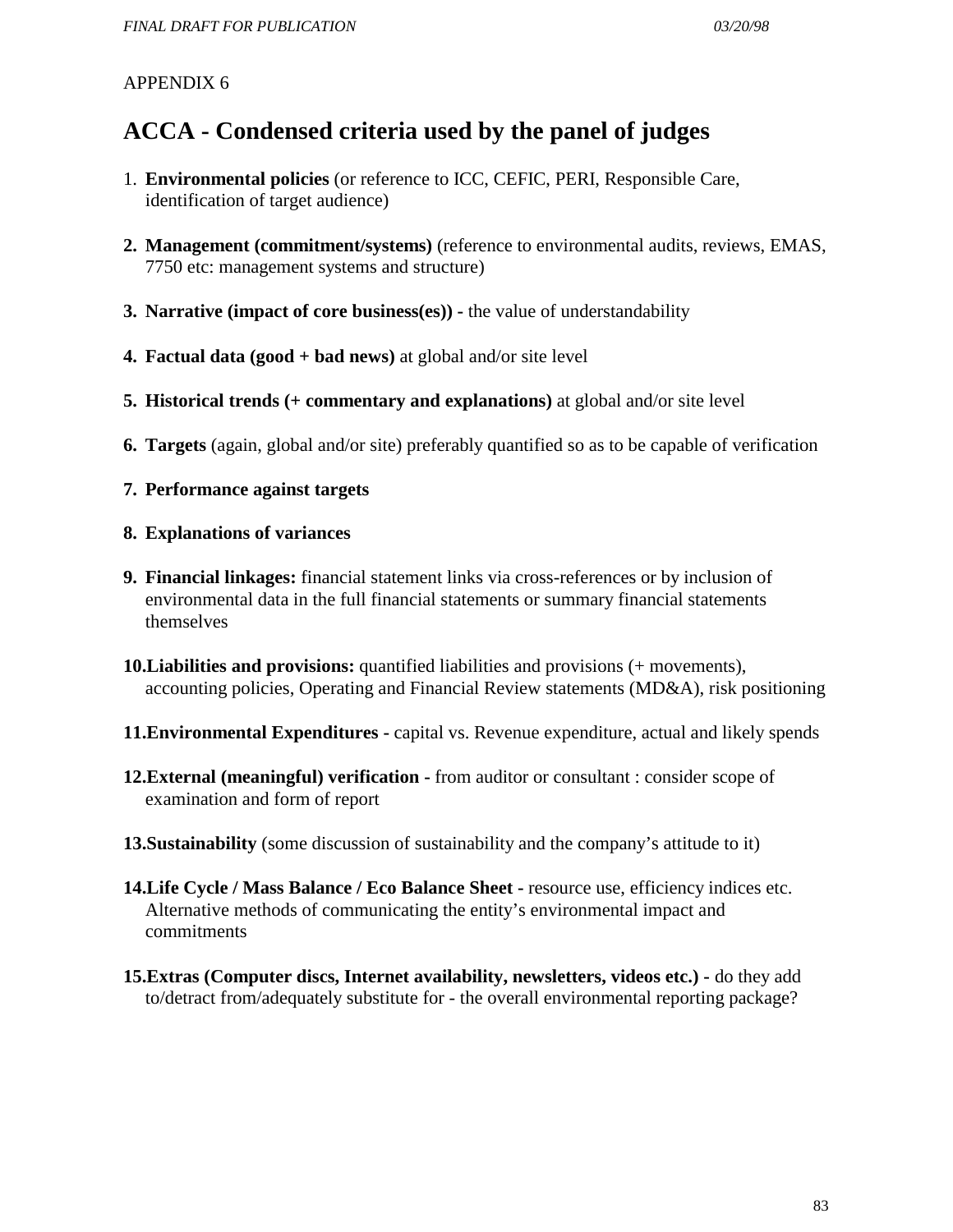APPENDIX 6

# ACCA - Condensed criteria used by the panel of judges

1. **Environmental policies** (or reference to ICC, CEFIC, PERI, Responsible Care, identification of target audience)

2. **Management (commitment/systems)** (reference to environmental audits, reviews, EMAS, 7750 etc: management systems and structure)

3. **Narrative (impact of core business(es))** - the value of understandability

4. **Factual data (good + bad news)** at global and/or site level

5. **Historical trends (+ commentary and explanations)** at global and/or site level

6. **Targets** (again, global and/or site) preferably quantified so as to be capable of verification

7. **Performance against targets**

8. **Explanations of variances**

9. **Financial linkages:** financial statement links via cross-references or by inclusion of environmental data in the full financial statements or summary financial statements themselves

10. **Liabilities and provisions:** quantified liabilities and provisions (+ movements), accounting policies, Operating and Financial Review statements (MD&A), risk positioning

11. **Environmental Expenditures -** capital vs. Revenue expenditure, actual and likely spends

12. **External (meaningful) verification -** from auditor or consultant : consider scope of examination and form of report

13. **Sustainability** (some discussion of sustainability and the company's attitude to it)

14. **Life Cycle / Mass Balance / Eco Balance Sheet -** resource use, efficiency indices etc. Alternative methods of communicating the entity's environmental impact and commitments

15. **Extras (Computer discs, Internet availability, newsletters, videos etc.) -** do they add to/detract from/adequately substitute for - the overall environmental reporting package?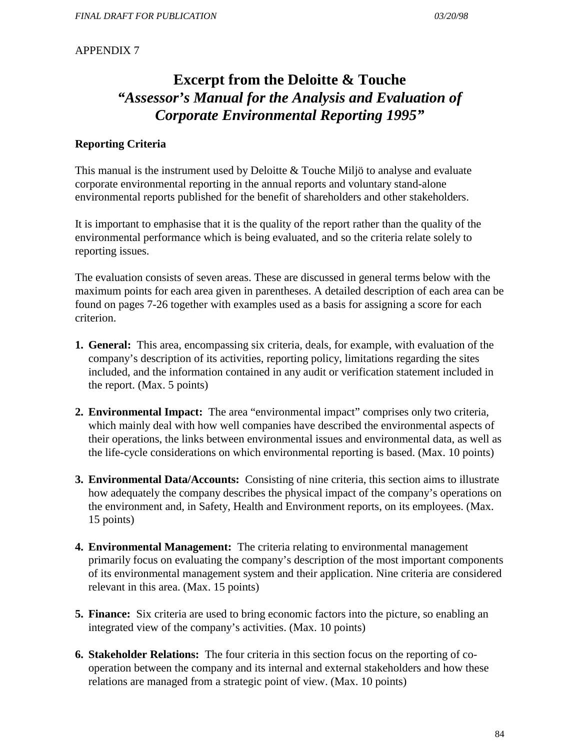APPENDIX 7

# Excerpt from the Deloitte & Touche *"Assessor's Manual for the Analysis and Evaluation of Corporate Environmental Reporting 1995"*

**Reporting Criteria**

This manual is the instrument used by Deloitte & Touche Miljö to analyse and evaluate corporate environmental reporting in the annual reports and voluntary stand-alone environmental reports published for the benefit of shareholders and other stakeholders.

It is important to emphasise that it is the quality of the report rather than the quality of the environmental performance which is being evaluated, and so the criteria relate solely to reporting issues.

The evaluation consists of seven areas. These are discussed in general terms below with the maximum points for each area given in parentheses. A detailed description of each area can be found on pages 7-26 together with examples used as a basis for assigning a score for each criterion.

1. **General:** This area, encompassing six criteria, deals, for example, with evaluation of the company's description of its activities, reporting policy, limitations regarding the sites included, and the information contained in any audit or verification statement included in the report. (Max. 5 points)

2. **Environmental Impact:** The area "environmental impact" comprises only two criteria, which mainly deal with how well companies have described the environmental aspects of their operations, the links between environmental issues and environmental data, as well as the life-cycle considerations on which environmental reporting is based. (Max. 10 points)

3. **Environmental Data/Accounts:** Consisting of nine criteria, this section aims to illustrate how adequately the company describes the physical impact of the company's operations on the environment and, in Safety, Health and Environment reports, on its employees. (Max. 15 points)

4. **Environmental Management:** The criteria relating to environmental management primarily focus on evaluating the company's description of the most important components of its environmental management system and their application. Nine criteria are considered relevant in this area. (Max. 15 points)

5. **Finance:** Six criteria are used to bring economic factors into the picture, so enabling an integrated view of the company's activities. (Max. 10 points)

6. **Stakeholder Relations:** The four criteria in this section focus on the reporting of co-operation between the company and its internal and external stakeholders and how these relations are managed from a strategic point of view. (Max. 10 points)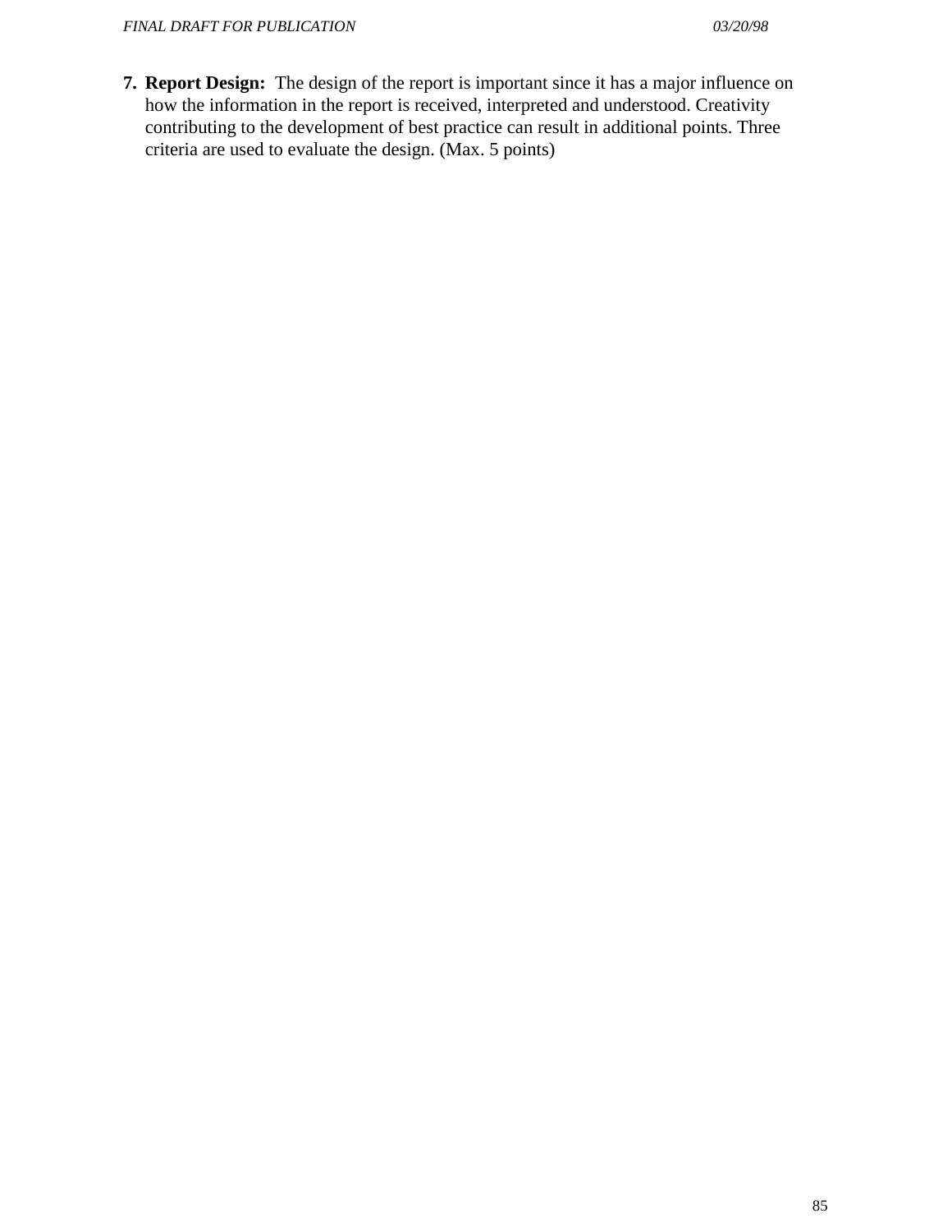7. **Report Design:** The design of the report is important since it has a major influence on how the information in the report is received, interpreted and understood. Creativity contributing to the development of best practice can result in additional points. Three criteria are used to evaluate the design. (Max. 5 points)